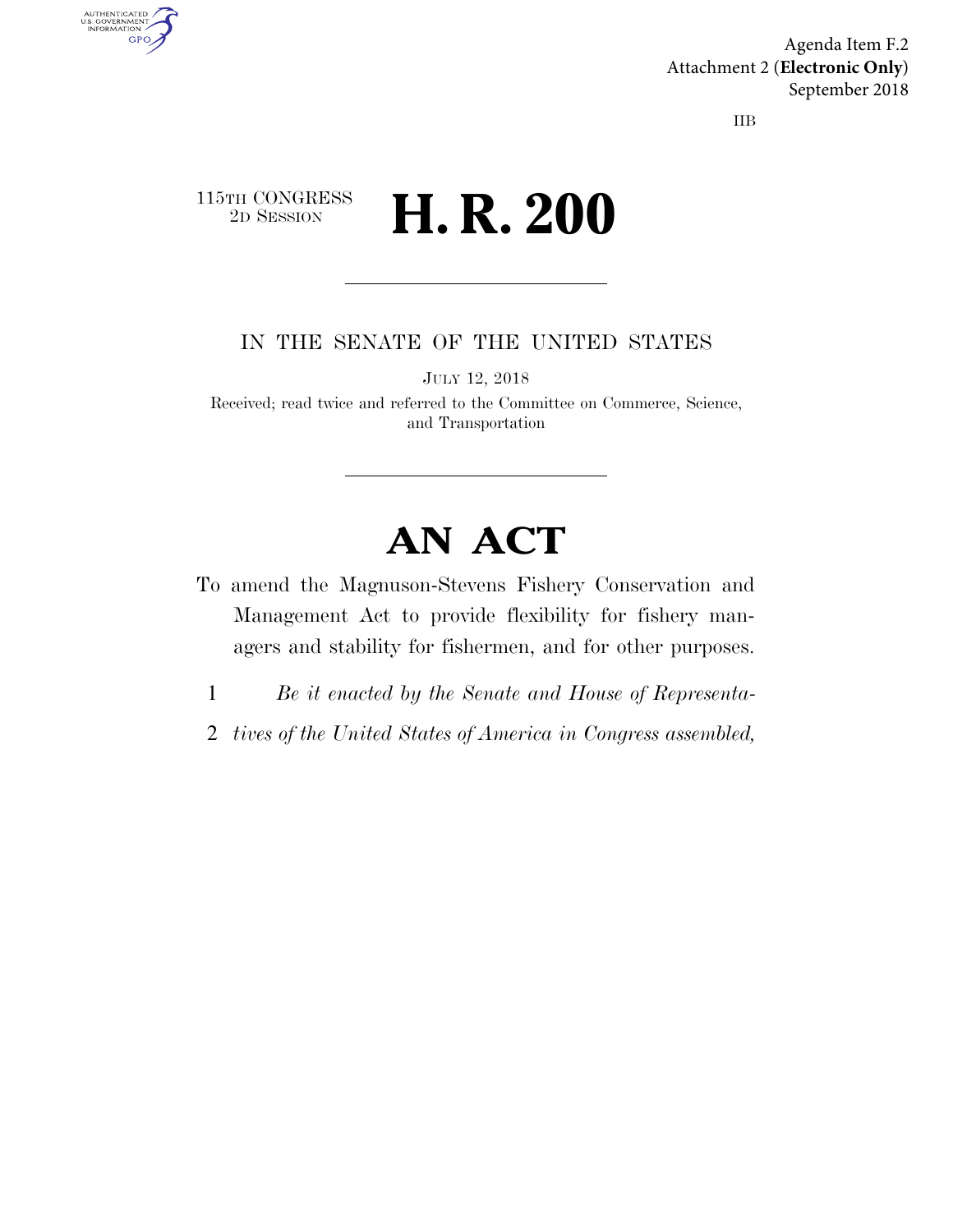Agenda Item F.2
Attachment 2 (**Electronic Only**)
September 2018

IIB

115TH CONGRESS
2D SESSION

# H. R. 200

IN THE SENATE OF THE UNITED STATES

JULY 12, 2018

Received; read twice and referred to the Committee on Commerce, Science, and Transportation

# AN ACT

To amend the Magnuson-Stevens Fishery Conservation and Management Act to provide flexibility for fishery managers and stability for fishermen, and for other purposes.

1 *Be it enacted by the Senate and House of Representa-*
2 *tives of the United States of America in Congress assembled,*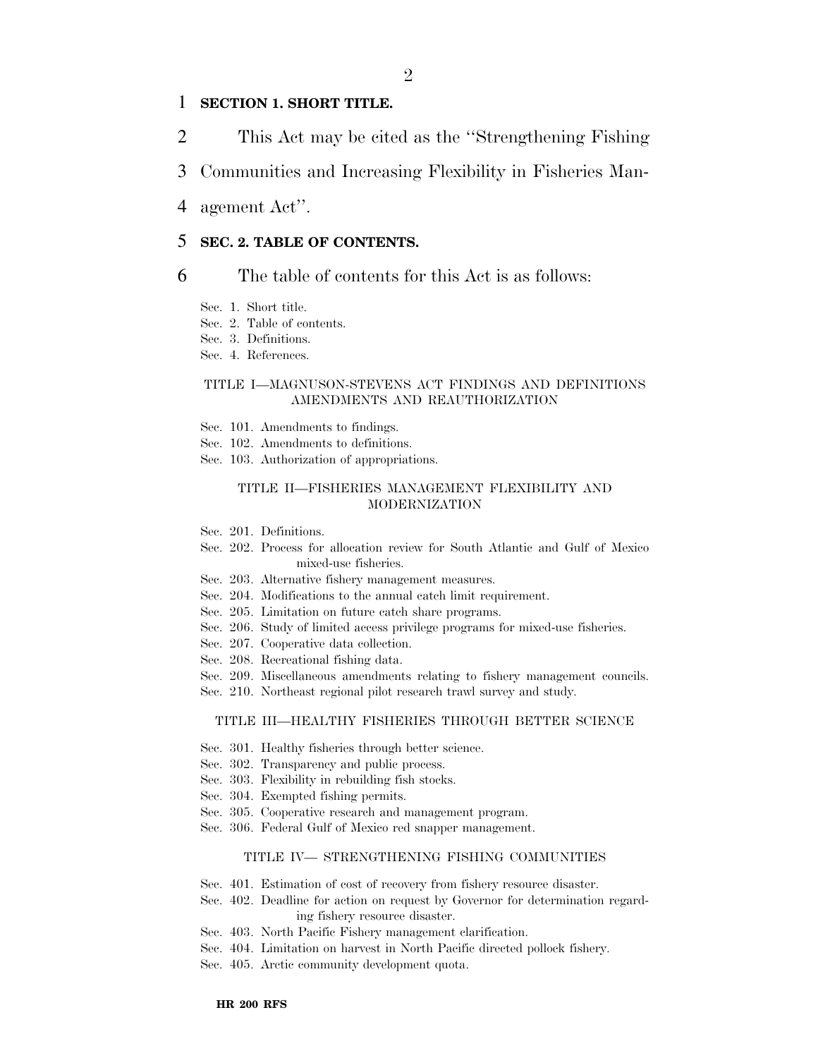**SECTION 1. SHORT TITLE.**

This Act may be cited as the "Strengthening Fishing Communities and Increasing Flexibility in Fisheries Management Act".

**SEC. 2. TABLE OF CONTENTS.**

The table of contents for this Act is as follows:

Sec. 1. Short title.
Sec. 2. Table of contents.
Sec. 3. Definitions.
Sec. 4. References.

TITLE I—MAGNUSON-STEVENS ACT FINDINGS AND DEFINITIONS AMENDMENTS AND REAUTHORIZATION

Sec. 101. Amendments to findings.
Sec. 102. Amendments to definitions.
Sec. 103. Authorization of appropriations.

TITLE II—FISHERIES MANAGEMENT FLEXIBILITY AND MODERNIZATION

Sec. 201. Definitions.
Sec. 202. Process for allocation review for South Atlantic and Gulf of Mexico mixed-use fisheries.
Sec. 203. Alternative fishery management measures.
Sec. 204. Modifications to the annual catch limit requirement.
Sec. 205. Limitation on future catch share programs.
Sec. 206. Study of limited access privilege programs for mixed-use fisheries.
Sec. 207. Cooperative data collection.
Sec. 208. Recreational fishing data.
Sec. 209. Miscellaneous amendments relating to fishery management councils.
Sec. 210. Northeast regional pilot research trawl survey and study.

TITLE III—HEALTHY FISHERIES THROUGH BETTER SCIENCE

Sec. 301. Healthy fisheries through better science.
Sec. 302. Transparency and public process.
Sec. 303. Flexibility in rebuilding fish stocks.
Sec. 304. Exempted fishing permits.
Sec. 305. Cooperative research and management program.
Sec. 306. Federal Gulf of Mexico red snapper management.

TITLE IV— STRENGTHENING FISHING COMMUNITIES

Sec. 401. Estimation of cost of recovery from fishery resource disaster.
Sec. 402. Deadline for action on request by Governor for determination regarding fishery resource disaster.
Sec. 403. North Pacific Fishery management clarification.
Sec. 404. Limitation on harvest in North Pacific directed pollock fishery.
Sec. 405. Arctic community development quota.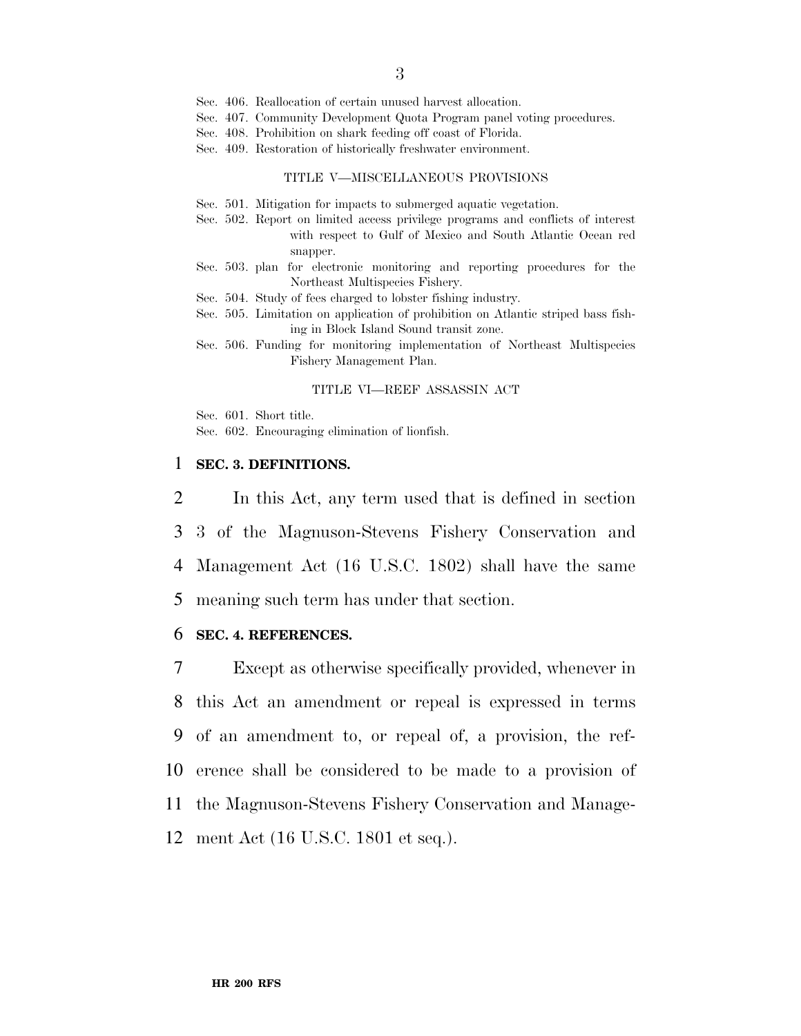Sec. 406. Reallocation of certain unused harvest allocation.
Sec. 407. Community Development Quota Program panel voting procedures.
Sec. 408. Prohibition on shark feeding off coast of Florida.
Sec. 409. Restoration of historically freshwater environment.

TITLE V—MISCELLANEOUS PROVISIONS

Sec. 501. Mitigation for impacts to submerged aquatic vegetation.
Sec. 502. Report on limited access privilege programs and conflicts of interest with respect to Gulf of Mexico and South Atlantic Ocean red snapper.
Sec. 503. plan for electronic monitoring and reporting procedures for the Northeast Multispecies Fishery.
Sec. 504. Study of fees charged to lobster fishing industry.
Sec. 505. Limitation on application of prohibition on Atlantic striped bass fishing in Block Island Sound transit zone.
Sec. 506. Funding for monitoring implementation of Northeast Multispecies Fishery Management Plan.

TITLE VI—REEF ASSASSIN ACT

Sec. 601. Short title.
Sec. 602. Encouraging elimination of lionfish.

1 **SEC. 3. DEFINITIONS.**

2 In this Act, any term used that is defined in section
3 3 of the Magnuson-Stevens Fishery Conservation and
4 Management Act (16 U.S.C. 1802) shall have the same
5 meaning such term has under that section.

6 **SEC. 4. REFERENCES.**

7 Except as otherwise specifically provided, whenever in
8 this Act an amendment or repeal is expressed in terms
9 of an amendment to, or repeal of, a provision, the ref-
10 erence shall be considered to be made to a provision of
11 the Magnuson-Stevens Fishery Conservation and Manage-
12 ment Act (16 U.S.C. 1801 et seq.).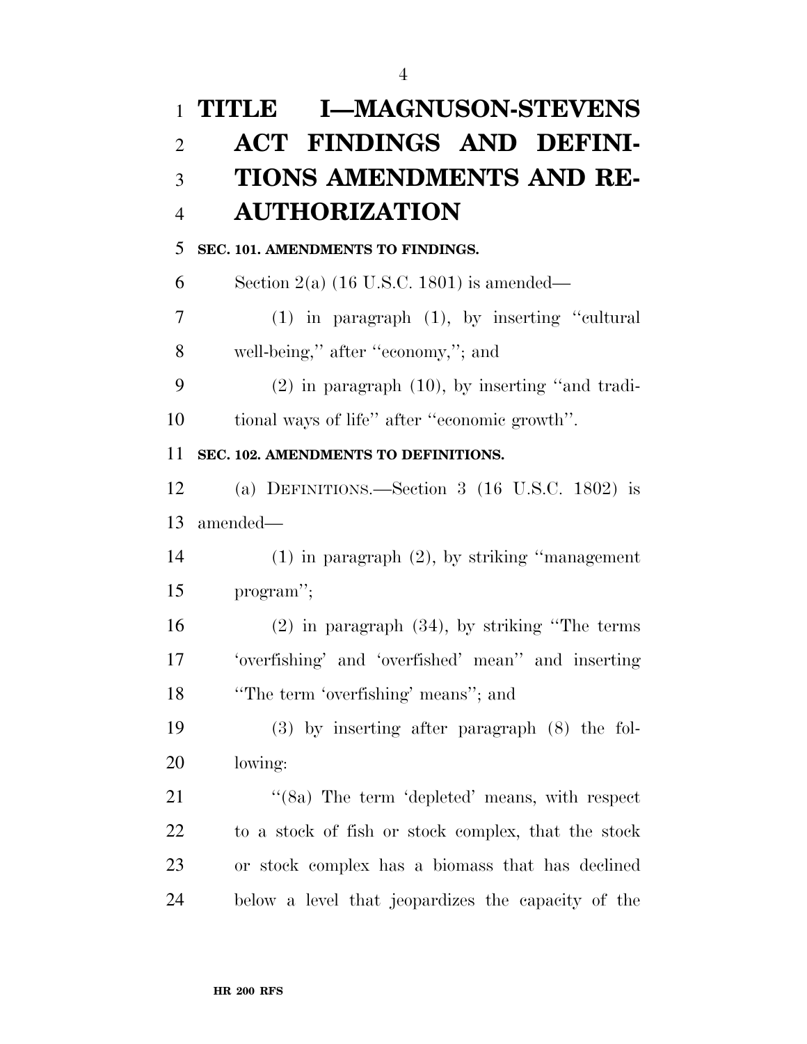# TITLE I—MAGNUSON-STEVENS ACT FINDINGS AND DEFINITIONS AMENDMENTS AND REAUTHORIZATION

**SEC. 101. AMENDMENTS TO FINDINGS.**

Section 2(a) (16 U.S.C. 1801) is amended—

(1) in paragraph (1), by inserting "cultural well-being," after "economy,"; and

(2) in paragraph (10), by inserting "and traditional ways of life" after "economic growth".

**SEC. 102. AMENDMENTS TO DEFINITIONS.**

(a) DEFINITIONS.—Section 3 (16 U.S.C. 1802) is amended—

(1) in paragraph (2), by striking "management program";

(2) in paragraph (34), by striking "The terms 'overfishing' and 'overfished' mean" and inserting "The term 'overfishing' means"; and

(3) by inserting after paragraph (8) the following:

"(8a) The term 'depleted' means, with respect to a stock of fish or stock complex, that the stock or stock complex has a biomass that has declined below a level that jeopardizes the capacity of the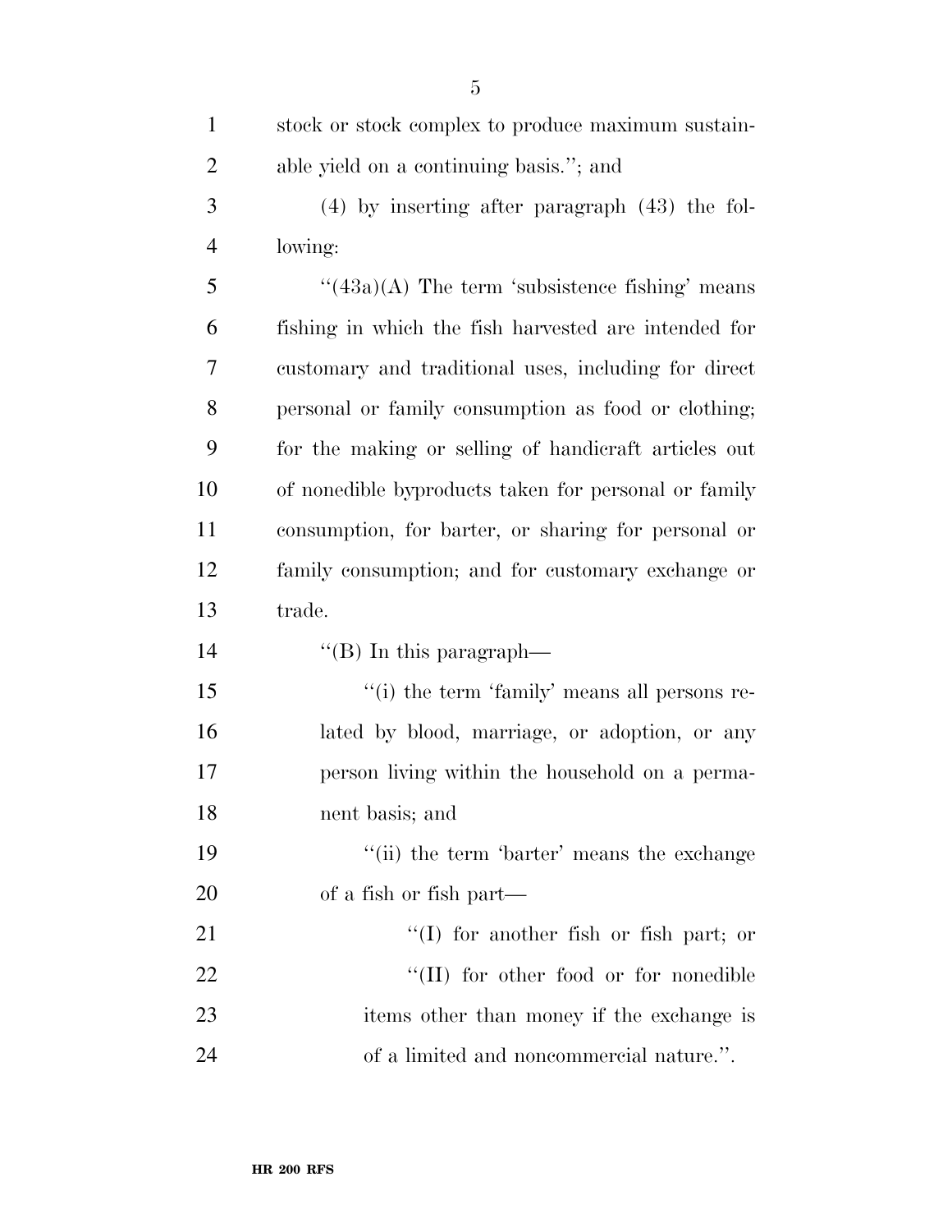stock or stock complex to produce maximum sustainable yield on a continuing basis.''; and

(4) by inserting after paragraph (43) the following:

''(43a)(A) The term 'subsistence fishing' means fishing in which the fish harvested are intended for customary and traditional uses, including for direct personal or family consumption as food or clothing; for the making or selling of handicraft articles out of nonedible byproducts taken for personal or family consumption, for barter, or sharing for personal or family consumption; and for customary exchange or trade.

''(B) In this paragraph—

''(i) the term 'family' means all persons related by blood, marriage, or adoption, or any person living within the household on a permanent basis; and

''(ii) the term 'barter' means the exchange of a fish or fish part—

''(I) for another fish or fish part; or

''(II) for other food or for nonedible items other than money if the exchange is of a limited and noncommercial nature.''.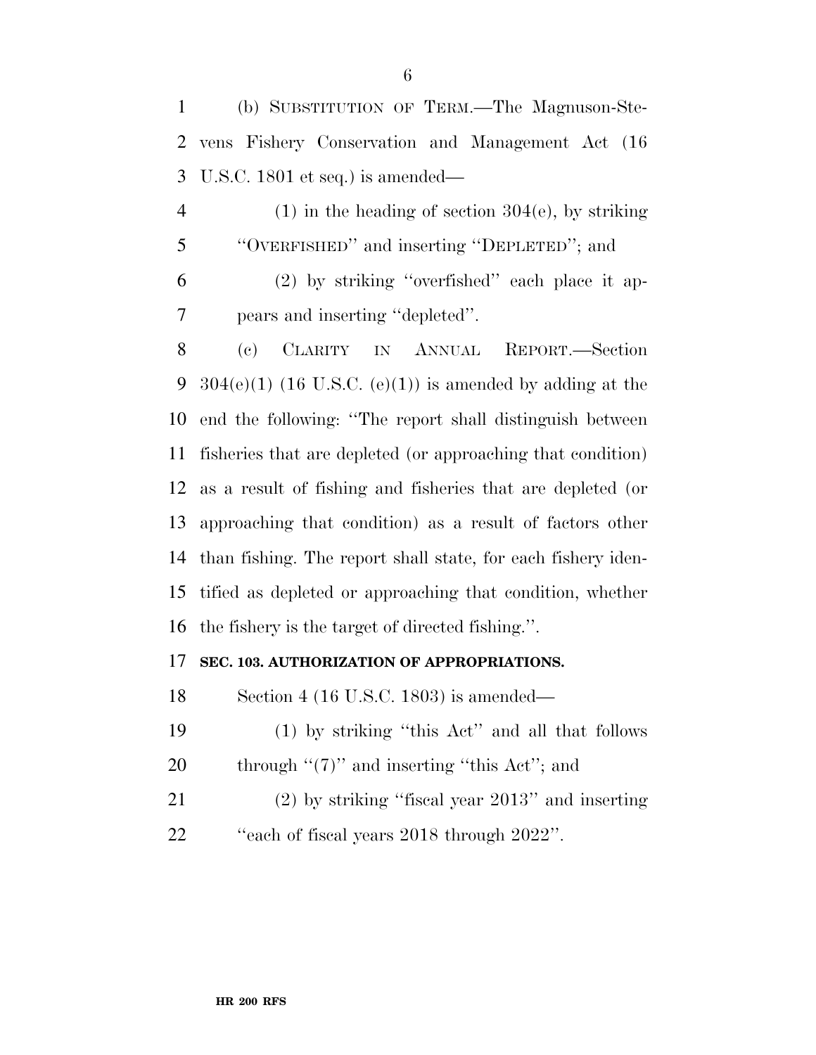(b) SUBSTITUTION OF TERM.—The Magnuson-Stevens Fishery Conservation and Management Act (16 U.S.C. 1801 et seq.) is amended—

(1) in the heading of section 304(e), by striking ''OVERFISHED'' and inserting ''DEPLETED''; and

(2) by striking ''overfished'' each place it appears and inserting ''depleted''.

(c) CLARITY IN ANNUAL REPORT.—Section 304(e)(1) (16 U.S.C. (e)(1)) is amended by adding at the end the following: ''The report shall distinguish between fisheries that are depleted (or approaching that condition) as a result of fishing and fisheries that are depleted (or approaching that condition) as a result of factors other than fishing. The report shall state, for each fishery identified as depleted or approaching that condition, whether the fishery is the target of directed fishing.''.

**SEC. 103. AUTHORIZATION OF APPROPRIATIONS.**

Section 4 (16 U.S.C. 1803) is amended—

(1) by striking ''this Act'' and all that follows through ''(7)'' and inserting ''this Act''; and

(2) by striking ''fiscal year 2013'' and inserting ''each of fiscal years 2018 through 2022''.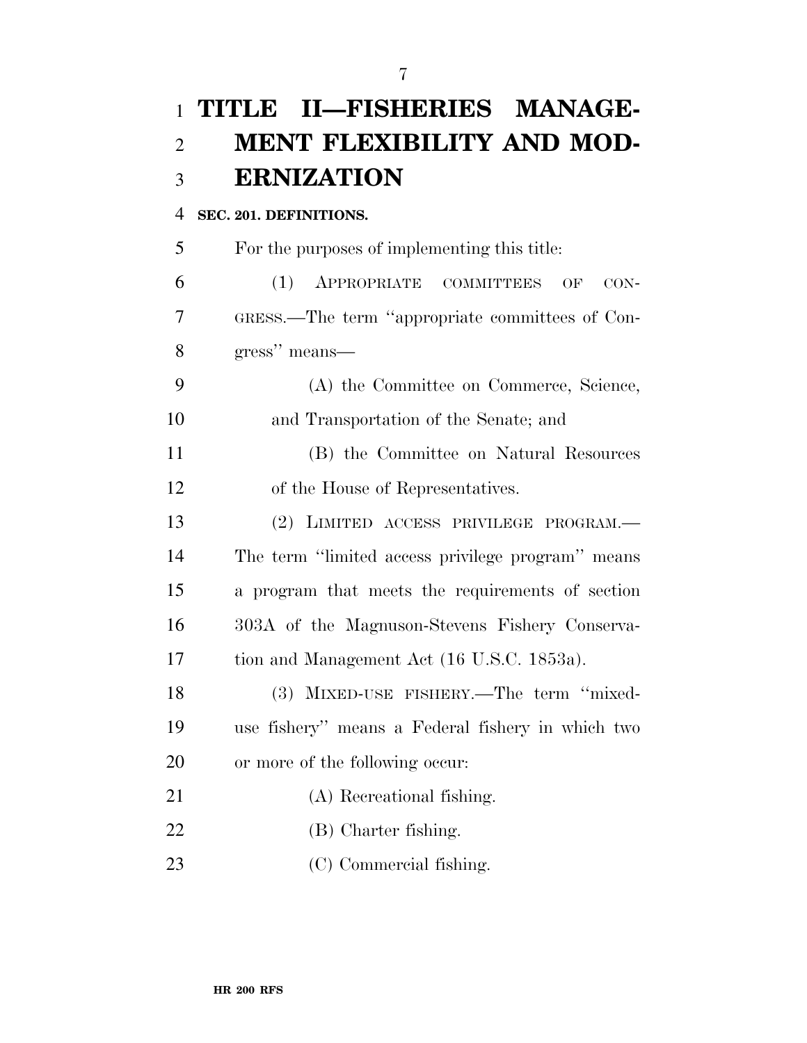# TITLE II—FISHERIES MANAGEMENT FLEXIBILITY AND MODERNIZATION

## SEC. 201. DEFINITIONS.

For the purposes of implementing this title:

(1) APPROPRIATE COMMITTEES OF CONGRESS.—The term ''appropriate committees of Congress'' means—

(A) the Committee on Commerce, Science, and Transportation of the Senate; and

(B) the Committee on Natural Resources of the House of Representatives.

(2) LIMITED ACCESS PRIVILEGE PROGRAM.—The term ''limited access privilege program'' means a program that meets the requirements of section 303A of the Magnuson-Stevens Fishery Conservation and Management Act (16 U.S.C. 1853a).

(3) MIXED-USE FISHERY.—The term ''mixed-use fishery'' means a Federal fishery in which two or more of the following occur:

(A) Recreational fishing.

(B) Charter fishing.

(C) Commercial fishing.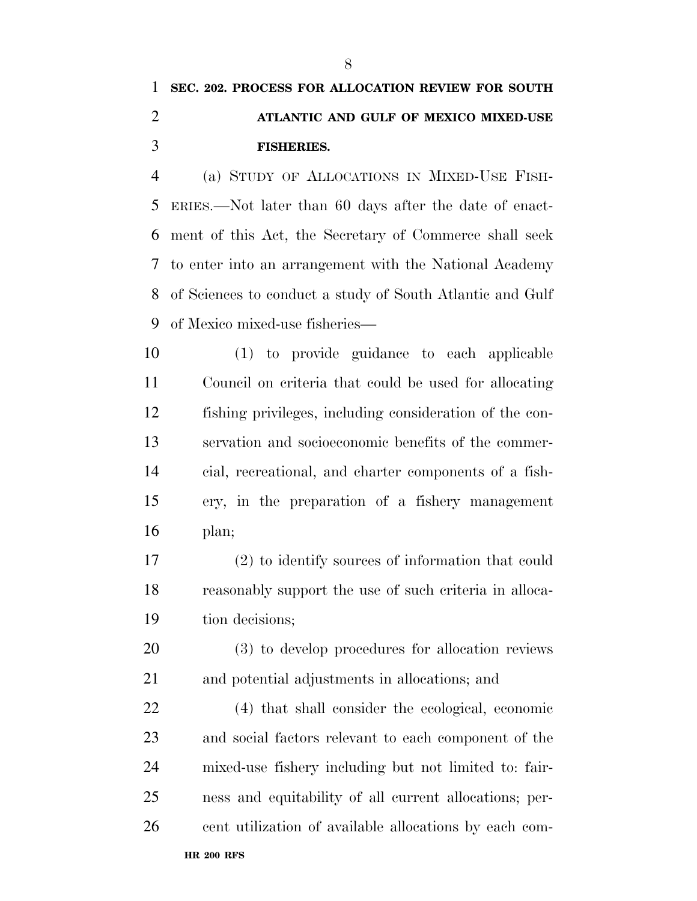**SEC. 202. PROCESS FOR ALLOCATION REVIEW FOR SOUTH ATLANTIC AND GULF OF MEXICO MIXED-USE FISHERIES.**

(a) STUDY OF ALLOCATIONS IN MIXED-USE FISHERIES.—Not later than 60 days after the date of enactment of this Act, the Secretary of Commerce shall seek to enter into an arrangement with the National Academy of Sciences to conduct a study of South Atlantic and Gulf of Mexico mixed-use fisheries—

(1) to provide guidance to each applicable Council on criteria that could be used for allocating fishing privileges, including consideration of the conservation and socioeconomic benefits of the commercial, recreational, and charter components of a fishery, in the preparation of a fishery management plan;

(2) to identify sources of information that could reasonably support the use of such criteria in allocation decisions;

(3) to develop procedures for allocation reviews and potential adjustments in allocations; and

(4) that shall consider the ecological, economic and social factors relevant to each component of the mixed-use fishery including but not limited to: fairness and equitability of all current allocations; percent utilization of available allocations by each com-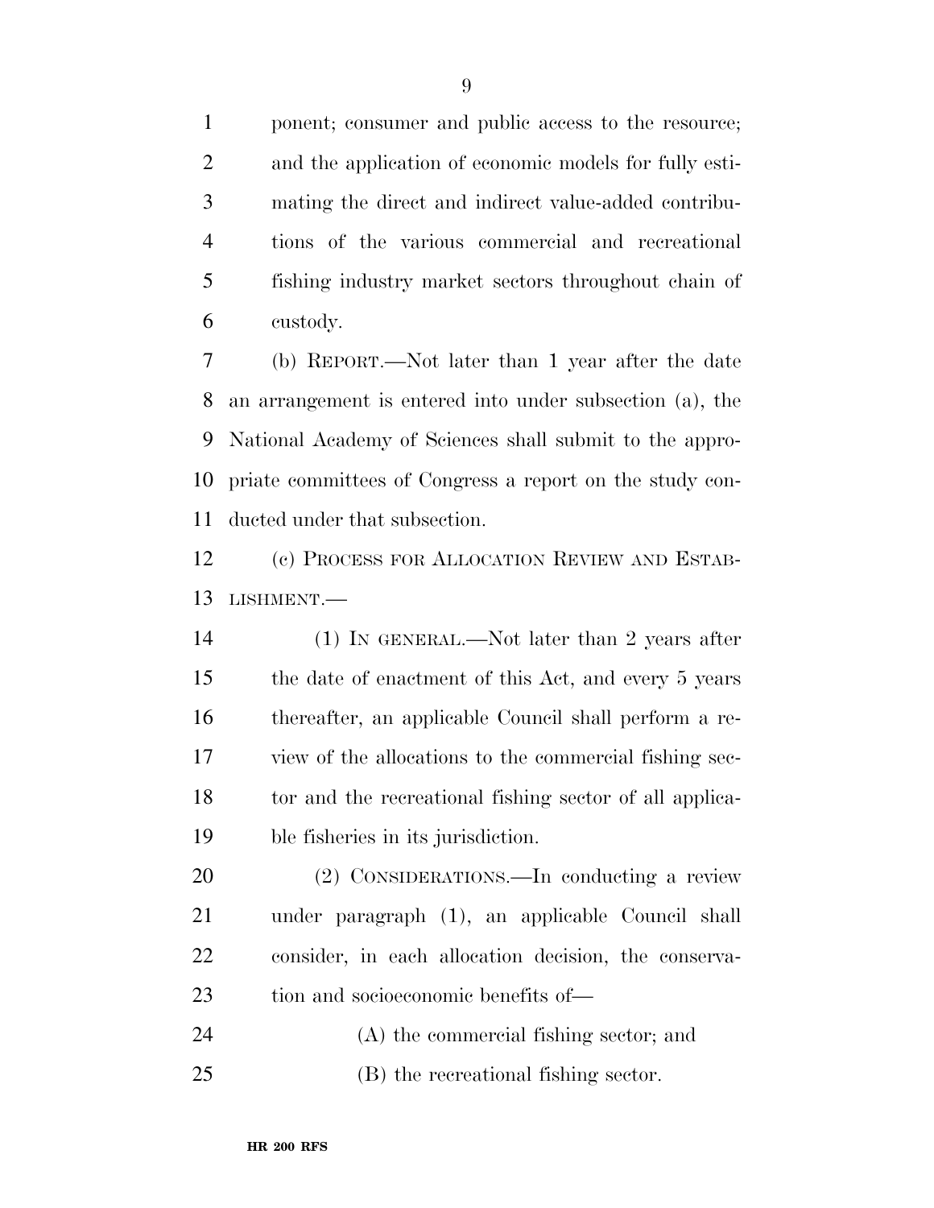ponent; consumer and public access to the resource; and the application of economic models for fully estimating the direct and indirect value-added contributions of the various commercial and recreational fishing industry market sectors throughout chain of custody.

(b) REPORT.—Not later than 1 year after the date an arrangement is entered into under subsection (a), the National Academy of Sciences shall submit to the appropriate committees of Congress a report on the study conducted under that subsection.

(c) PROCESS FOR ALLOCATION REVIEW AND ESTABLISHMENT.—

(1) IN GENERAL.—Not later than 2 years after the date of enactment of this Act, and every 5 years thereafter, an applicable Council shall perform a review of the allocations to the commercial fishing sector and the recreational fishing sector of all applicable fisheries in its jurisdiction.

(2) CONSIDERATIONS.—In conducting a review under paragraph (1), an applicable Council shall consider, in each allocation decision, the conservation and socioeconomic benefits of—

(A) the commercial fishing sector; and

(B) the recreational fishing sector.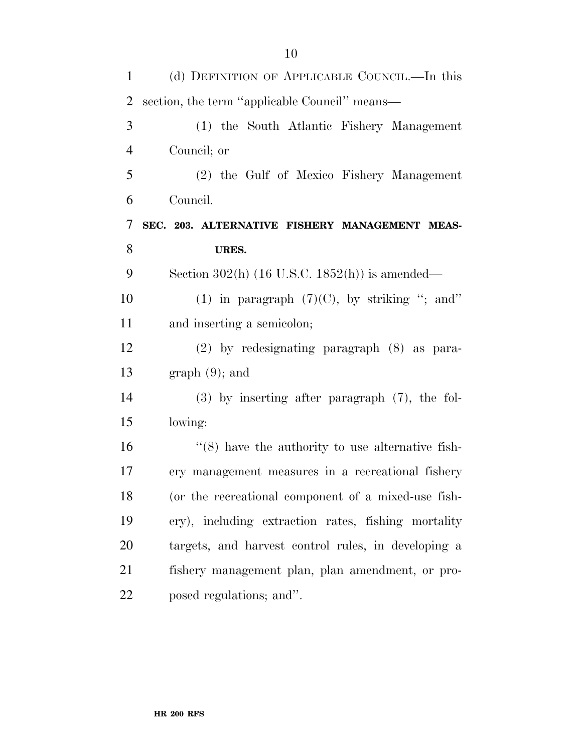(d) DEFINITION OF APPLICABLE COUNCIL.—In this section, the term ''applicable Council'' means—

(1) the South Atlantic Fishery Management Council; or

(2) the Gulf of Mexico Fishery Management Council.

**SEC. 203. ALTERNATIVE FISHERY MANAGEMENT MEASURES.**

Section 302(h) (16 U.S.C. 1852(h)) is amended—

(1) in paragraph (7)(C), by striking ''; and'' and inserting a semicolon;

(2) by redesignating paragraph (8) as paragraph (9); and

(3) by inserting after paragraph (7), the following:

''(8) have the authority to use alternative fishery management measures in a recreational fishery (or the recreational component of a mixed-use fishery), including extraction rates, fishing mortality targets, and harvest control rules, in developing a fishery management plan, plan amendment, or proposed regulations; and''.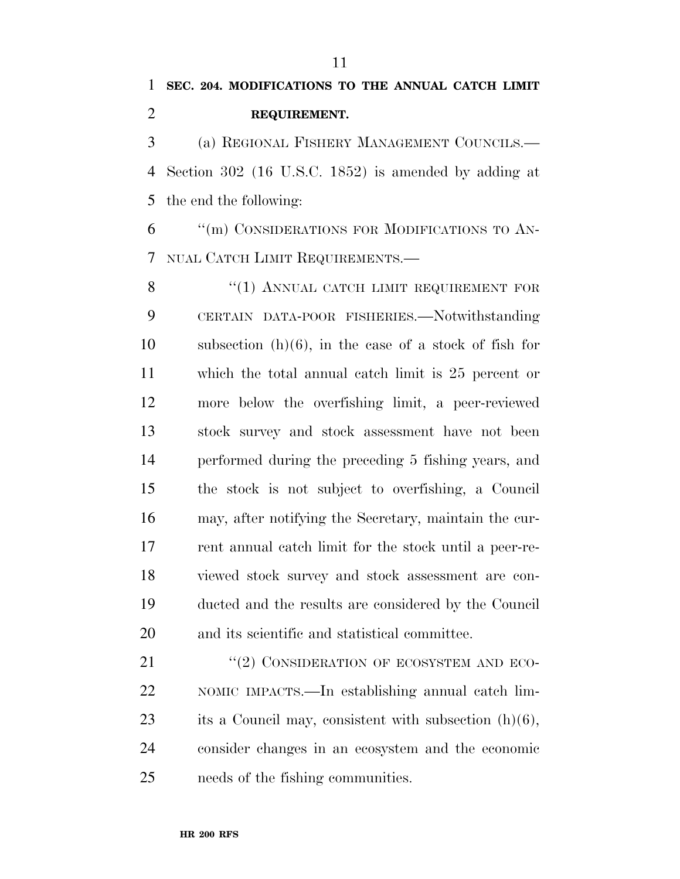## SEC. 204. MODIFICATIONS TO THE ANNUAL CATCH LIMIT REQUIREMENT.

(a) REGIONAL FISHERY MANAGEMENT COUNCILS.—Section 302 (16 U.S.C. 1852) is amended by adding at the end the following:

"(m) CONSIDERATIONS FOR MODIFICATIONS TO ANNUAL CATCH LIMIT REQUIREMENTS.—

"(1) ANNUAL CATCH LIMIT REQUIREMENT FOR CERTAIN DATA-POOR FISHERIES.—Notwithstanding subsection (h)(6), in the case of a stock of fish for which the total annual catch limit is 25 percent or more below the overfishing limit, a peer-reviewed stock survey and stock assessment have not been performed during the preceding 5 fishing years, and the stock is not subject to overfishing, a Council may, after notifying the Secretary, maintain the current annual catch limit for the stock until a peer-reviewed stock survey and stock assessment are conducted and the results are considered by the Council and its scientific and statistical committee.

"(2) CONSIDERATION OF ECOSYSTEM AND ECONOMIC IMPACTS.—In establishing annual catch limits a Council may, consistent with subsection (h)(6), consider changes in an ecosystem and the economic needs of the fishing communities.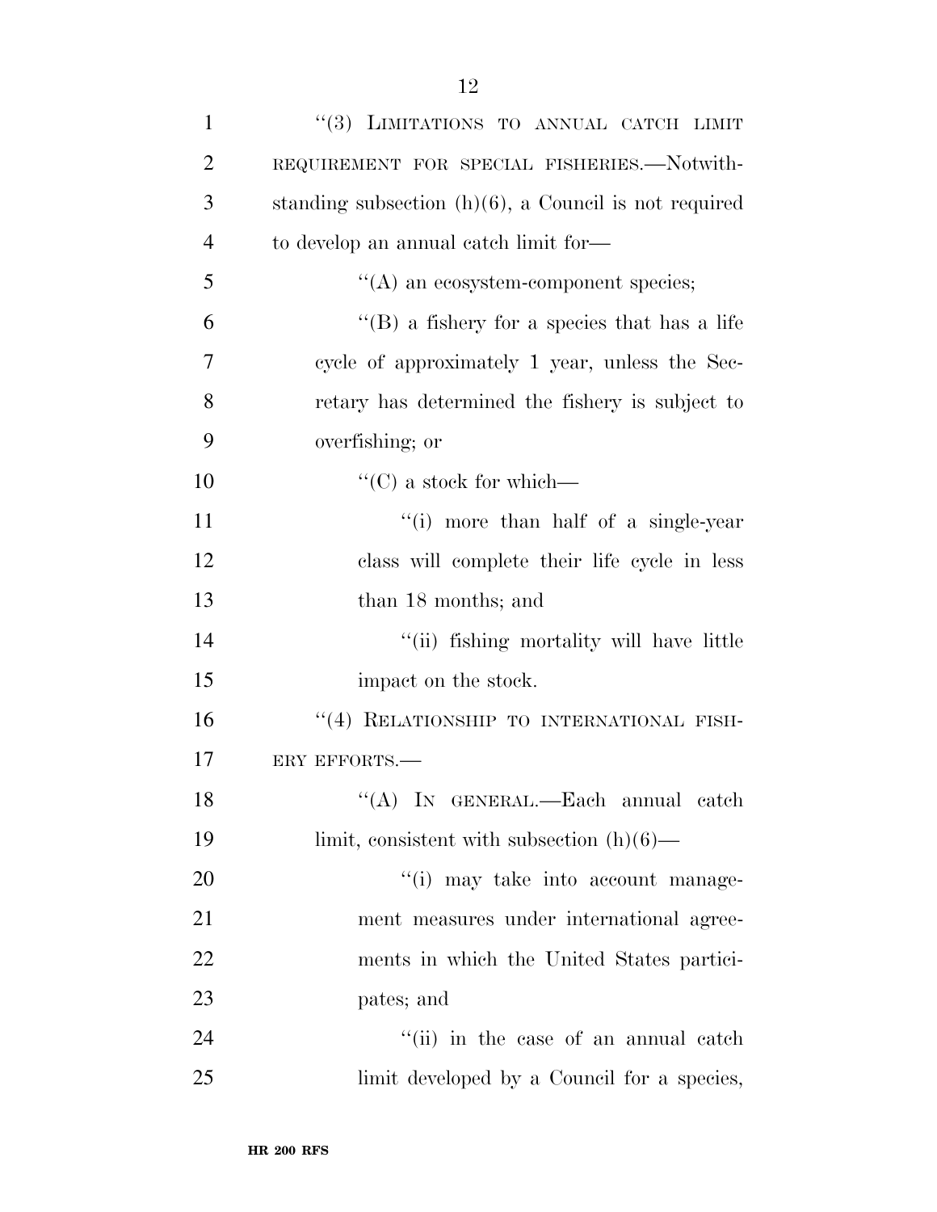"(3) LIMITATIONS TO ANNUAL CATCH LIMIT REQUIREMENT FOR SPECIAL FISHERIES.—Notwithstanding subsection (h)(6), a Council is not required to develop an annual catch limit for—

"(A) an ecosystem-component species;

"(B) a fishery for a species that has a life cycle of approximately 1 year, unless the Secretary has determined the fishery is subject to overfishing; or

"(C) a stock for which—

"(i) more than half of a single-year class will complete their life cycle in less than 18 months; and

"(ii) fishing mortality will have little impact on the stock.

"(4) RELATIONSHIP TO INTERNATIONAL FISHERY EFFORTS.—

"(A) IN GENERAL.—Each annual catch limit, consistent with subsection (h)(6)—

"(i) may take into account management measures under international agreements in which the United States participates; and

"(ii) in the case of an annual catch limit developed by a Council for a species,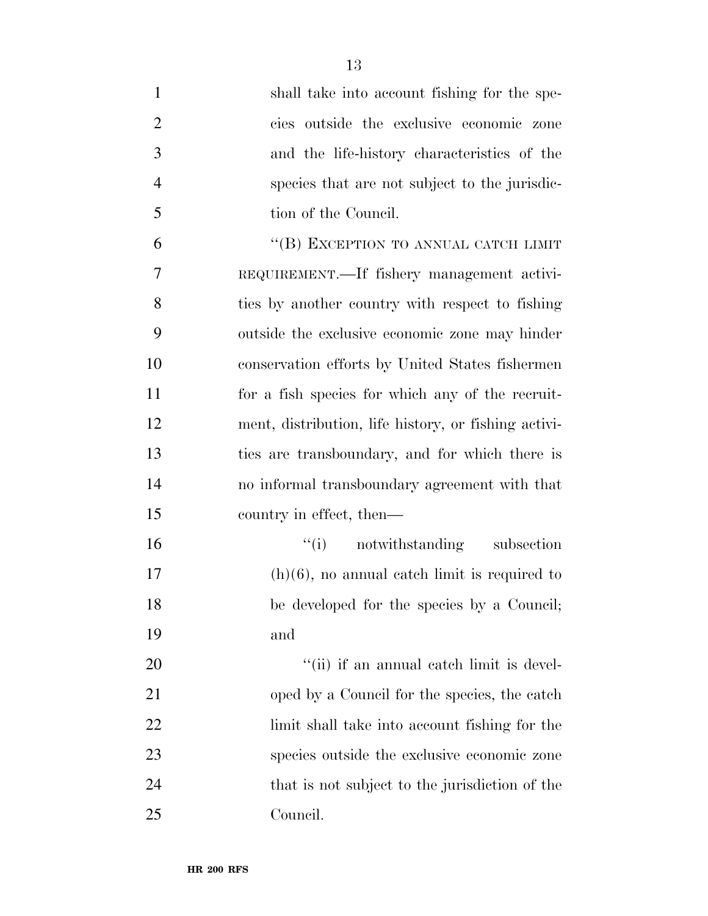shall take into account fishing for the species outside the exclusive economic zone and the life-history characteristics of the species that are not subject to the jurisdiction of the Council.

"(B) EXCEPTION TO ANNUAL CATCH LIMIT REQUIREMENT.—If fishery management activities by another country with respect to fishing outside the exclusive economic zone may hinder conservation efforts by United States fishermen for a fish species for which any of the recruitment, distribution, life history, or fishing activities are transboundary, and for which there is no informal transboundary agreement with that country in effect, then—

"(i) notwithstanding subsection (h)(6), no annual catch limit is required to be developed for the species by a Council; and

"(ii) if an annual catch limit is developed by a Council for the species, the catch limit shall take into account fishing for the species outside the exclusive economic zone that is not subject to the jurisdiction of the Council.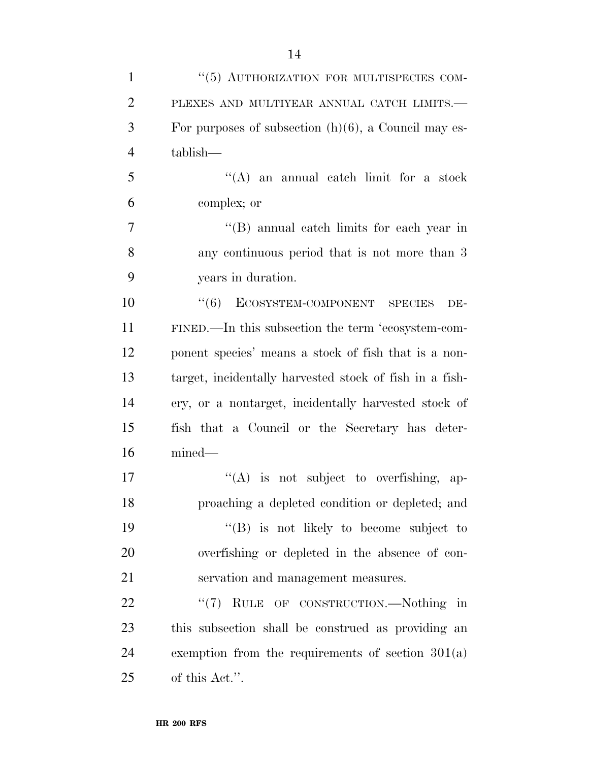"(5) AUTHORIZATION FOR MULTISPECIES COMPLEXES AND MULTIYEAR ANNUAL CATCH LIMITS.—For purposes of subsection (h)(6), a Council may establish—

"(A) an annual catch limit for a stock complex; or

"(B) annual catch limits for each year in any continuous period that is not more than 3 years in duration.

"(6) ECOSYSTEM-COMPONENT SPECIES DEFINED.—In this subsection the term 'ecosystem-component species' means a stock of fish that is a nontarget, incidentally harvested stock of fish in a fishery, or a nontarget, incidentally harvested stock of fish that a Council or the Secretary has determined—

"(A) is not subject to overfishing, approaching a depleted condition or depleted; and

"(B) is not likely to become subject to overfishing or depleted in the absence of conservation and management measures.

"(7) RULE OF CONSTRUCTION.—Nothing in this subsection shall be construed as providing an exemption from the requirements of section 301(a) of this Act.".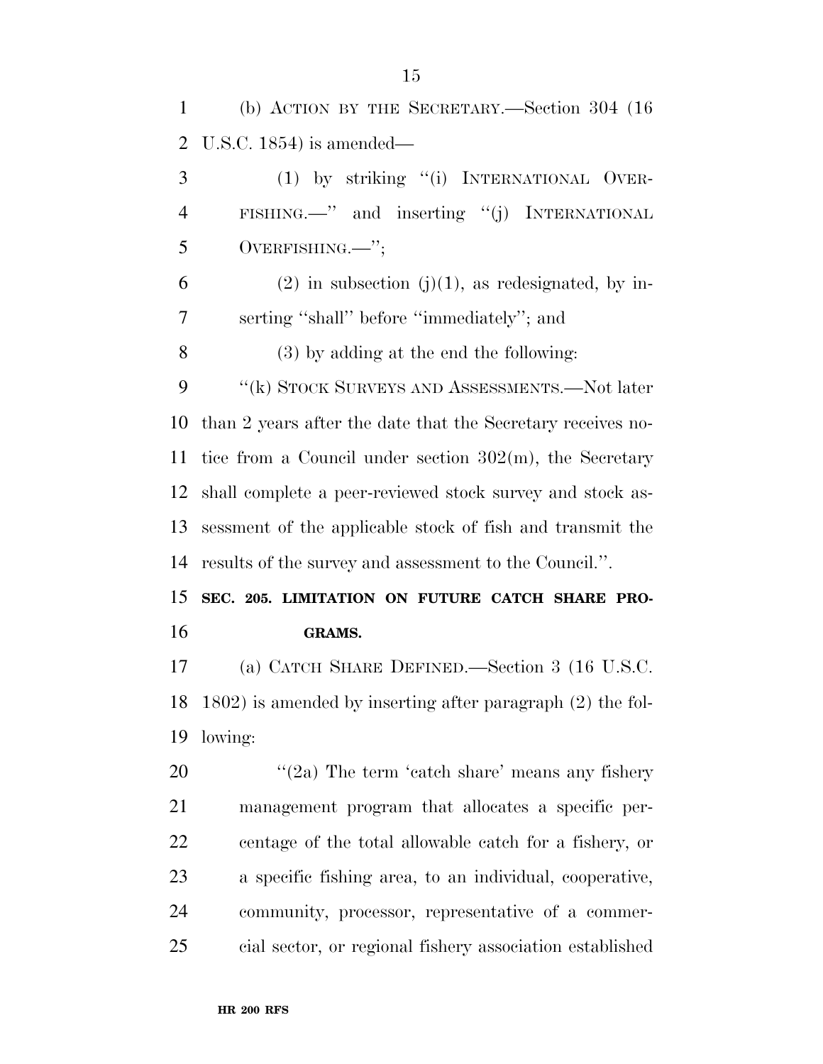(b) ACTION BY THE SECRETARY.—Section 304 (16 U.S.C. 1854) is amended—

(1) by striking "(i) INTERNATIONAL OVERFISHING.—" and inserting "(j) INTERNATIONAL OVERFISHING.—";

(2) in subsection (j)(1), as redesignated, by inserting "shall" before "immediately"; and

(3) by adding at the end the following:

"(k) STOCK SURVEYS AND ASSESSMENTS.—Not later than 2 years after the date that the Secretary receives notice from a Council under section 302(m), the Secretary shall complete a peer-reviewed stock survey and stock assessment of the applicable stock of fish and transmit the results of the survey and assessment to the Council.".

**SEC. 205. LIMITATION ON FUTURE CATCH SHARE PROGRAMS.**

(a) CATCH SHARE DEFINED.—Section 3 (16 U.S.C. 1802) is amended by inserting after paragraph (2) the following:

"(2a) The term 'catch share' means any fishery management program that allocates a specific percentage of the total allowable catch for a fishery, or a specific fishing area, to an individual, cooperative, community, processor, representative of a commercial sector, or regional fishery association established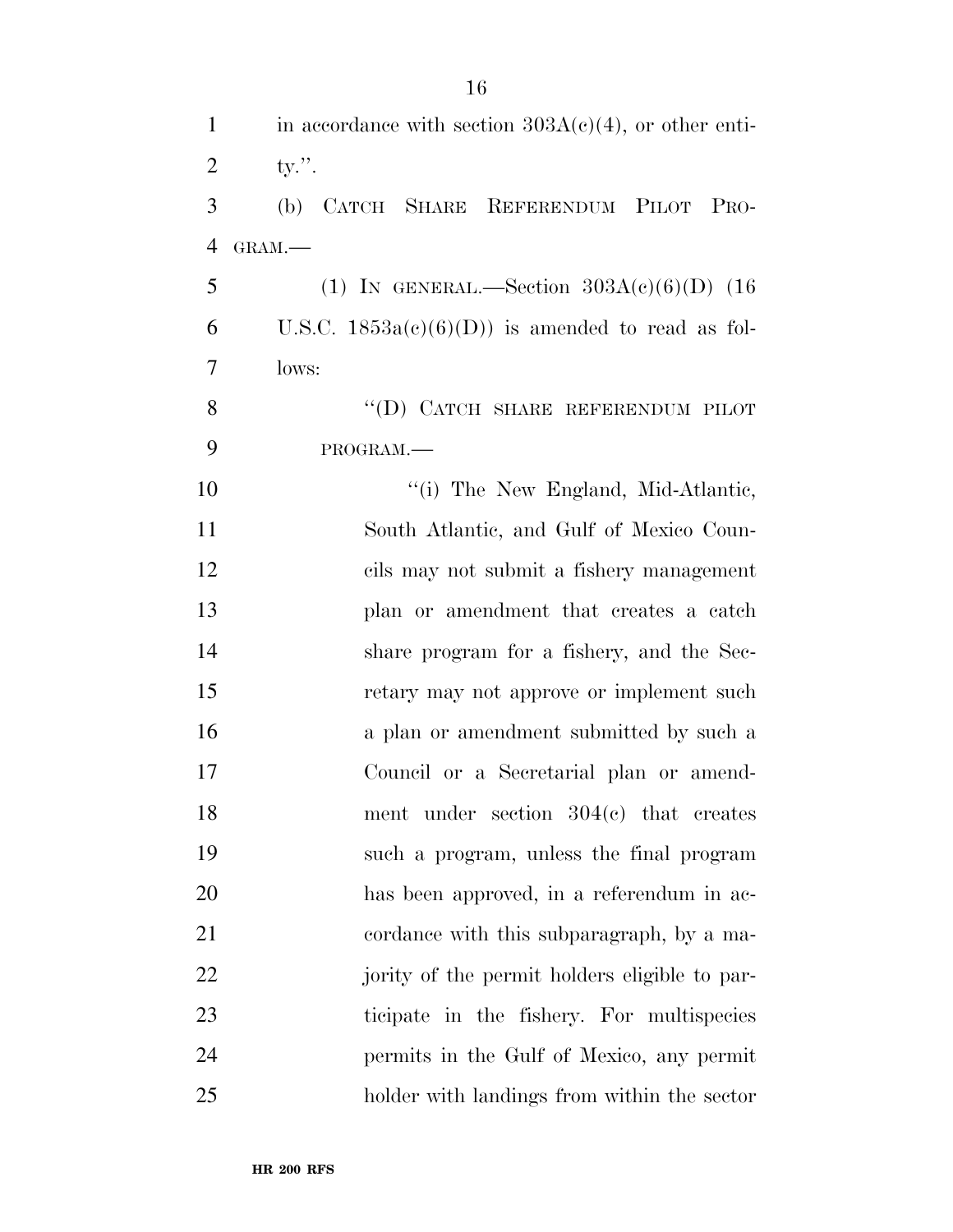in accordance with section 303A(c)(4), or other entity.''.

(b) CATCH SHARE REFERENDUM PILOT PROGRAM.—

(1) IN GENERAL.—Section 303A(c)(6)(D) (16 U.S.C. 1853a(c)(6)(D)) is amended to read as follows:

''(D) CATCH SHARE REFERENDUM PILOT PROGRAM.—

''(i) The New England, Mid-Atlantic, South Atlantic, and Gulf of Mexico Councils may not submit a fishery management plan or amendment that creates a catch share program for a fishery, and the Secretary may not approve or implement such a plan or amendment submitted by such a Council or a Secretarial plan or amendment under section 304(c) that creates such a program, unless the final program has been approved, in a referendum in accordance with this subparagraph, by a majority of the permit holders eligible to participate in the fishery. For multispecies permits in the Gulf of Mexico, any permit holder with landings from within the sector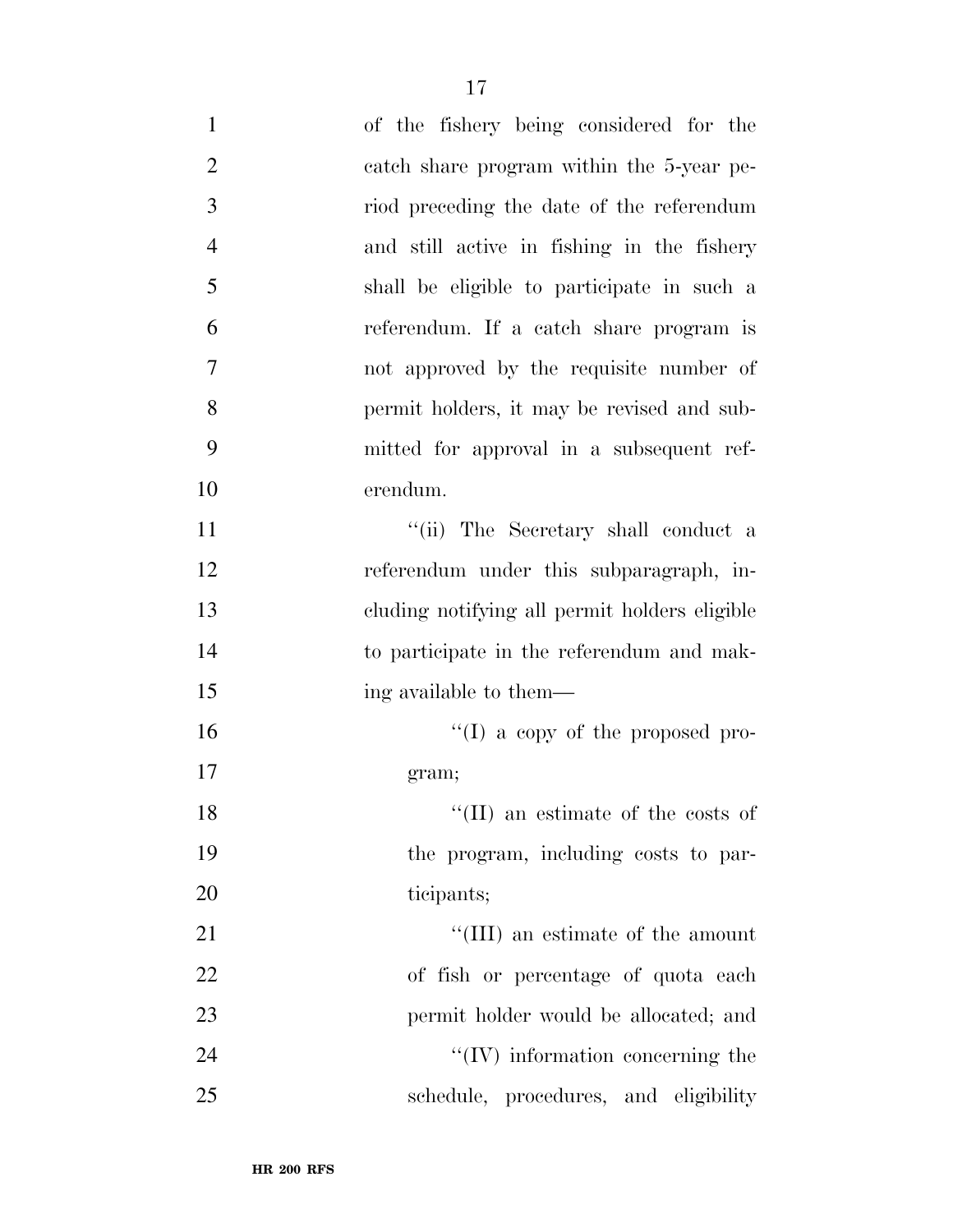of the fishery being considered for the catch share program within the 5-year period preceding the date of the referendum and still active in fishing in the fishery shall be eligible to participate in such a referendum. If a catch share program is not approved by the requisite number of permit holders, it may be revised and submitted for approval in a subsequent referendum.

''(ii) The Secretary shall conduct a referendum under this subparagraph, including notifying all permit holders eligible to participate in the referendum and making available to them—

''(I) a copy of the proposed program;

''(II) an estimate of the costs of the program, including costs to participants;

''(III) an estimate of the amount of fish or percentage of quota each permit holder would be allocated; and

''(IV) information concerning the schedule, procedures, and eligibility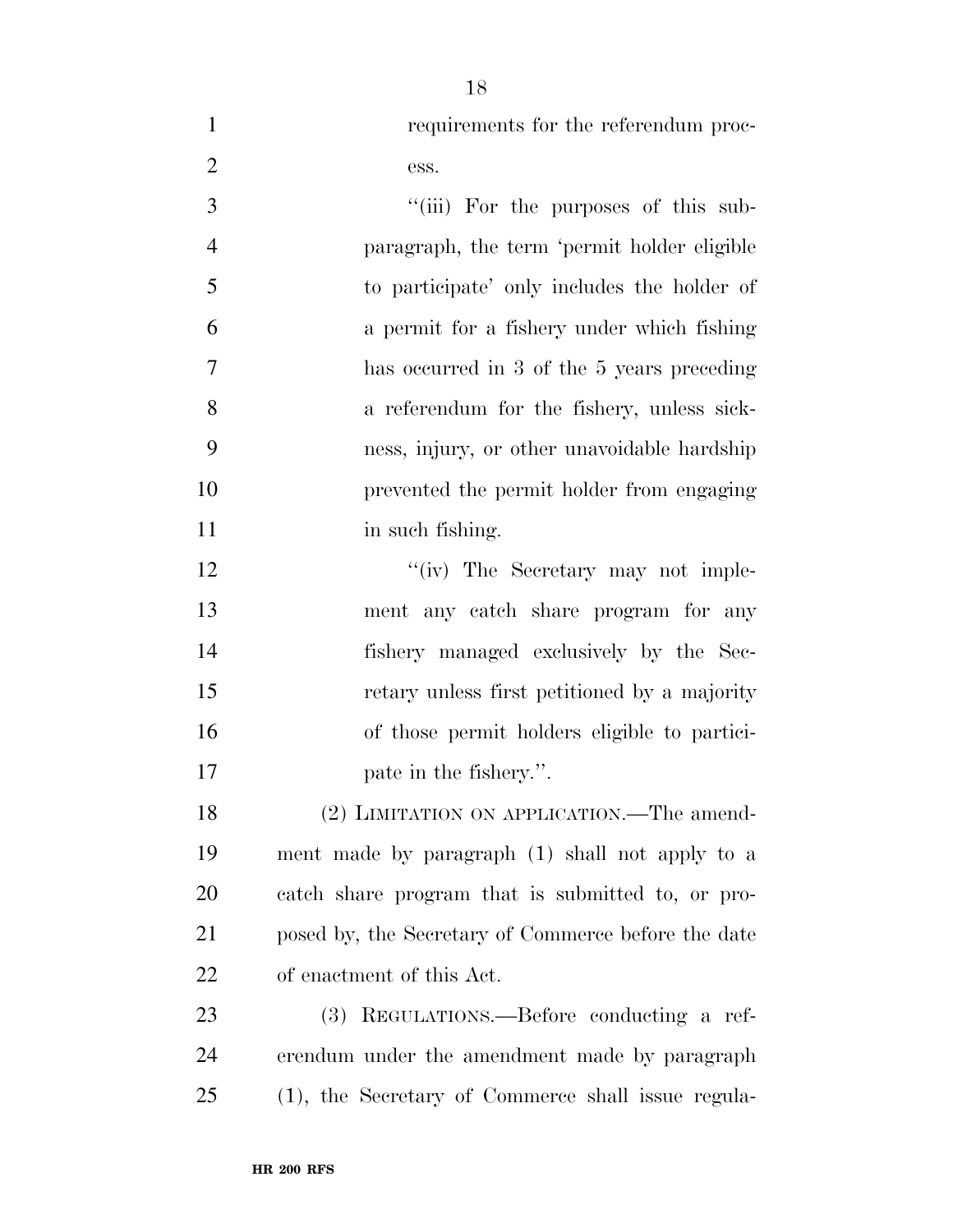requirements for the referendum process.

"(iii) For the purposes of this subparagraph, the term 'permit holder eligible to participate' only includes the holder of a permit for a fishery under which fishing has occurred in 3 of the 5 years preceding a referendum for the fishery, unless sickness, injury, or other unavoidable hardship prevented the permit holder from engaging in such fishing.

"(iv) The Secretary may not implement any catch share program for any fishery managed exclusively by the Secretary unless first petitioned by a majority of those permit holders eligible to participate in the fishery.".

(2) LIMITATION ON APPLICATION.—The amendment made by paragraph (1) shall not apply to a catch share program that is submitted to, or proposed by, the Secretary of Commerce before the date of enactment of this Act.

(3) REGULATIONS.—Before conducting a referendum under the amendment made by paragraph (1), the Secretary of Commerce shall issue regula-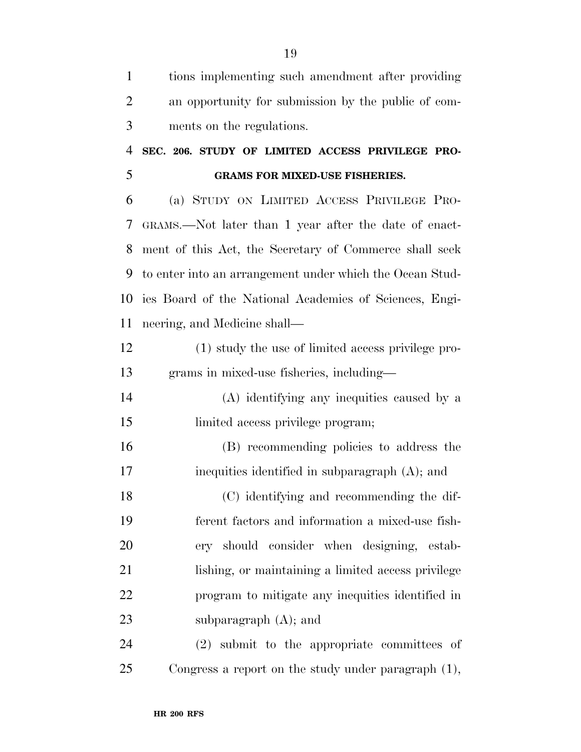tions implementing such amendment after providing an opportunity for submission by the public of comments on the regulations.

### SEC. 206. STUDY OF LIMITED ACCESS PRIVILEGE PROGRAMS FOR MIXED-USE FISHERIES.

(a) STUDY ON LIMITED ACCESS PRIVILEGE PROGRAMS.—Not later than 1 year after the date of enactment of this Act, the Secretary of Commerce shall seek to enter into an arrangement under which the Ocean Studies Board of the National Academies of Sciences, Engineering, and Medicine shall—

(1) study the use of limited access privilege programs in mixed-use fisheries, including—

(A) identifying any inequities caused by a limited access privilege program;

(B) recommending policies to address the inequities identified in subparagraph (A); and

(C) identifying and recommending the different factors and information a mixed-use fishery should consider when designing, establishing, or maintaining a limited access privilege program to mitigate any inequities identified in subparagraph (A); and

(2) submit to the appropriate committees of Congress a report on the study under paragraph (1),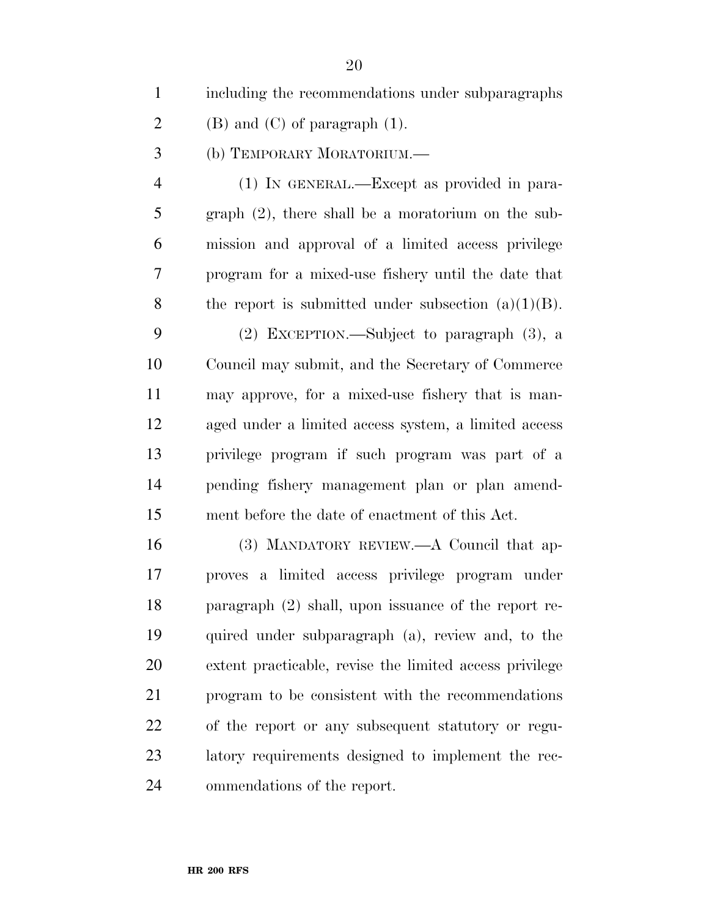including the recommendations under subparagraphs (B) and (C) of paragraph (1).

(b) TEMPORARY MORATORIUM.—

(1) IN GENERAL.—Except as provided in paragraph (2), there shall be a moratorium on the submission and approval of a limited access privilege program for a mixed-use fishery until the date that the report is submitted under subsection (a)(1)(B).

(2) EXCEPTION.—Subject to paragraph (3), a Council may submit, and the Secretary of Commerce may approve, for a mixed-use fishery that is managed under a limited access system, a limited access privilege program if such program was part of a pending fishery management plan or plan amendment before the date of enactment of this Act.

(3) MANDATORY REVIEW.—A Council that approves a limited access privilege program under paragraph (2) shall, upon issuance of the report required under subparagraph (a), review and, to the extent practicable, revise the limited access privilege program to be consistent with the recommendations of the report or any subsequent statutory or regulatory requirements designed to implement the recommendations of the report.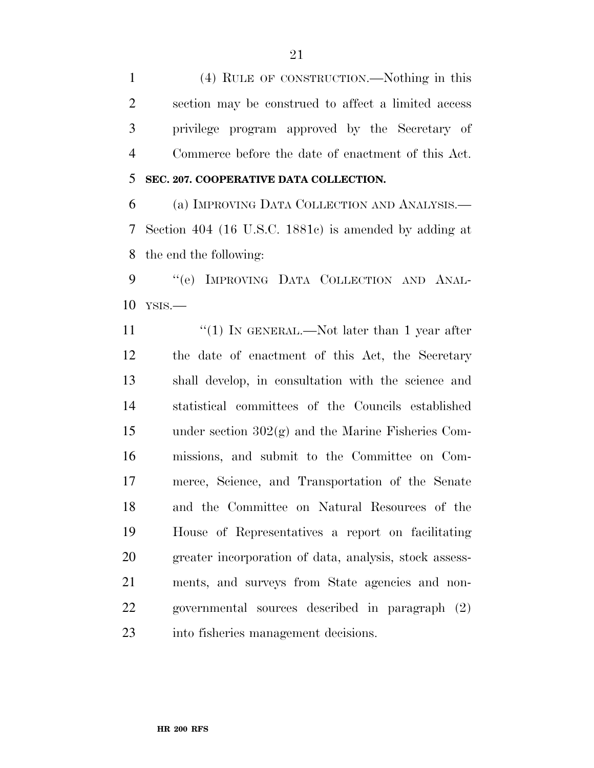(4) RULE OF CONSTRUCTION.—Nothing in this section may be construed to affect a limited access privilege program approved by the Secretary of Commerce before the date of enactment of this Act.

**SEC. 207. COOPERATIVE DATA COLLECTION.**

(a) IMPROVING DATA COLLECTION AND ANALYSIS.—Section 404 (16 U.S.C. 1881c) is amended by adding at the end the following:

"(e) IMPROVING DATA COLLECTION AND ANALYSIS.—

"(1) IN GENERAL.—Not later than 1 year after the date of enactment of this Act, the Secretary shall develop, in consultation with the science and statistical committees of the Councils established under section 302(g) and the Marine Fisheries Commissions, and submit to the Committee on Commerce, Science, and Transportation of the Senate and the Committee on Natural Resources of the House of Representatives a report on facilitating greater incorporation of data, analysis, stock assessments, and surveys from State agencies and non-governmental sources described in paragraph (2) into fisheries management decisions.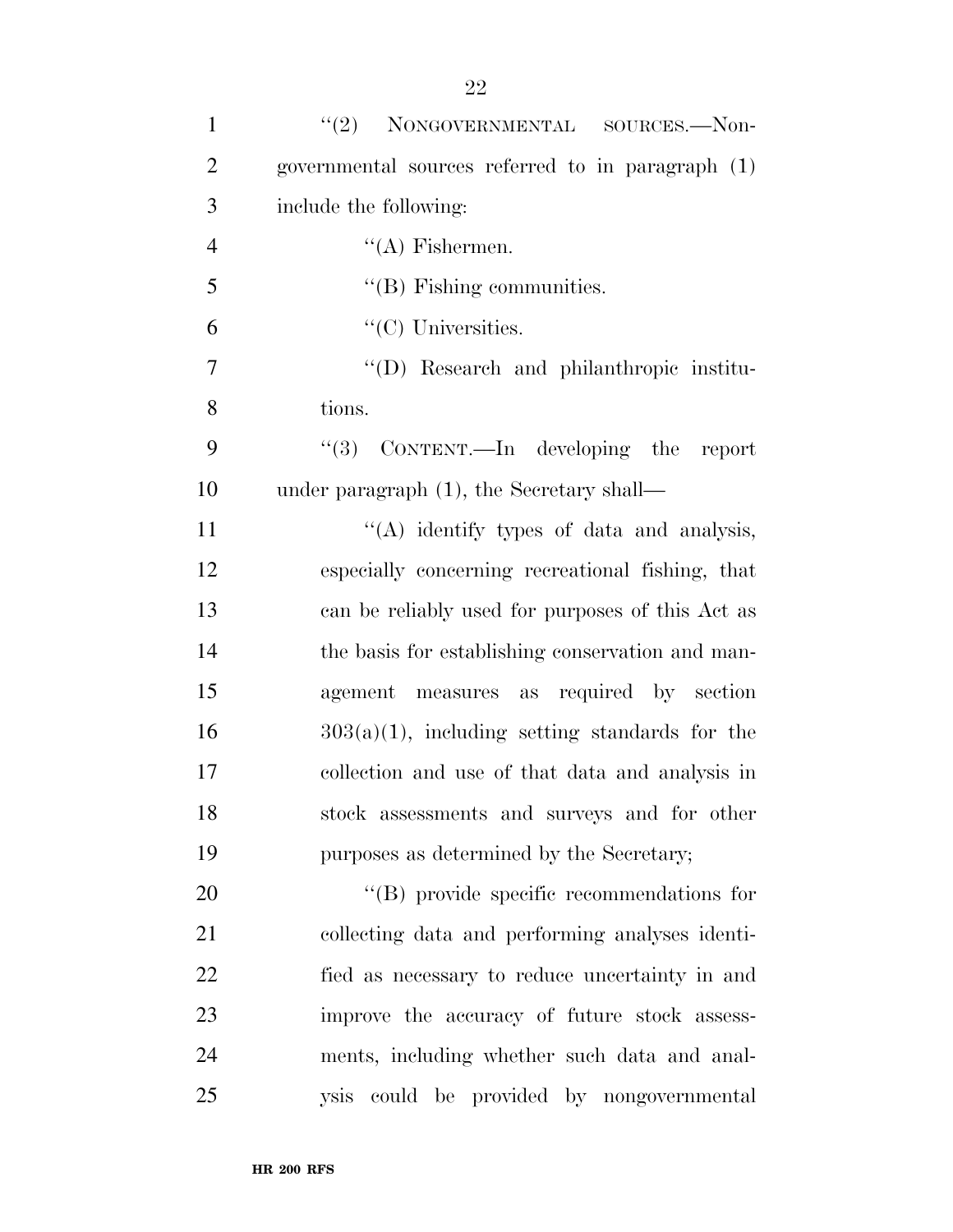"(2) NONGOVERNMENTAL SOURCES.—Nongovernmental sources referred to in paragraph (1) include the following:

"(A) Fishermen.

"(B) Fishing communities.

"(C) Universities.

"(D) Research and philanthropic institutions.

"(3) CONTENT.—In developing the report under paragraph (1), the Secretary shall—

"(A) identify types of data and analysis, especially concerning recreational fishing, that can be reliably used for purposes of this Act as the basis for establishing conservation and management measures as required by section 303(a)(1), including setting standards for the collection and use of that data and analysis in stock assessments and surveys and for other purposes as determined by the Secretary;

"(B) provide specific recommendations for collecting data and performing analyses identified as necessary to reduce uncertainty in and improve the accuracy of future stock assessments, including whether such data and analysis could be provided by nongovernmental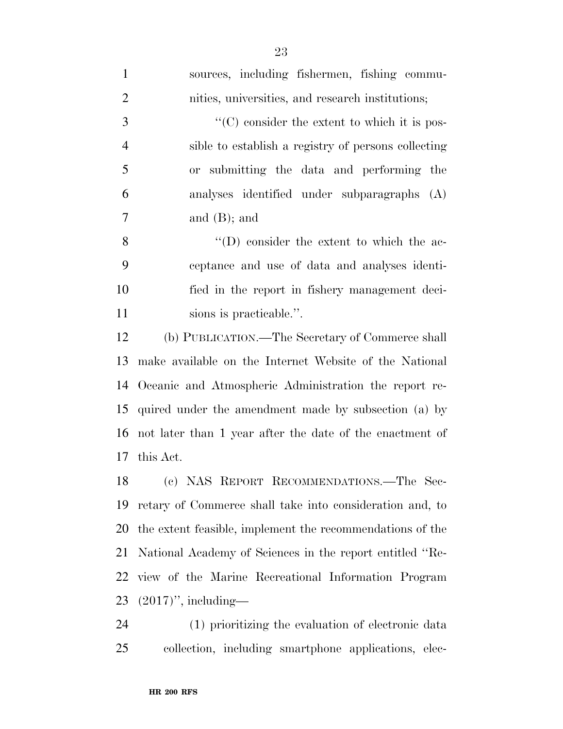sources, including fishermen, fishing communities, universities, and research institutions;

"(C) consider the extent to which it is possible to establish a registry of persons collecting or submitting the data and performing the analyses identified under subparagraphs (A) and (B); and

"(D) consider the extent to which the acceptance and use of data and analyses identified in the report in fishery management decisions is practicable.".

(b) PUBLICATION.—The Secretary of Commerce shall make available on the Internet Website of the National Oceanic and Atmospheric Administration the report required under the amendment made by subsection (a) by not later than 1 year after the date of the enactment of this Act.

(c) NAS REPORT RECOMMENDATIONS.—The Secretary of Commerce shall take into consideration and, to the extent feasible, implement the recommendations of the National Academy of Sciences in the report entitled "Review of the Marine Recreational Information Program (2017)", including—

(1) prioritizing the evaluation of electronic data collection, including smartphone applications, elec-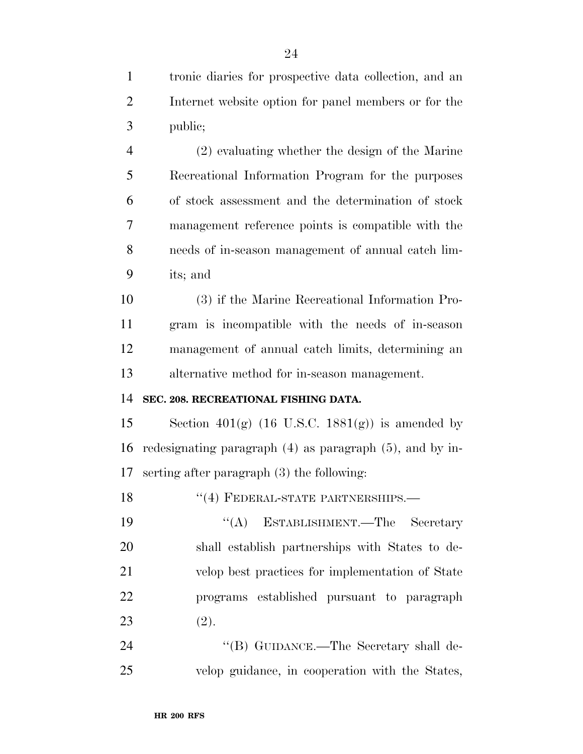tronic diaries for prospective data collection, and an Internet website option for panel members or for the public;

(2) evaluating whether the design of the Marine Recreational Information Program for the purposes of stock assessment and the determination of stock management reference points is compatible with the needs of in-season management of annual catch limits; and

(3) if the Marine Recreational Information Program is incompatible with the needs of in-season management of annual catch limits, determining an alternative method for in-season management.

**SEC. 208. RECREATIONAL FISHING DATA.**

Section 401(g) (16 U.S.C. 1881(g)) is amended by redesignating paragraph (4) as paragraph (5), and by inserting after paragraph (3) the following:

"(4) FEDERAL-STATE PARTNERSHIPS.—

"(A) ESTABLISHMENT.—The Secretary shall establish partnerships with States to develop best practices for implementation of State programs established pursuant to paragraph (2).

"(B) GUIDANCE.—The Secretary shall develop guidance, in cooperation with the States,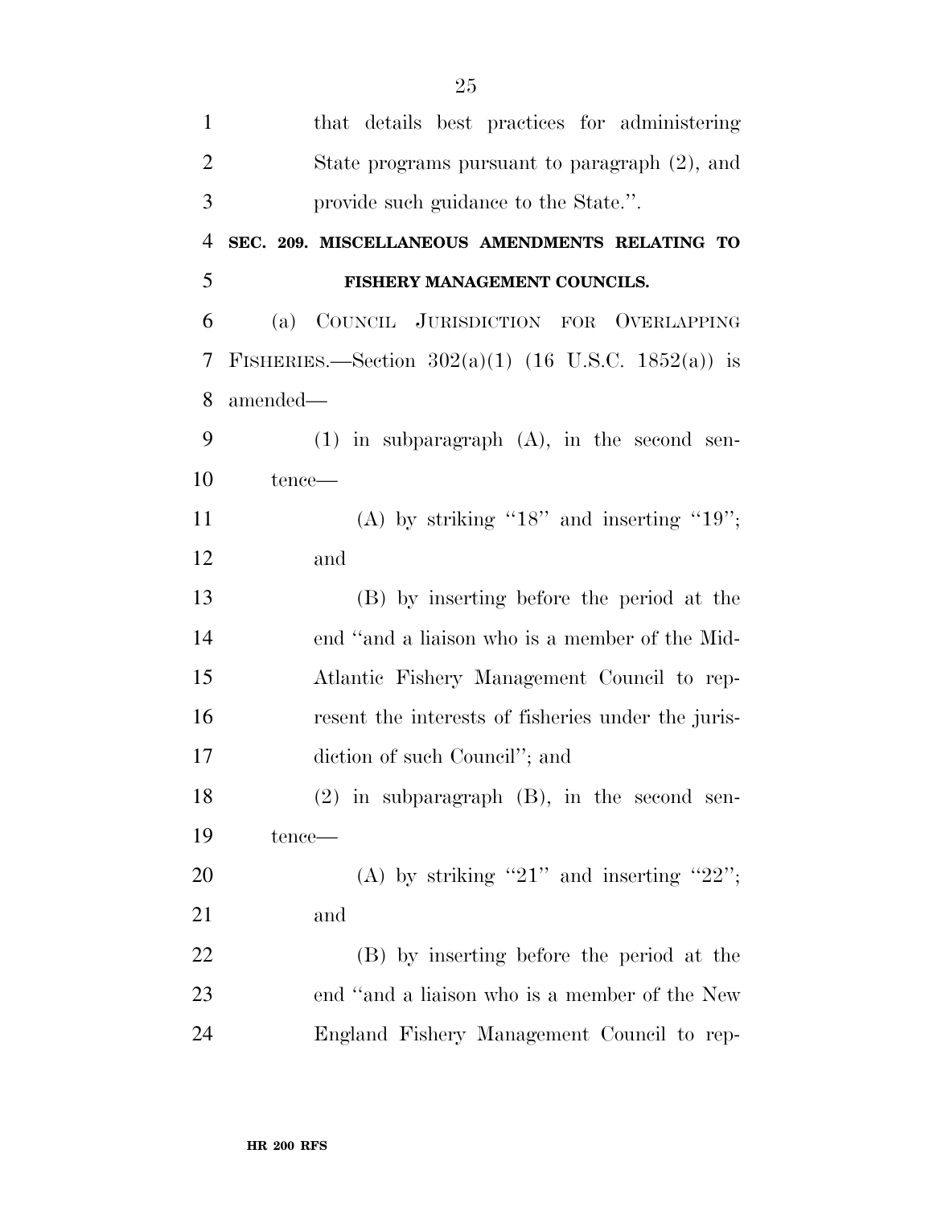that details best practices for administering State programs pursuant to paragraph (2), and provide such guidance to the State.''.

**SEC. 209. MISCELLANEOUS AMENDMENTS RELATING TO FISHERY MANAGEMENT COUNCILS.**

(a) COUNCIL JURISDICTION FOR OVERLAPPING FISHERIES.—Section 302(a)(1) (16 U.S.C. 1852(a)) is amended—

(1) in subparagraph (A), in the second sentence—

(A) by striking ''18'' and inserting ''19''; and

(B) by inserting before the period at the end ''and a liaison who is a member of the Mid-Atlantic Fishery Management Council to represent the interests of fisheries under the jurisdiction of such Council''; and

(2) in subparagraph (B), in the second sentence—

(A) by striking ''21'' and inserting ''22''; and

(B) by inserting before the period at the end ''and a liaison who is a member of the New England Fishery Management Council to rep-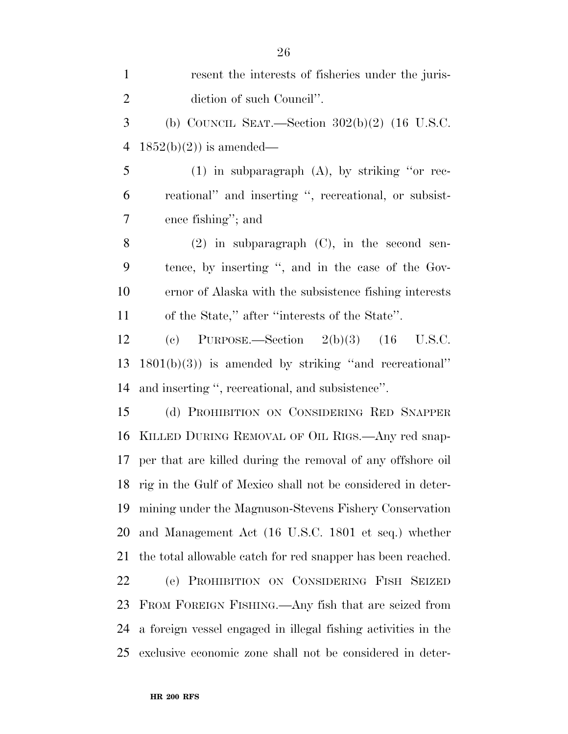resent the interests of fisheries under the jurisdiction of such Council''.

(b) COUNCIL SEAT.—Section 302(b)(2) (16 U.S.C. 1852(b)(2)) is amended—

(1) in subparagraph (A), by striking ''or recreational'' and inserting '', recreational, or subsistence fishing''; and

(2) in subparagraph (C), in the second sentence, by inserting '', and in the case of the Governor of Alaska with the subsistence fishing interests of the State,'' after ''interests of the State''.

(c) PURPOSE.—Section 2(b)(3) (16 U.S.C. 1801(b)(3)) is amended by striking ''and recreational'' and inserting '', recreational, and subsistence''.

(d) PROHIBITION ON CONSIDERING RED SNAPPER KILLED DURING REMOVAL OF OIL RIGS.—Any red snapper that are killed during the removal of any offshore oil rig in the Gulf of Mexico shall not be considered in determining under the Magnuson-Stevens Fishery Conservation and Management Act (16 U.S.C. 1801 et seq.) whether the total allowable catch for red snapper has been reached.

(e) PROHIBITION ON CONSIDERING FISH SEIZED FROM FOREIGN FISHING.—Any fish that are seized from a foreign vessel engaged in illegal fishing activities in the exclusive economic zone shall not be considered in deter-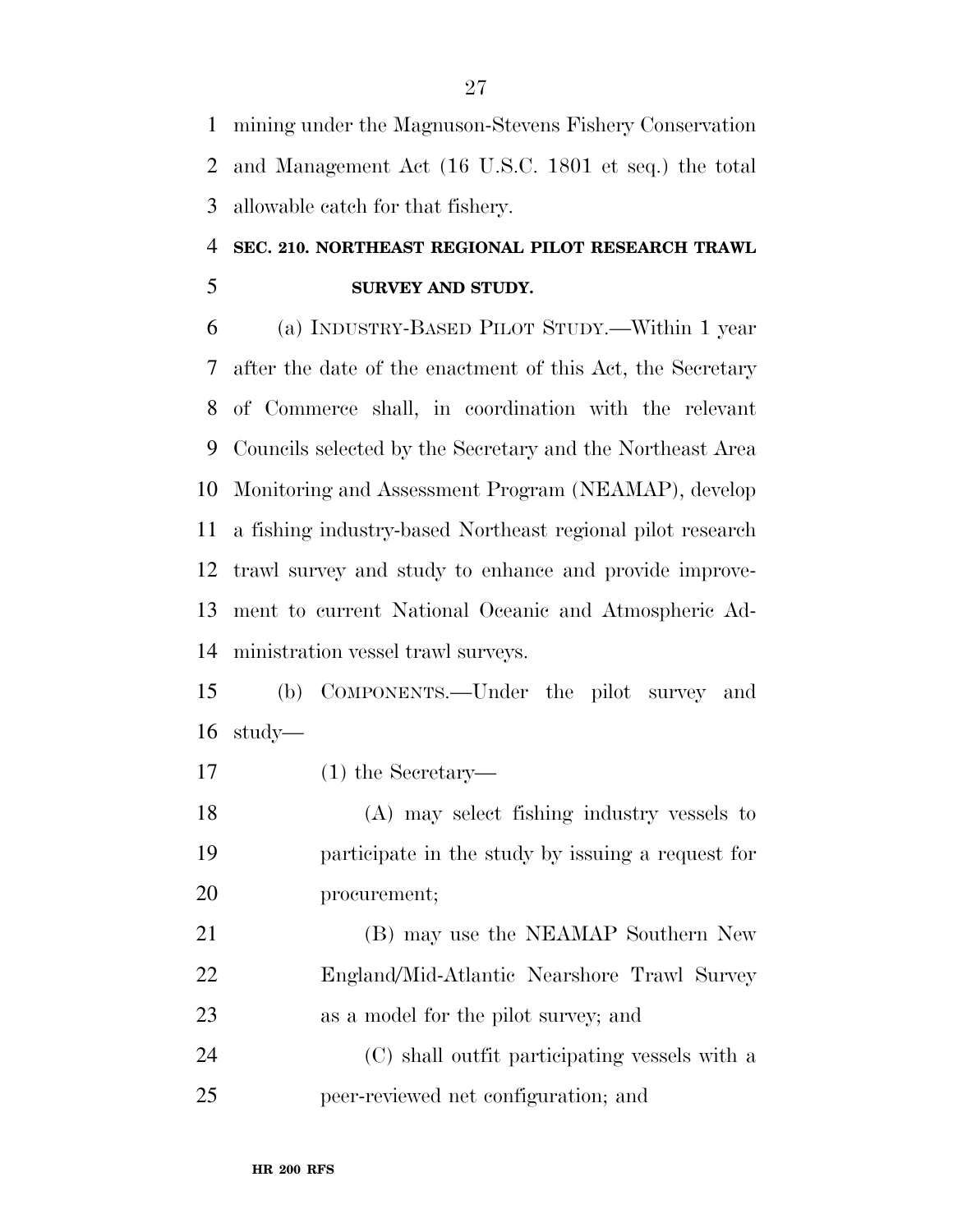mining under the Magnuson-Stevens Fishery Conservation and Management Act (16 U.S.C. 1801 et seq.) the total allowable catch for that fishery.

**SEC. 210. NORTHEAST REGIONAL PILOT RESEARCH TRAWL SURVEY AND STUDY.**

(a) INDUSTRY-BASED PILOT STUDY.—Within 1 year after the date of the enactment of this Act, the Secretary of Commerce shall, in coordination with the relevant Councils selected by the Secretary and the Northeast Area Monitoring and Assessment Program (NEAMAP), develop a fishing industry-based Northeast regional pilot research trawl survey and study to enhance and provide improvement to current National Oceanic and Atmospheric Administration vessel trawl surveys.

(b) COMPONENTS.—Under the pilot survey and study—

(1) the Secretary—

(A) may select fishing industry vessels to participate in the study by issuing a request for procurement;

(B) may use the NEAMAP Southern New England/Mid-Atlantic Nearshore Trawl Survey as a model for the pilot survey; and

(C) shall outfit participating vessels with a peer-reviewed net configuration; and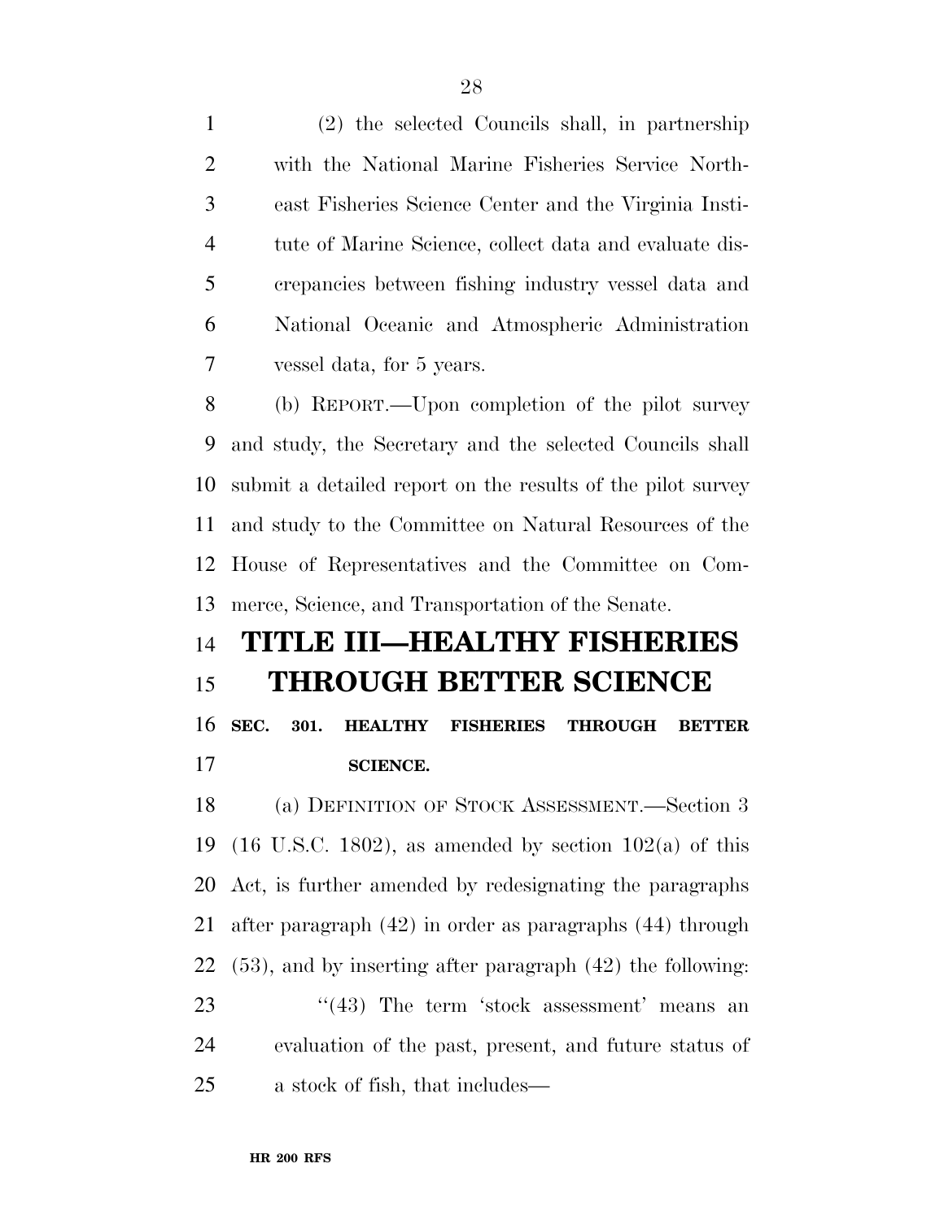(2) the selected Councils shall, in partnership with the National Marine Fisheries Service Northeast Fisheries Science Center and the Virginia Institute of Marine Science, collect data and evaluate discrepancies between fishing industry vessel data and National Oceanic and Atmospheric Administration vessel data, for 5 years.

(b) REPORT.—Upon completion of the pilot survey and study, the Secretary and the selected Councils shall submit a detailed report on the results of the pilot survey and study to the Committee on Natural Resources of the House of Representatives and the Committee on Commerce, Science, and Transportation of the Senate.

# TITLE III—HEALTHY FISHERIES THROUGH BETTER SCIENCE

### SEC. 301. HEALTHY FISHERIES THROUGH BETTER SCIENCE.

(a) DEFINITION OF STOCK ASSESSMENT.—Section 3 (16 U.S.C. 1802), as amended by section 102(a) of this Act, is further amended by redesignating the paragraphs after paragraph (42) in order as paragraphs (44) through (53), and by inserting after paragraph (42) the following:

"(43) The term 'stock assessment' means an evaluation of the past, present, and future status of a stock of fish, that includes—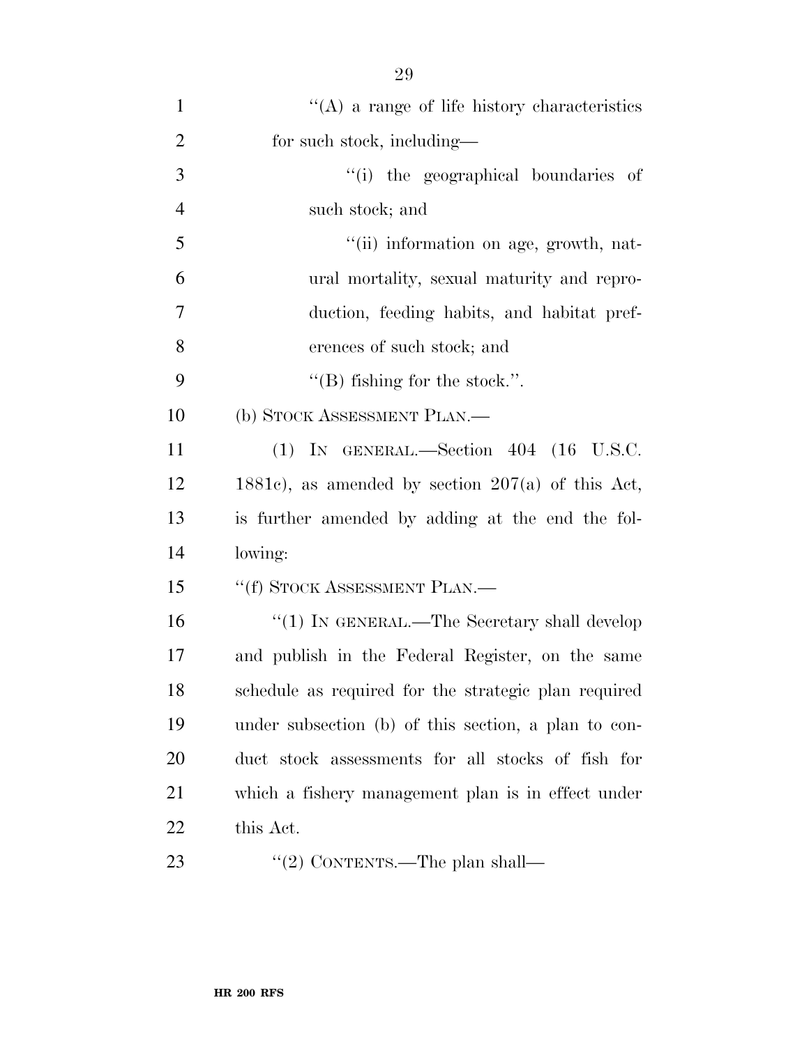"(A) a range of life history characteristics for such stock, including—

"(i) the geographical boundaries of such stock; and

"(ii) information on age, growth, natural mortality, sexual maturity and reproduction, feeding habits, and habitat preferences of such stock; and

"(B) fishing for the stock.".

(b) STOCK ASSESSMENT PLAN.—

(1) IN GENERAL.—Section 404 (16 U.S.C. 1881c), as amended by section 207(a) of this Act, is further amended by adding at the end the following:

"(f) STOCK ASSESSMENT PLAN.—

"(1) IN GENERAL.—The Secretary shall develop and publish in the Federal Register, on the same schedule as required for the strategic plan required under subsection (b) of this section, a plan to conduct stock assessments for all stocks of fish for which a fishery management plan is in effect under this Act.

"(2) CONTENTS.—The plan shall—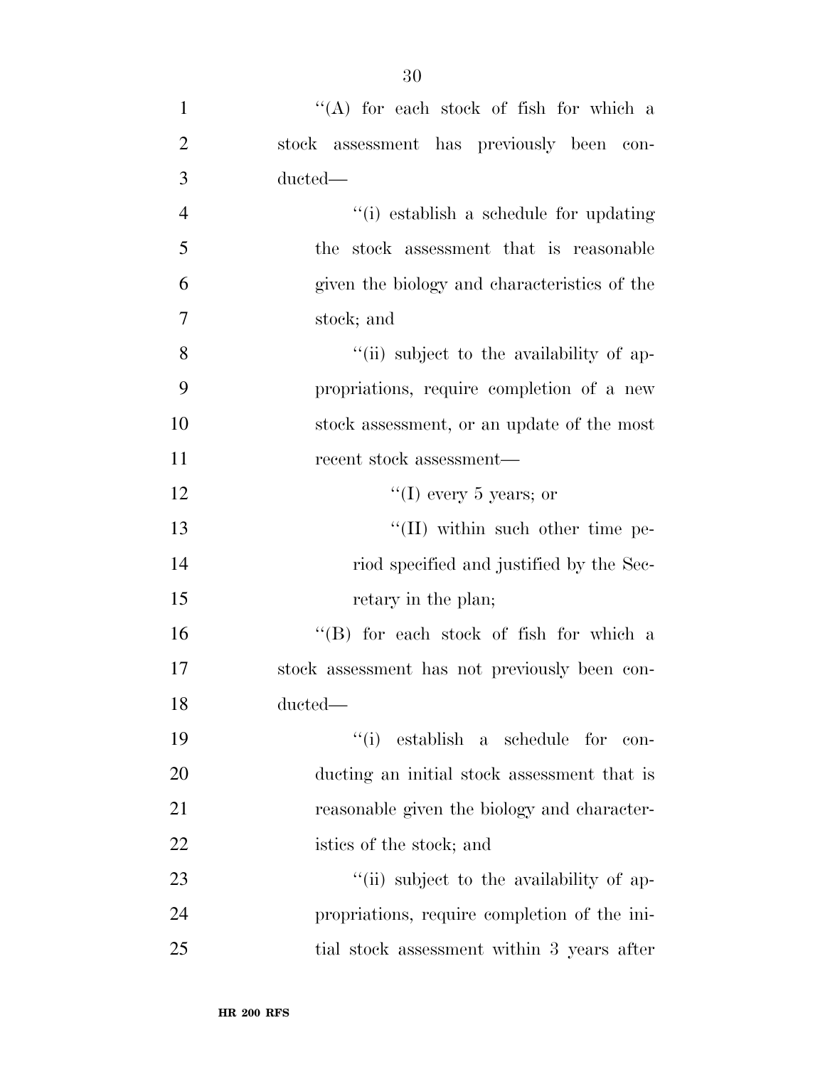''(A) for each stock of fish for which a stock assessment has previously been conducted—

''(i) establish a schedule for updating the stock assessment that is reasonable given the biology and characteristics of the stock; and

''(ii) subject to the availability of appropriations, require completion of a new stock assessment, or an update of the most recent stock assessment—

''(I) every 5 years; or

''(II) within such other time period specified and justified by the Secretary in the plan;

''(B) for each stock of fish for which a stock assessment has not previously been conducted—

''(i) establish a schedule for conducting an initial stock assessment that is reasonable given the biology and characteristics of the stock; and

''(ii) subject to the availability of appropriations, require completion of the initial stock assessment within 3 years after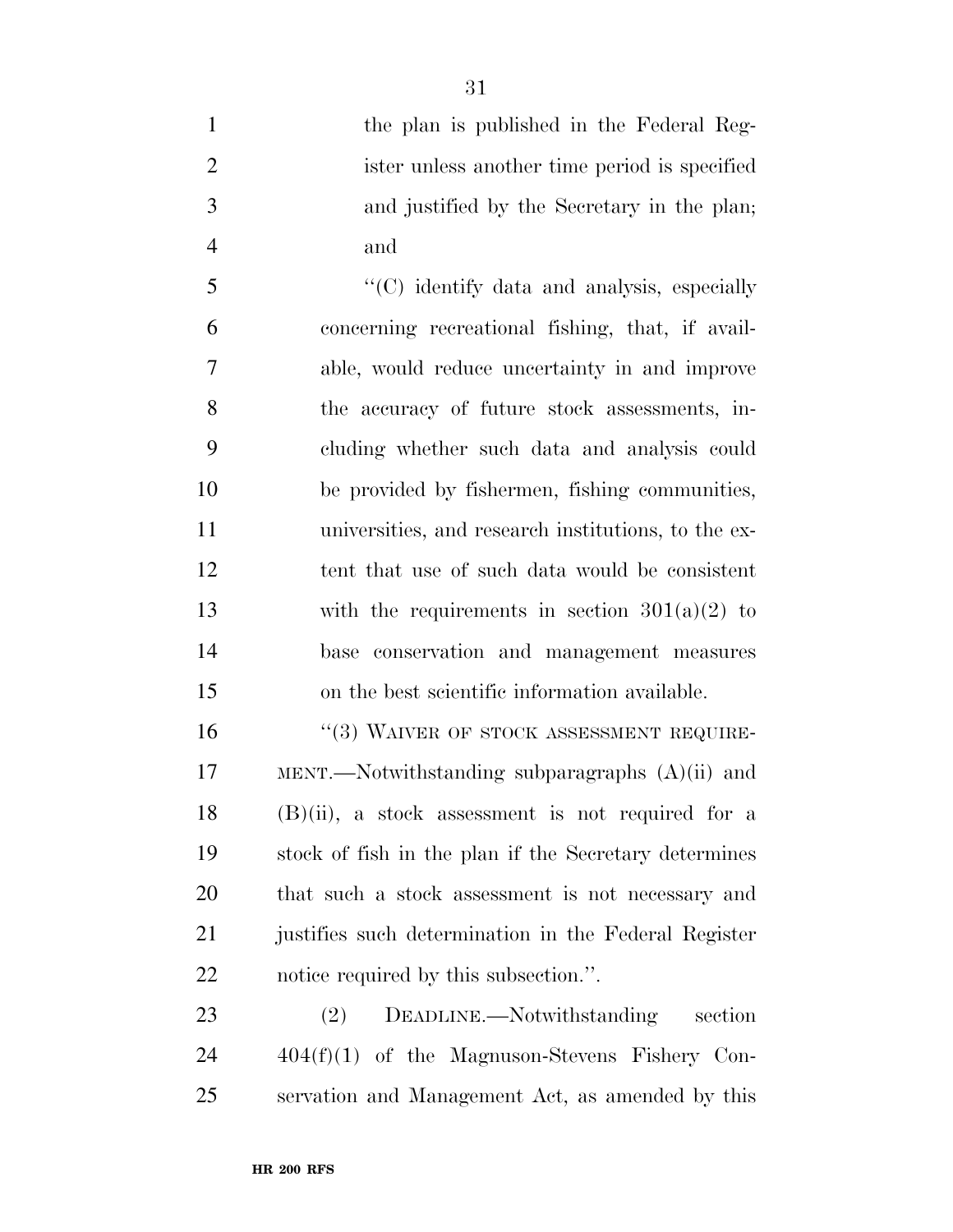the plan is published in the Federal Register unless another time period is specified and justified by the Secretary in the plan; and

"(C) identify data and analysis, especially concerning recreational fishing, that, if available, would reduce uncertainty in and improve the accuracy of future stock assessments, including whether such data and analysis could be provided by fishermen, fishing communities, universities, and research institutions, to the extent that use of such data would be consistent with the requirements in section 301(a)(2) to base conservation and management measures on the best scientific information available.

"(3) WAIVER OF STOCK ASSESSMENT REQUIREMENT.—Notwithstanding subparagraphs (A)(ii) and (B)(ii), a stock assessment is not required for a stock of fish in the plan if the Secretary determines that such a stock assessment is not necessary and justifies such determination in the Federal Register notice required by this subsection.".

(2) DEADLINE.—Notwithstanding section 404(f)(1) of the Magnuson-Stevens Fishery Conservation and Management Act, as amended by this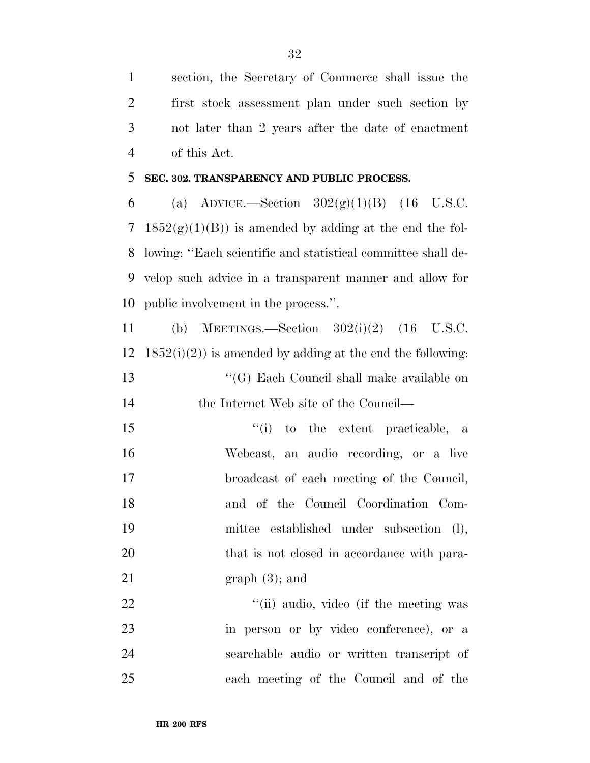section, the Secretary of Commerce shall issue the first stock assessment plan under such section by not later than 2 years after the date of enactment of this Act.

**SEC. 302. TRANSPARENCY AND PUBLIC PROCESS.**

(a) ADVICE.—Section 302(g)(1)(B) (16 U.S.C. 1852(g)(1)(B)) is amended by adding at the end the following: "Each scientific and statistical committee shall develop such advice in a transparent manner and allow for public involvement in the process.".

(b) MEETINGS.—Section 302(i)(2) (16 U.S.C. 1852(i)(2)) is amended by adding at the end the following:

"(G) Each Council shall make available on the Internet Web site of the Council—

"(i) to the extent practicable, a Webcast, an audio recording, or a live broadcast of each meeting of the Council, and of the Council Coordination Committee established under subsection (l), that is not closed in accordance with paragraph (3); and

"(ii) audio, video (if the meeting was in person or by video conference), or a searchable audio or written transcript of each meeting of the Council and of the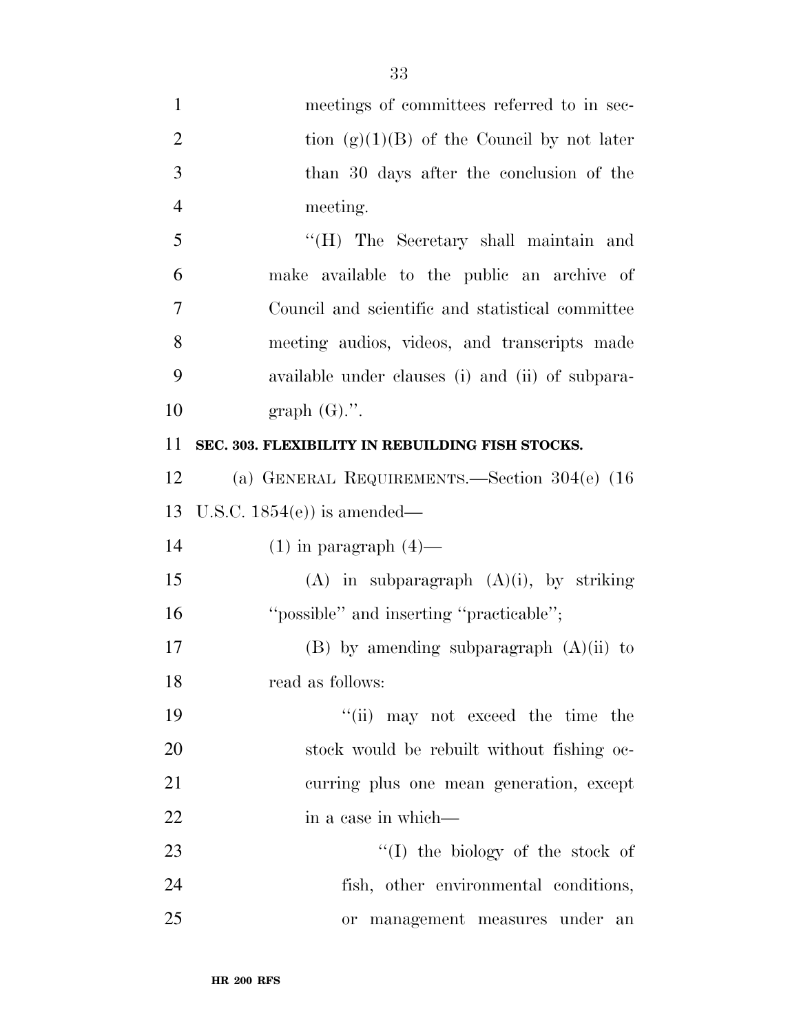meetings of committees referred to in section (g)(1)(B) of the Council by not later than 30 days after the conclusion of the meeting.

"(H) The Secretary shall maintain and make available to the public an archive of Council and scientific and statistical committee meeting audios, videos, and transcripts made available under clauses (i) and (ii) of subparagraph (G).".

**SEC. 303. FLEXIBILITY IN REBUILDING FISH STOCKS.**

(a) GENERAL REQUIREMENTS.—Section 304(e) (16 U.S.C. 1854(e)) is amended—

(1) in paragraph (4)—

(A) in subparagraph (A)(i), by striking "possible" and inserting "practicable";

(B) by amending subparagraph (A)(ii) to read as follows:

"(ii) may not exceed the time the stock would be rebuilt without fishing occurring plus one mean generation, except in a case in which—

"(I) the biology of the stock of fish, other environmental conditions, or management measures under an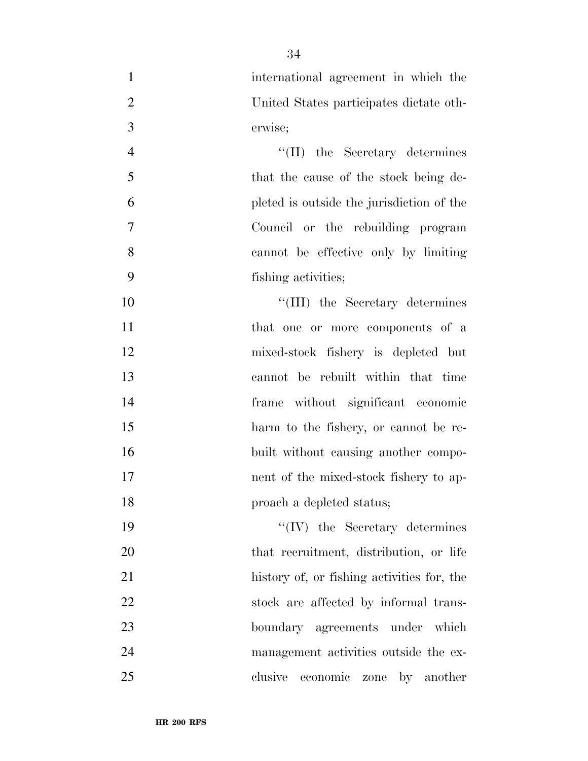international agreement in which the United States participates dictate otherwise;

''(II) the Secretary determines that the cause of the stock being depleted is outside the jurisdiction of the Council or the rebuilding program cannot be effective only by limiting fishing activities;

''(III) the Secretary determines that one or more components of a mixed-stock fishery is depleted but cannot be rebuilt within that time frame without significant economic harm to the fishery, or cannot be rebuilt without causing another component of the mixed-stock fishery to approach a depleted status;

''(IV) the Secretary determines that recruitment, distribution, or life history of, or fishing activities for, the stock are affected by informal transboundary agreements under which management activities outside the exclusive economic zone by another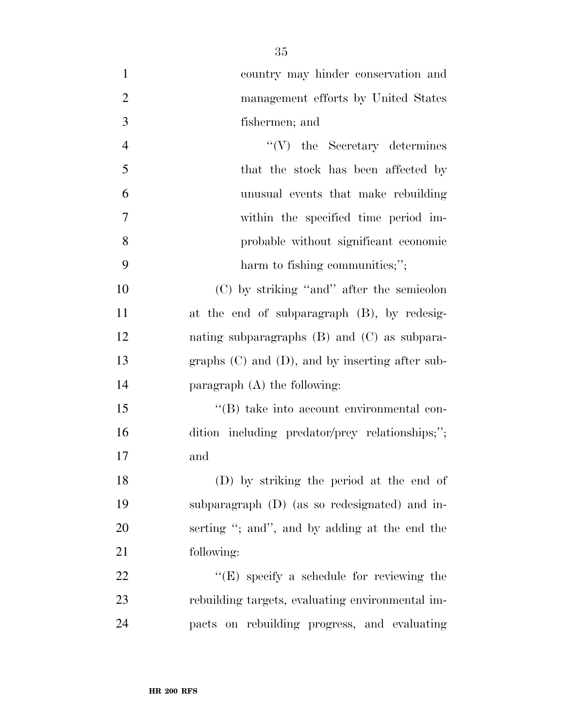country may hinder conservation and management efforts by United States fishermen; and

"(V) the Secretary determines that the stock has been affected by unusual events that make rebuilding within the specified time period improbable without significant economic harm to fishing communities;";

(C) by striking "and" after the semicolon at the end of subparagraph (B), by redesignating subparagraphs (B) and (C) as subparagraphs (C) and (D), and by inserting after subparagraph (A) the following:

"(B) take into account environmental condition including predator/prey relationships;"; and

(D) by striking the period at the end of subparagraph (D) (as so redesignated) and inserting "; and", and by adding at the end the following:

"(E) specify a schedule for reviewing the rebuilding targets, evaluating environmental impacts on rebuilding progress, and evaluating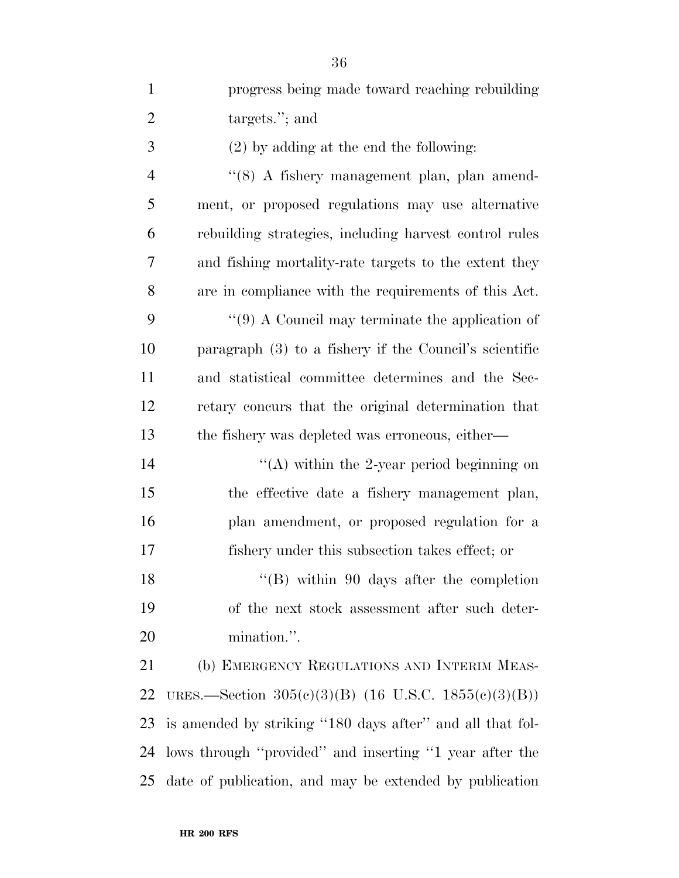progress being made toward reaching rebuilding targets.''; and

(2) by adding at the end the following:

''(8) A fishery management plan, plan amendment, or proposed regulations may use alternative rebuilding strategies, including harvest control rules and fishing mortality-rate targets to the extent they are in compliance with the requirements of this Act.

''(9) A Council may terminate the application of paragraph (3) to a fishery if the Council's scientific and statistical committee determines and the Secretary concurs that the original determination that the fishery was depleted was erroneous, either—

''(A) within the 2-year period beginning on the effective date a fishery management plan, plan amendment, or proposed regulation for a fishery under this subsection takes effect; or

''(B) within 90 days after the completion of the next stock assessment after such determination.''.

(b) EMERGENCY REGULATIONS AND INTERIM MEASURES.—Section 305(c)(3)(B) (16 U.S.C. 1855(c)(3)(B)) is amended by striking ''180 days after'' and all that follows through ''provided'' and inserting ''1 year after the date of publication, and may be extended by publication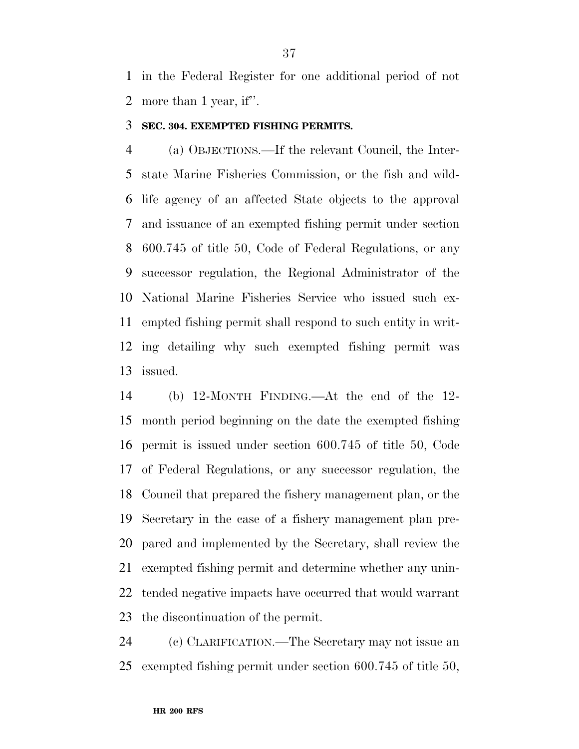in the Federal Register for one additional period of not more than 1 year, if''.

**SEC. 304. EXEMPTED FISHING PERMITS.**

(a) OBJECTIONS.—If the relevant Council, the Interstate Marine Fisheries Commission, or the fish and wildlife agency of an affected State objects to the approval and issuance of an exempted fishing permit under section 600.745 of title 50, Code of Federal Regulations, or any successor regulation, the Regional Administrator of the National Marine Fisheries Service who issued such exempted fishing permit shall respond to such entity in writing detailing why such exempted fishing permit was issued.

(b) 12-MONTH FINDING.—At the end of the 12-month period beginning on the date the exempted fishing permit is issued under section 600.745 of title 50, Code of Federal Regulations, or any successor regulation, the Council that prepared the fishery management plan, or the Secretary in the case of a fishery management plan prepared and implemented by the Secretary, shall review the exempted fishing permit and determine whether any unintended negative impacts have occurred that would warrant the discontinuation of the permit.

(c) CLARIFICATION.—The Secretary may not issue an exempted fishing permit under section 600.745 of title 50,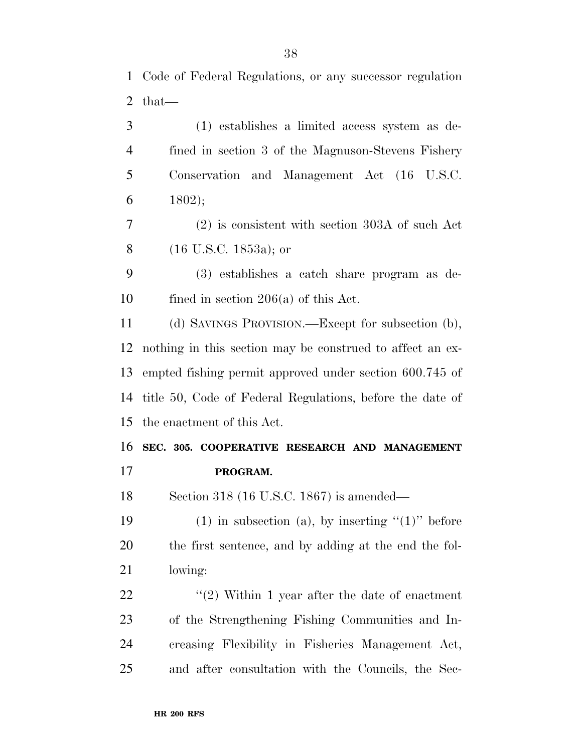Code of Federal Regulations, or any successor regulation that—

(1) establishes a limited access system as defined in section 3 of the Magnuson-Stevens Fishery Conservation and Management Act (16 U.S.C. 1802);

(2) is consistent with section 303A of such Act (16 U.S.C. 1853a); or

(3) establishes a catch share program as defined in section 206(a) of this Act.

(d) SAVINGS PROVISION.—Except for subsection (b), nothing in this section may be construed to affect an exempted fishing permit approved under section 600.745 of title 50, Code of Federal Regulations, before the date of the enactment of this Act.

**SEC. 305. COOPERATIVE RESEARCH AND MANAGEMENT PROGRAM.**

Section 318 (16 U.S.C. 1867) is amended—

(1) in subsection (a), by inserting "(1)" before the first sentence, and by adding at the end the following:

"(2) Within 1 year after the date of enactment of the Strengthening Fishing Communities and Increasing Flexibility in Fisheries Management Act, and after consultation with the Councils, the Sec-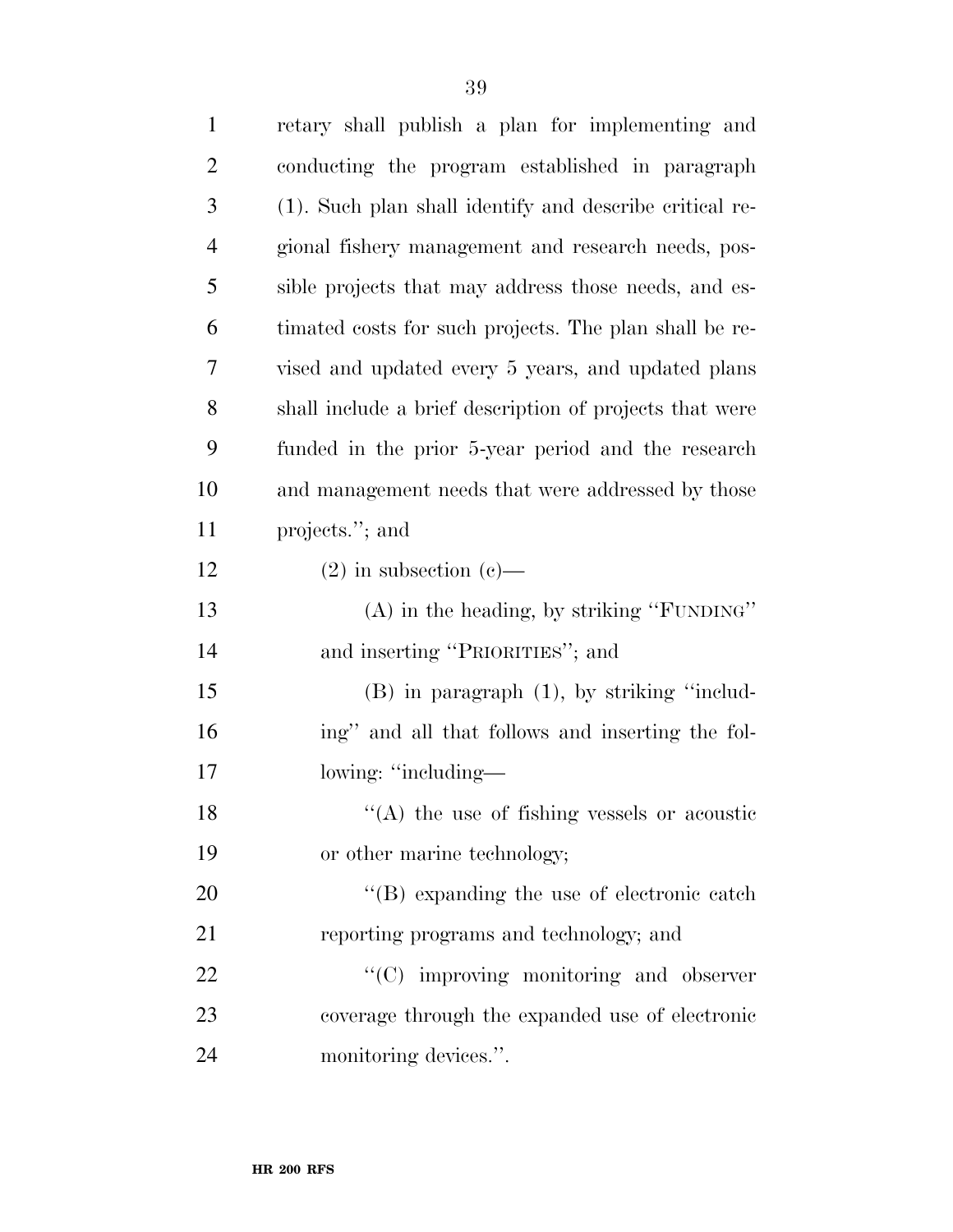retary shall publish a plan for implementing and conducting the program established in paragraph (1). Such plan shall identify and describe critical regional fishery management and research needs, possible projects that may address those needs, and estimated costs for such projects. The plan shall be revised and updated every 5 years, and updated plans shall include a brief description of projects that were funded in the prior 5-year period and the research and management needs that were addressed by those projects.''; and

(2) in subsection (c)—

(A) in the heading, by striking ''FUNDING'' and inserting ''PRIORITIES''; and

(B) in paragraph (1), by striking ''including'' and all that follows and inserting the following: ''including—

''(A) the use of fishing vessels or acoustic or other marine technology;

''(B) expanding the use of electronic catch reporting programs and technology; and

''(C) improving monitoring and observer coverage through the expanded use of electronic monitoring devices.''.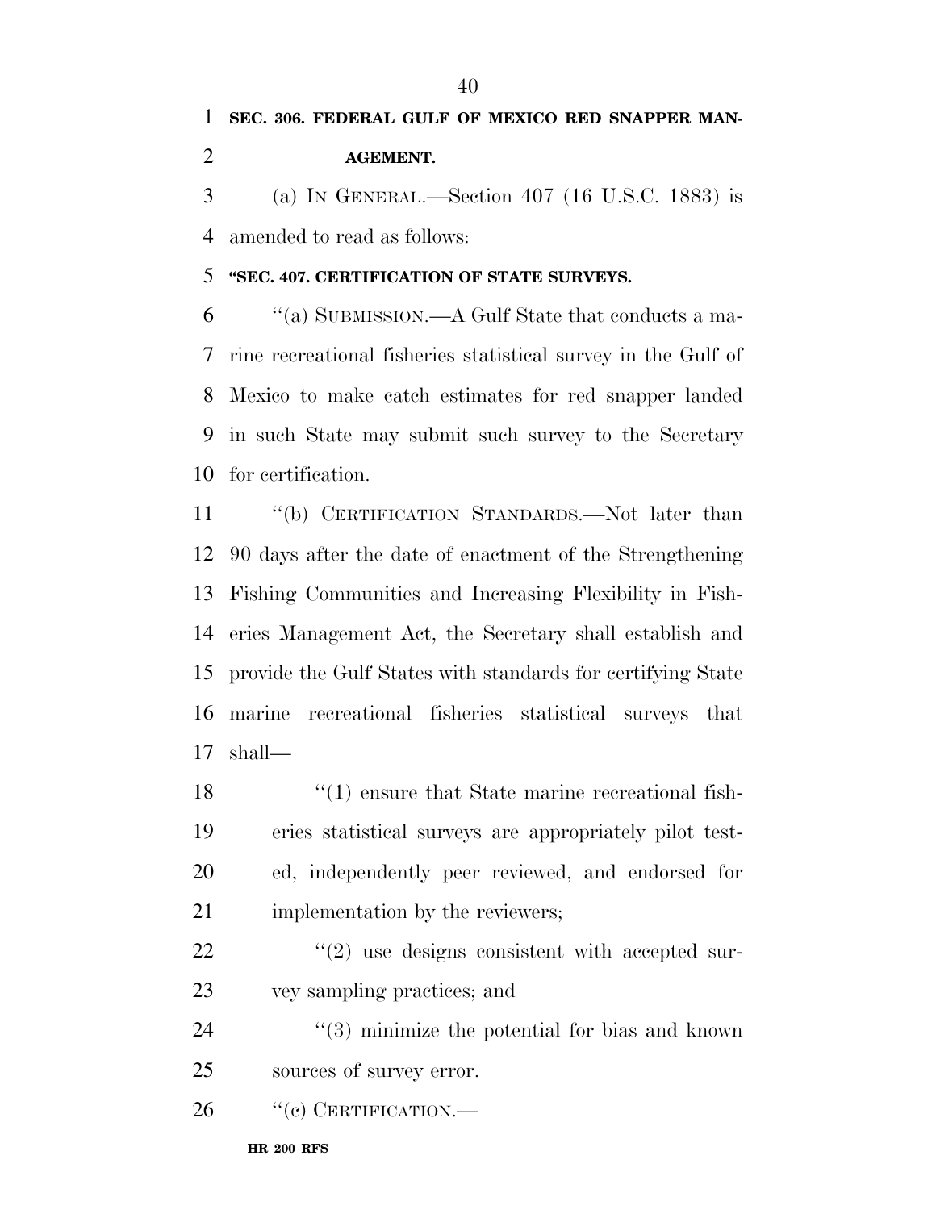**SEC. 306. FEDERAL GULF OF MEXICO RED SNAPPER MANAGEMENT.**

(a) IN GENERAL.—Section 407 (16 U.S.C. 1883) is amended to read as follows:

**"SEC. 407. CERTIFICATION OF STATE SURVEYS.**

"(a) SUBMISSION.—A Gulf State that conducts a marine recreational fisheries statistical survey in the Gulf of Mexico to make catch estimates for red snapper landed in such State may submit such survey to the Secretary for certification.

"(b) CERTIFICATION STANDARDS.—Not later than 90 days after the date of enactment of the Strengthening Fishing Communities and Increasing Flexibility in Fisheries Management Act, the Secretary shall establish and provide the Gulf States with standards for certifying State marine recreational fisheries statistical surveys that shall—

"(1) ensure that State marine recreational fisheries statistical surveys are appropriately pilot tested, independently peer reviewed, and endorsed for implementation by the reviewers;

"(2) use designs consistent with accepted survey sampling practices; and

"(3) minimize the potential for bias and known sources of survey error.

"(c) CERTIFICATION.—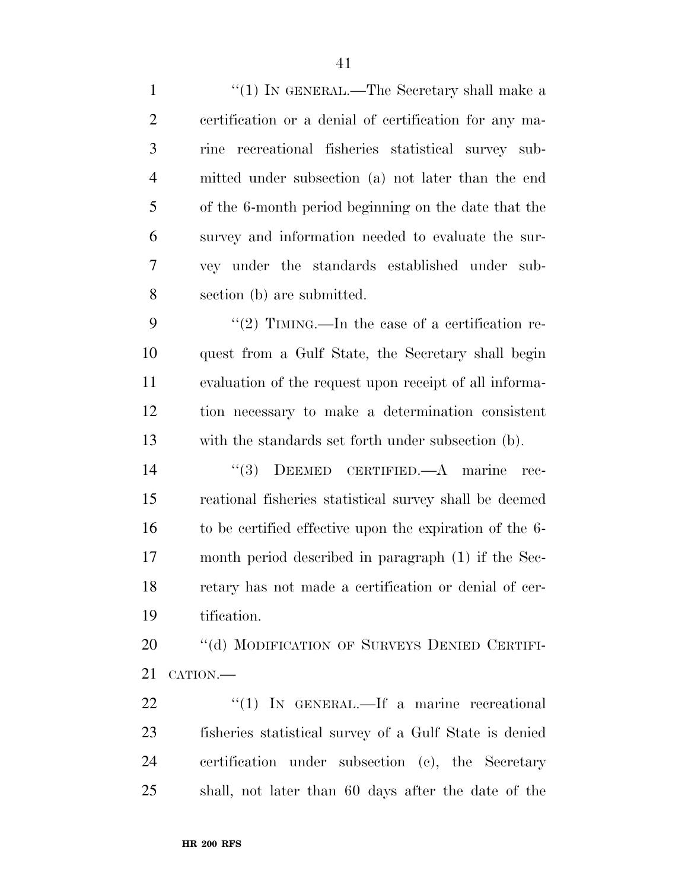"(1) IN GENERAL.—The Secretary shall make a certification or a denial of certification for any marine recreational fisheries statistical survey submitted under subsection (a) not later than the end of the 6-month period beginning on the date that the survey and information needed to evaluate the survey under the standards established under subsection (b) are submitted.

"(2) TIMING.—In the case of a certification request from a Gulf State, the Secretary shall begin evaluation of the request upon receipt of all information necessary to make a determination consistent with the standards set forth under subsection (b).

"(3) DEEMED CERTIFIED.—A marine recreational fisheries statistical survey shall be deemed to be certified effective upon the expiration of the 6-month period described in paragraph (1) if the Secretary has not made a certification or denial of certification.

"(d) MODIFICATION OF SURVEYS DENIED CERTIFICATION.—

"(1) IN GENERAL.—If a marine recreational fisheries statistical survey of a Gulf State is denied certification under subsection (c), the Secretary shall, not later than 60 days after the date of the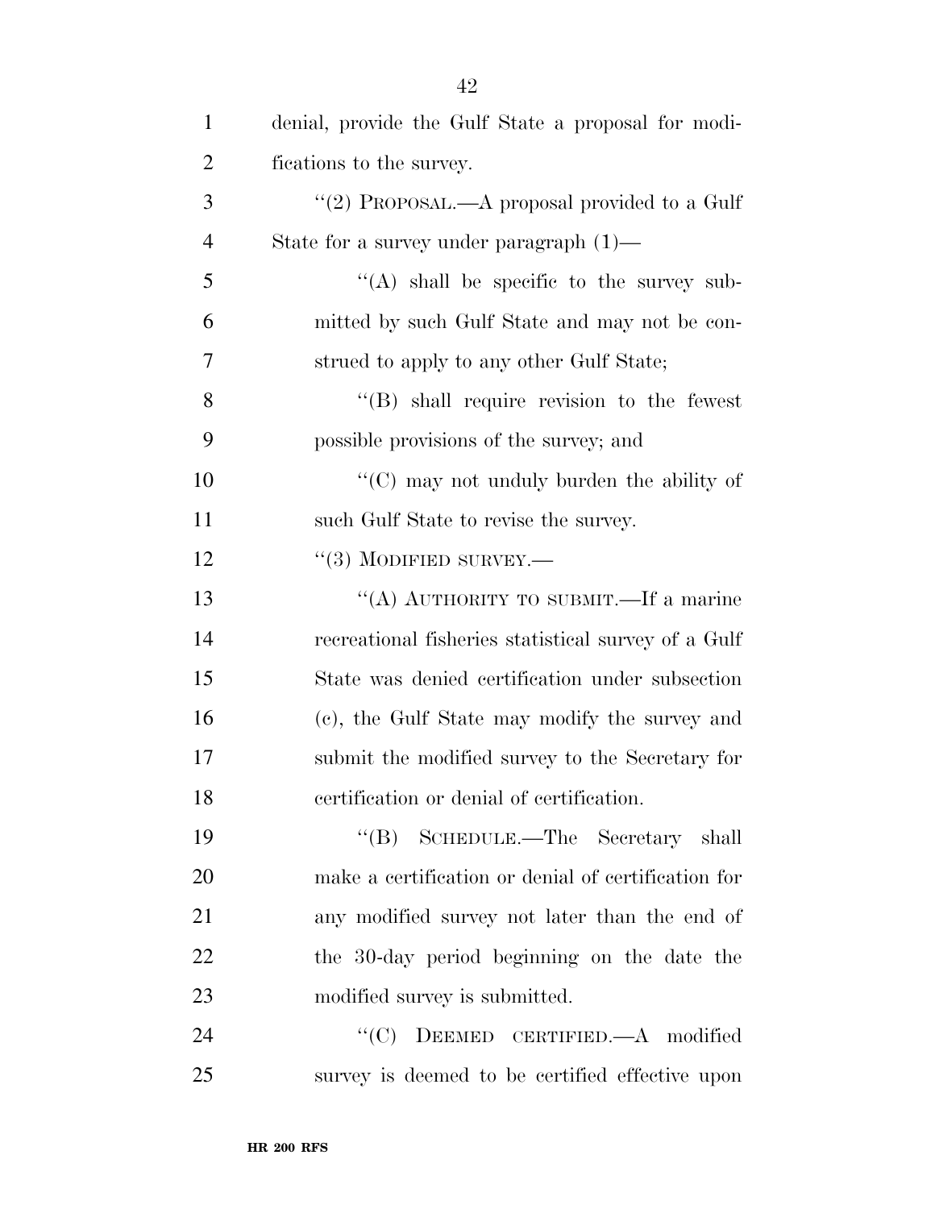denial, provide the Gulf State a proposal for modifications to the survey.

"(2) PROPOSAL.—A proposal provided to a Gulf State for a survey under paragraph (1)—

"(A) shall be specific to the survey submitted by such Gulf State and may not be construed to apply to any other Gulf State;

"(B) shall require revision to the fewest possible provisions of the survey; and

"(C) may not unduly burden the ability of such Gulf State to revise the survey.

"(3) MODIFIED SURVEY.—

"(A) AUTHORITY TO SUBMIT.—If a marine recreational fisheries statistical survey of a Gulf State was denied certification under subsection (c), the Gulf State may modify the survey and submit the modified survey to the Secretary for certification or denial of certification.

"(B) SCHEDULE.—The Secretary shall make a certification or denial of certification for any modified survey not later than the end of the 30-day period beginning on the date the modified survey is submitted.

"(C) DEEMED CERTIFIED.—A modified survey is deemed to be certified effective upon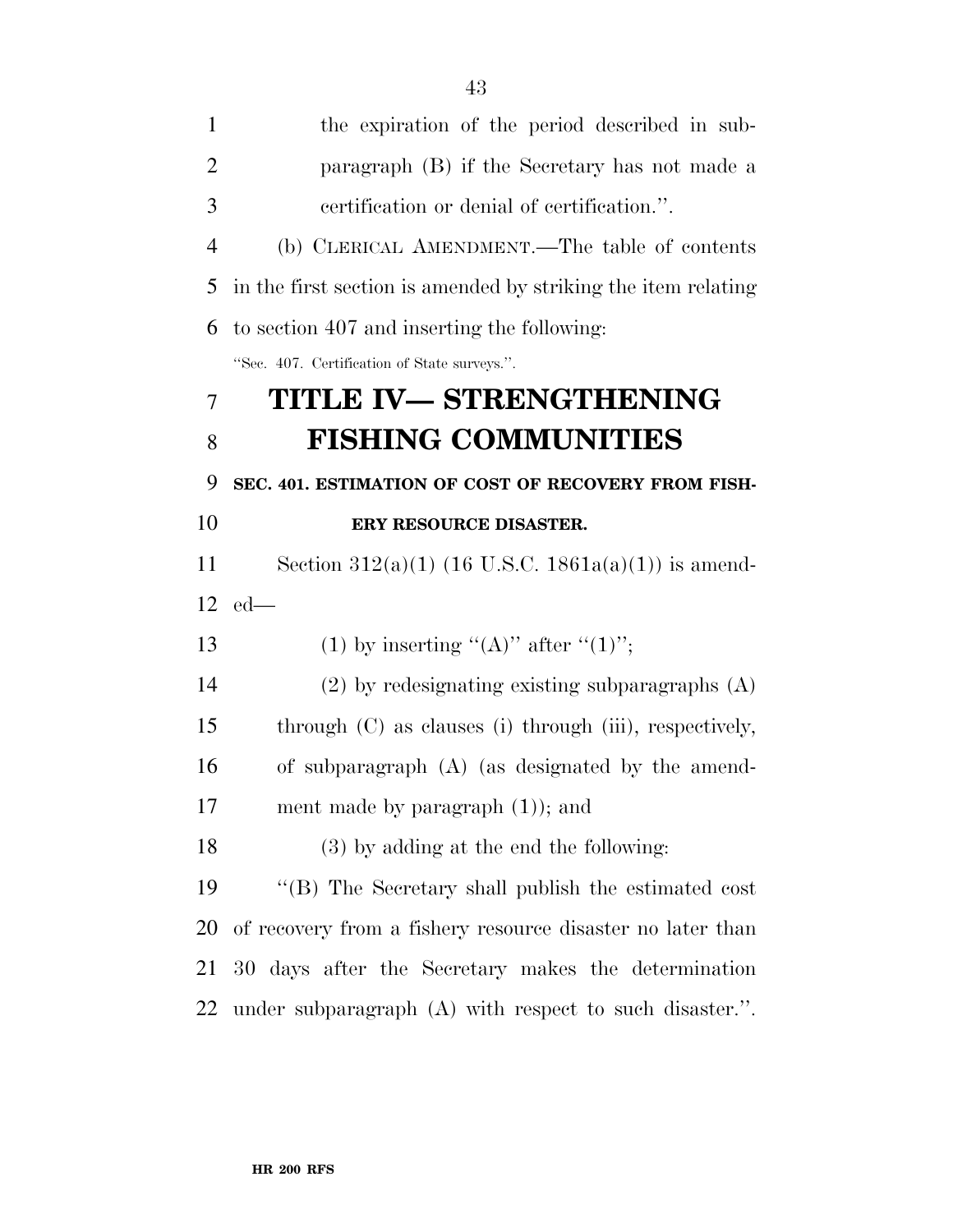the expiration of the period described in subparagraph (B) if the Secretary has not made a certification or denial of certification.''.

(b) CLERICAL AMENDMENT.—The table of contents in the first section is amended by striking the item relating to section 407 and inserting the following:

''Sec. 407. Certification of State surveys.''.

# TITLE IV— STRENGTHENING FISHING COMMUNITIES

**SEC. 401. ESTIMATION OF COST OF RECOVERY FROM FISHERY RESOURCE DISASTER.**

Section 312(a)(1) (16 U.S.C. 1861a(a)(1)) is amended—

(1) by inserting ''(A)'' after ''(1)'';

(2) by redesignating existing subparagraphs (A) through (C) as clauses (i) through (iii), respectively, of subparagraph (A) (as designated by the amendment made by paragraph (1)); and

(3) by adding at the end the following:

''(B) The Secretary shall publish the estimated cost of recovery from a fishery resource disaster no later than 30 days after the Secretary makes the determination under subparagraph (A) with respect to such disaster.''.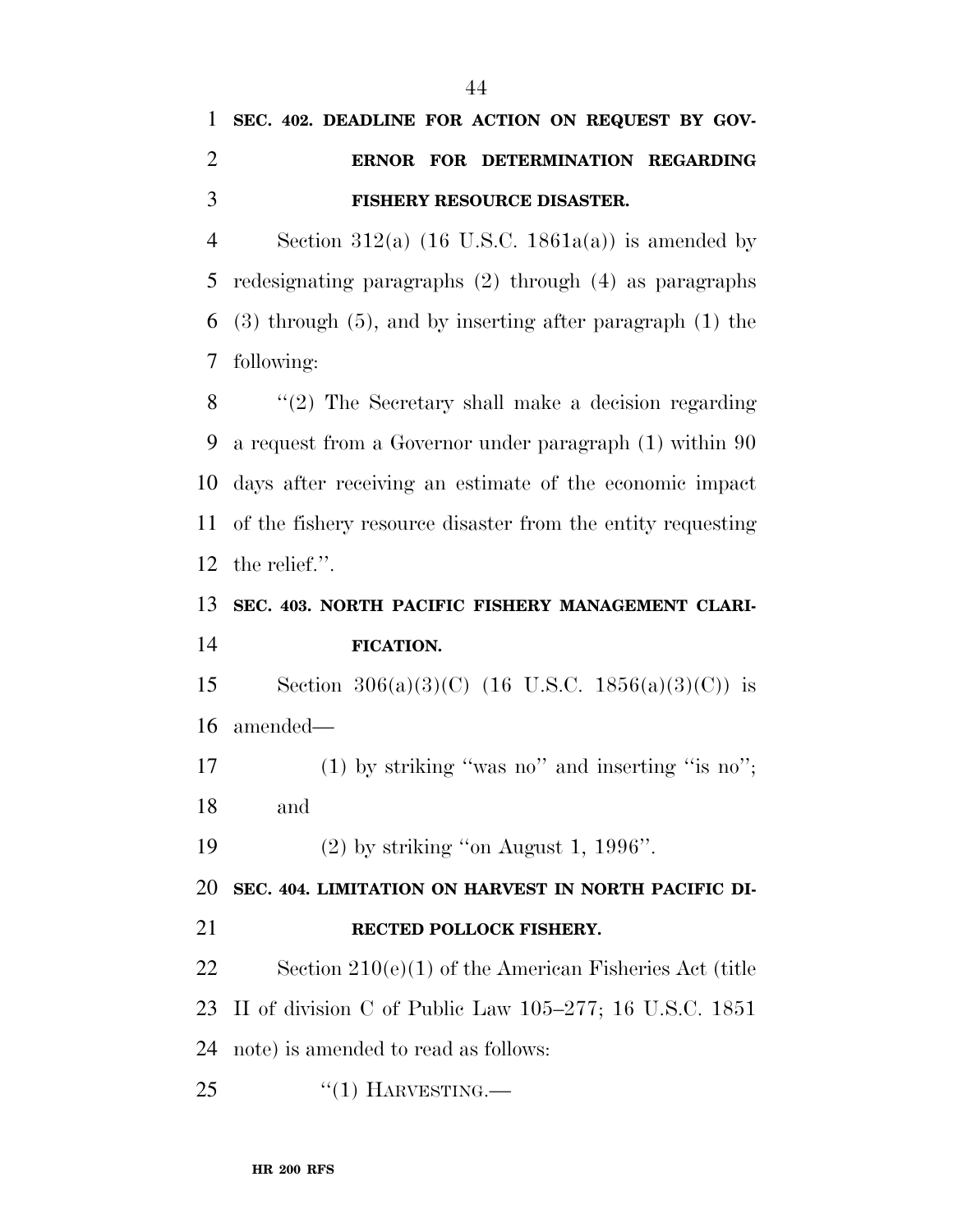**SEC. 402. DEADLINE FOR ACTION ON REQUEST BY GOVERNOR FOR DETERMINATION REGARDING FISHERY RESOURCE DISASTER.**

Section 312(a) (16 U.S.C. 1861a(a)) is amended by redesignating paragraphs (2) through (4) as paragraphs (3) through (5), and by inserting after paragraph (1) the following:

"(2) The Secretary shall make a decision regarding a request from a Governor under paragraph (1) within 90 days after receiving an estimate of the economic impact of the fishery resource disaster from the entity requesting the relief.".

**SEC. 403. NORTH PACIFIC FISHERY MANAGEMENT CLARIFICATION.**

Section 306(a)(3)(C) (16 U.S.C. 1856(a)(3)(C)) is amended—

(1) by striking "was no" and inserting "is no"; and

(2) by striking "on August 1, 1996".

**SEC. 404. LIMITATION ON HARVEST IN NORTH PACIFIC DIRECTED POLLOCK FISHERY.**

Section 210(e)(1) of the American Fisheries Act (title II of division C of Public Law 105–277; 16 U.S.C. 1851 note) is amended to read as follows:

"(1) HARVESTING.—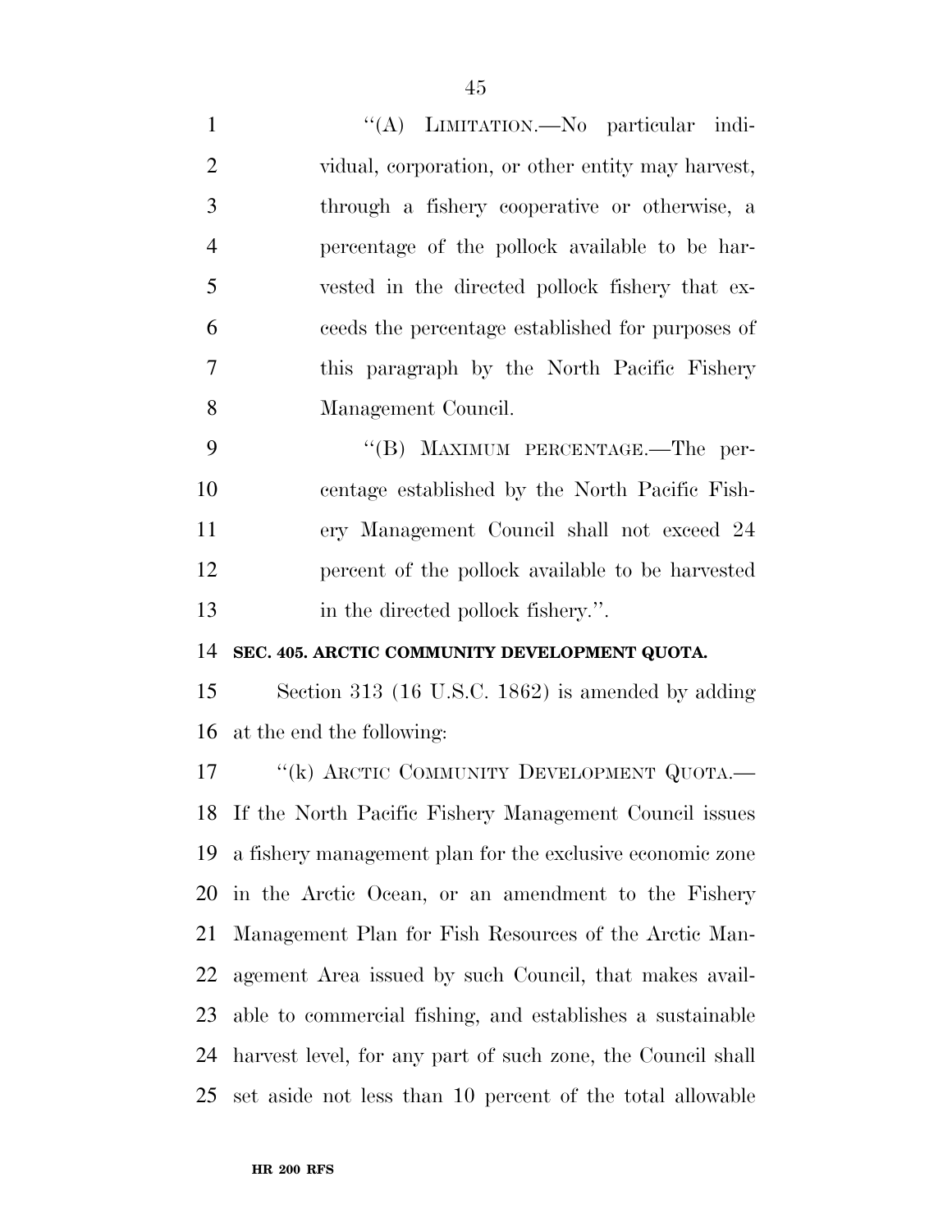"(A) LIMITATION.—No particular individual, corporation, or other entity may harvest, through a fishery cooperative or otherwise, a percentage of the pollock available to be harvested in the directed pollock fishery that exceeds the percentage established for purposes of this paragraph by the North Pacific Fishery Management Council.

"(B) MAXIMUM PERCENTAGE.—The percentage established by the North Pacific Fishery Management Council shall not exceed 24 percent of the pollock available to be harvested in the directed pollock fishery.".

**SEC. 405. ARCTIC COMMUNITY DEVELOPMENT QUOTA.**

Section 313 (16 U.S.C. 1862) is amended by adding at the end the following:

"(k) ARCTIC COMMUNITY DEVELOPMENT QUOTA.— If the North Pacific Fishery Management Council issues a fishery management plan for the exclusive economic zone in the Arctic Ocean, or an amendment to the Fishery Management Plan for Fish Resources of the Arctic Management Area issued by such Council, that makes available to commercial fishing, and establishes a sustainable harvest level, for any part of such zone, the Council shall set aside not less than 10 percent of the total allowable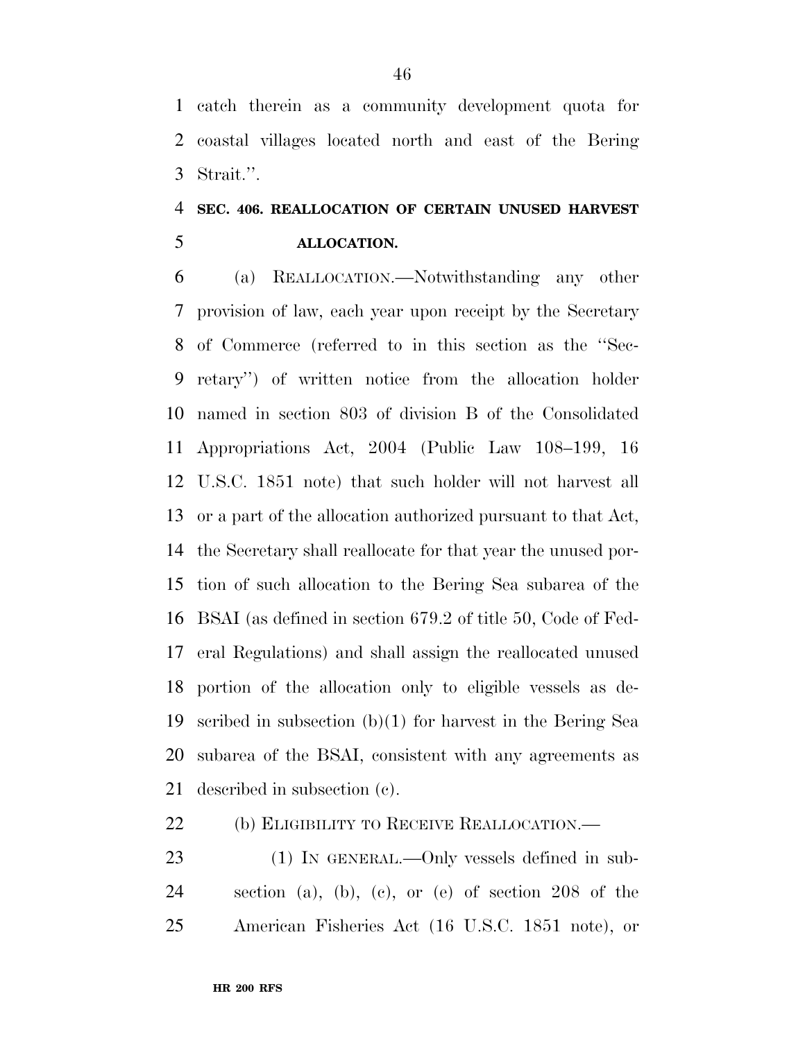catch therein as a community development quota for coastal villages located north and east of the Bering Strait.''.

### SEC. 406. REALLOCATION OF CERTAIN UNUSED HARVEST ALLOCATION.

(a) REALLOCATION.—Notwithstanding any other provision of law, each year upon receipt by the Secretary of Commerce (referred to in this section as the ''Secretary'') of written notice from the allocation holder named in section 803 of division B of the Consolidated Appropriations Act, 2004 (Public Law 108–199, 16 U.S.C. 1851 note) that such holder will not harvest all or a part of the allocation authorized pursuant to that Act, the Secretary shall reallocate for that year the unused portion of such allocation to the Bering Sea subarea of the BSAI (as defined in section 679.2 of title 50, Code of Federal Regulations) and shall assign the reallocated unused portion of the allocation only to eligible vessels as described in subsection (b)(1) for harvest in the Bering Sea subarea of the BSAI, consistent with any agreements as described in subsection (c).

(b) ELIGIBILITY TO RECEIVE REALLOCATION.—

(1) IN GENERAL.—Only vessels defined in subsection (a), (b), (c), or (e) of section 208 of the American Fisheries Act (16 U.S.C. 1851 note), or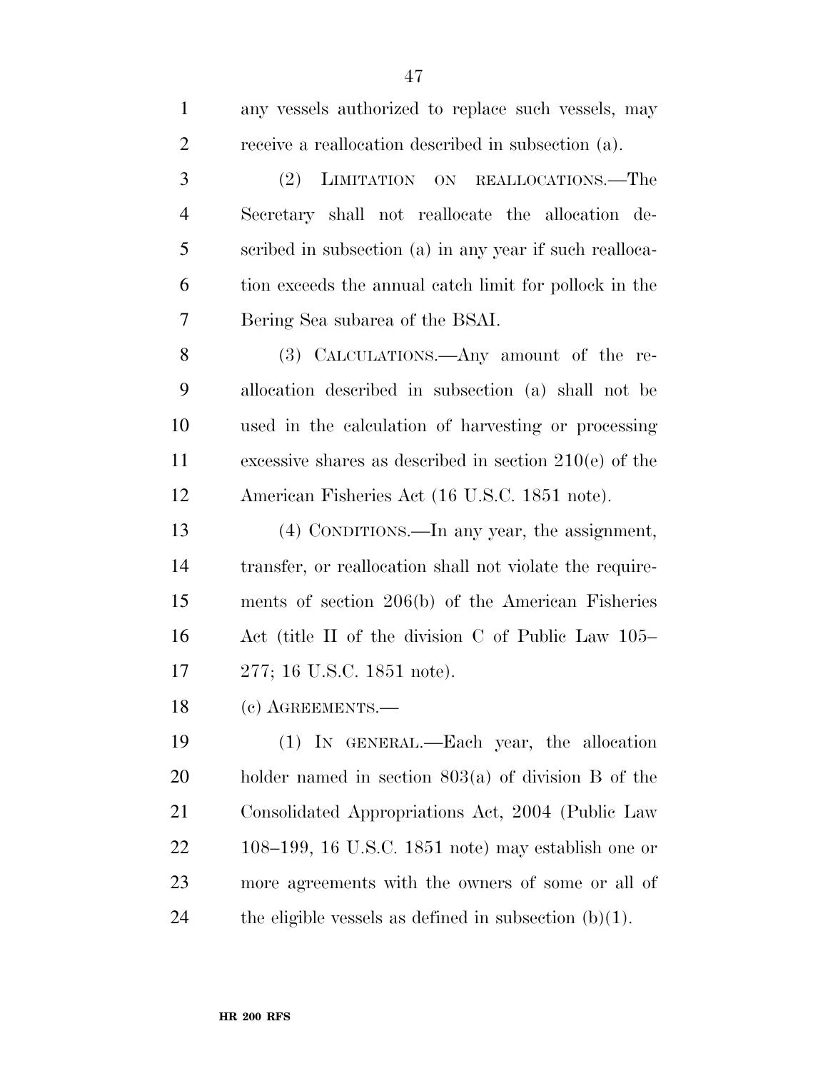any vessels authorized to replace such vessels, may receive a reallocation described in subsection (a).

(2) LIMITATION ON REALLOCATIONS.—The Secretary shall not reallocate the allocation described in subsection (a) in any year if such reallocation exceeds the annual catch limit for pollock in the Bering Sea subarea of the BSAI.

(3) CALCULATIONS.—Any amount of the reallocation described in subsection (a) shall not be used in the calculation of harvesting or processing excessive shares as described in section 210(e) of the American Fisheries Act (16 U.S.C. 1851 note).

(4) CONDITIONS.—In any year, the assignment, transfer, or reallocation shall not violate the requirements of section 206(b) of the American Fisheries Act (title II of the division C of Public Law 105–277; 16 U.S.C. 1851 note).

(c) AGREEMENTS.—

(1) IN GENERAL.—Each year, the allocation holder named in section 803(a) of division B of the Consolidated Appropriations Act, 2004 (Public Law 108–199, 16 U.S.C. 1851 note) may establish one or more agreements with the owners of some or all of the eligible vessels as defined in subsection (b)(1).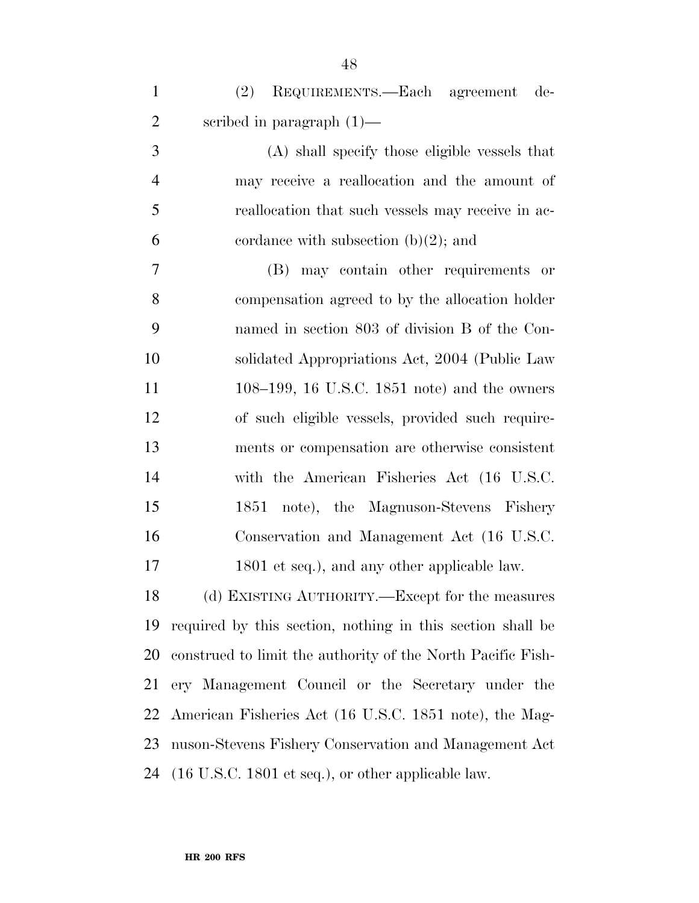(2) REQUIREMENTS.—Each agreement described in paragraph (1)—

(A) shall specify those eligible vessels that may receive a reallocation and the amount of reallocation that such vessels may receive in accordance with subsection (b)(2); and

(B) may contain other requirements or compensation agreed to by the allocation holder named in section 803 of division B of the Consolidated Appropriations Act, 2004 (Public Law 108–199, 16 U.S.C. 1851 note) and the owners of such eligible vessels, provided such requirements or compensation are otherwise consistent with the American Fisheries Act (16 U.S.C. 1851 note), the Magnuson-Stevens Fishery Conservation and Management Act (16 U.S.C. 1801 et seq.), and any other applicable law.

(d) EXISTING AUTHORITY.—Except for the measures required by this section, nothing in this section shall be construed to limit the authority of the North Pacific Fishery Management Council or the Secretary under the American Fisheries Act (16 U.S.C. 1851 note), the Magnuson-Stevens Fishery Conservation and Management Act (16 U.S.C. 1801 et seq.), or other applicable law.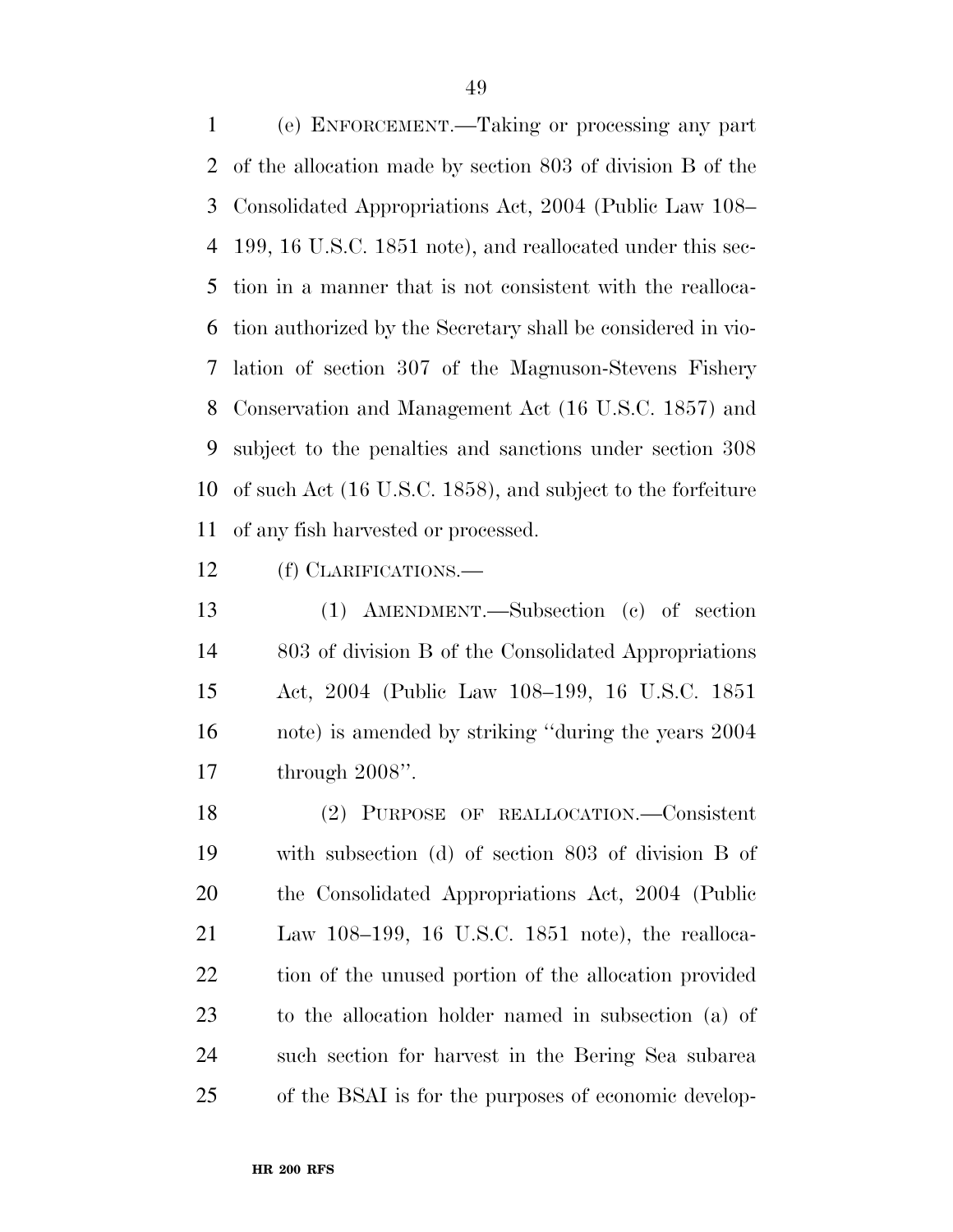(e) ENFORCEMENT.—Taking or processing any part of the allocation made by section 803 of division B of the Consolidated Appropriations Act, 2004 (Public Law 108–199, 16 U.S.C. 1851 note), and reallocated under this section in a manner that is not consistent with the reallocation authorized by the Secretary shall be considered in violation of section 307 of the Magnuson-Stevens Fishery Conservation and Management Act (16 U.S.C. 1857) and subject to the penalties and sanctions under section 308 of such Act (16 U.S.C. 1858), and subject to the forfeiture of any fish harvested or processed.

(f) CLARIFICATIONS.—

(1) AMENDMENT.—Subsection (c) of section 803 of division B of the Consolidated Appropriations Act, 2004 (Public Law 108–199, 16 U.S.C. 1851 note) is amended by striking "during the years 2004 through 2008".

(2) PURPOSE OF REALLOCATION.—Consistent with subsection (d) of section 803 of division B of the Consolidated Appropriations Act, 2004 (Public Law 108–199, 16 U.S.C. 1851 note), the reallocation of the unused portion of the allocation provided to the allocation holder named in subsection (a) of such section for harvest in the Bering Sea subarea of the BSAI is for the purposes of economic develop-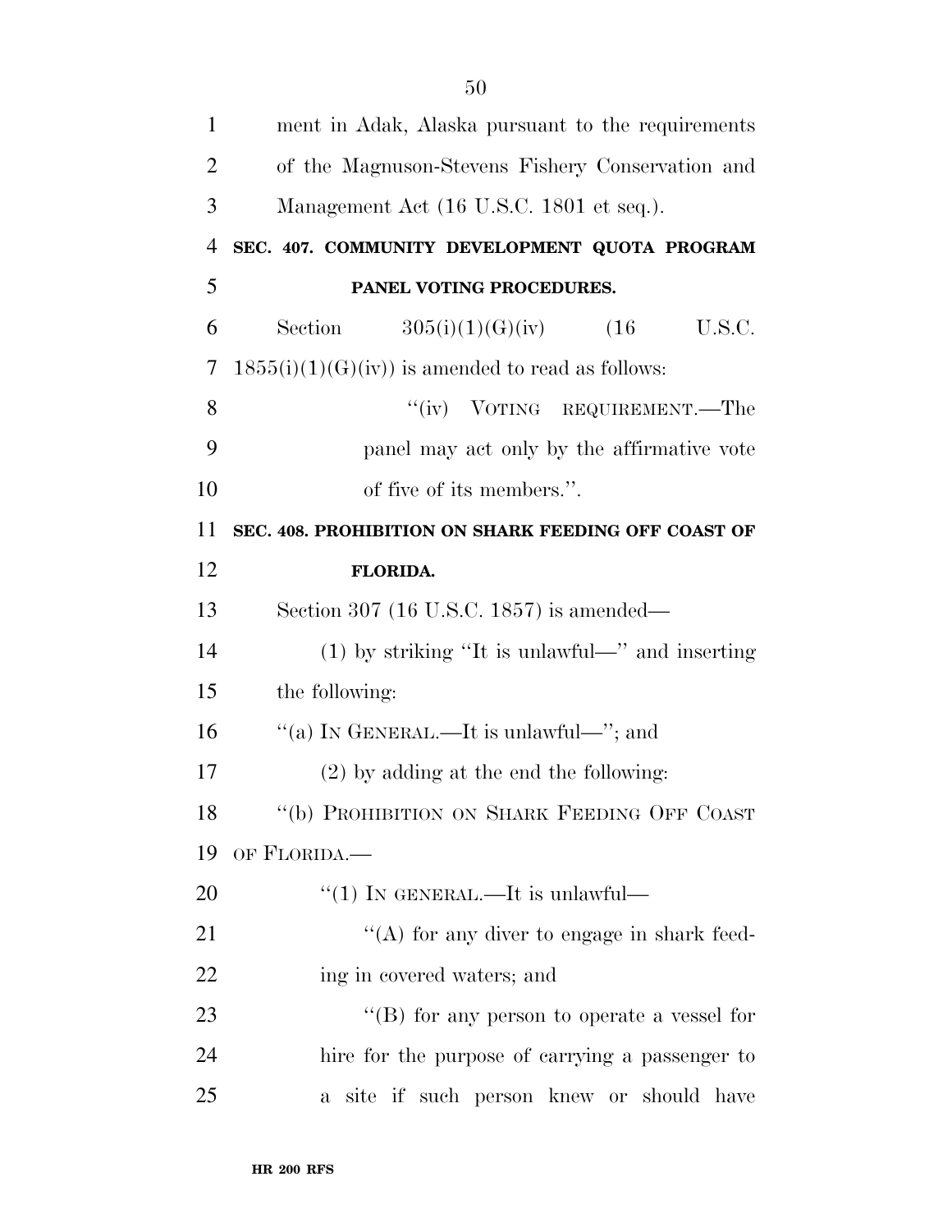ment in Adak, Alaska pursuant to the requirements of the Magnuson-Stevens Fishery Conservation and Management Act (16 U.S.C. 1801 et seq.).

**SEC. 407. COMMUNITY DEVELOPMENT QUOTA PROGRAM PANEL VOTING PROCEDURES.**

Section 305(i)(1)(G)(iv) (16 U.S.C. 1855(i)(1)(G)(iv)) is amended to read as follows:

"(iv) VOTING REQUIREMENT.—The panel may act only by the affirmative vote of five of its members.".

**SEC. 408. PROHIBITION ON SHARK FEEDING OFF COAST OF FLORIDA.**

Section 307 (16 U.S.C. 1857) is amended—

(1) by striking "It is unlawful—" and inserting the following:

"(a) IN GENERAL.—It is unlawful—"; and

(2) by adding at the end the following:

"(b) PROHIBITION ON SHARK FEEDING OFF COAST OF FLORIDA.—

"(1) IN GENERAL.—It is unlawful—

"(A) for any diver to engage in shark feeding in covered waters; and

"(B) for any person to operate a vessel for hire for the purpose of carrying a passenger to a site if such person knew or should have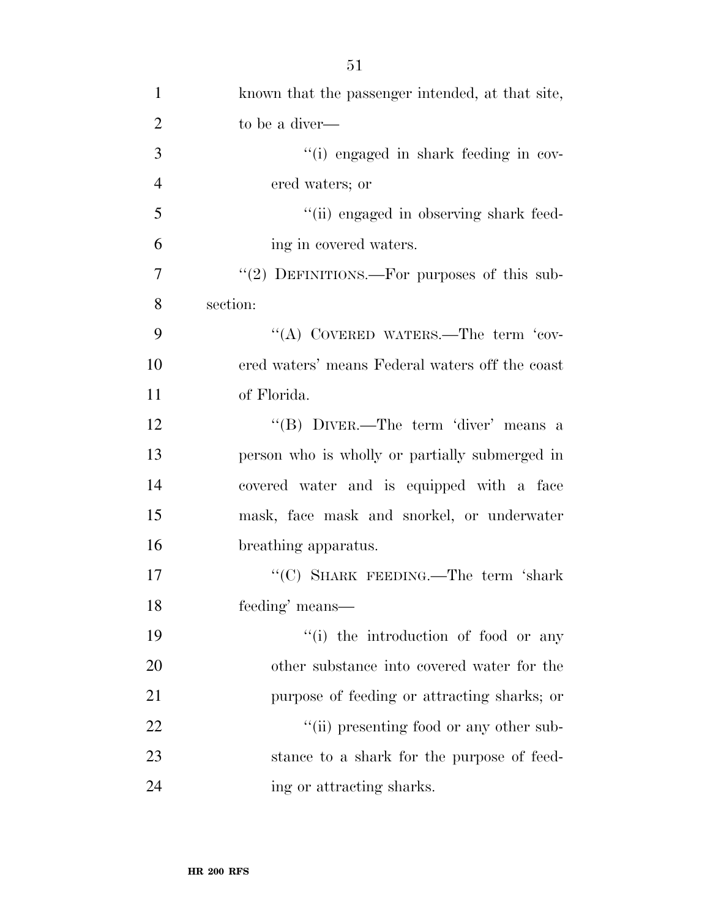known that the passenger intended, at that site, to be a diver—

"(i) engaged in shark feeding in covered waters; or

"(ii) engaged in observing shark feeding in covered waters.

"(2) DEFINITIONS.—For purposes of this subsection:

"(A) COVERED WATERS.—The term 'covered waters' means Federal waters off the coast of Florida.

"(B) DIVER.—The term 'diver' means a person who is wholly or partially submerged in covered water and is equipped with a face mask, face mask and snorkel, or underwater breathing apparatus.

"(C) SHARK FEEDING.—The term 'shark feeding' means—

"(i) the introduction of food or any other substance into covered water for the purpose of feeding or attracting sharks; or

"(ii) presenting food or any other substance to a shark for the purpose of feeding or attracting sharks.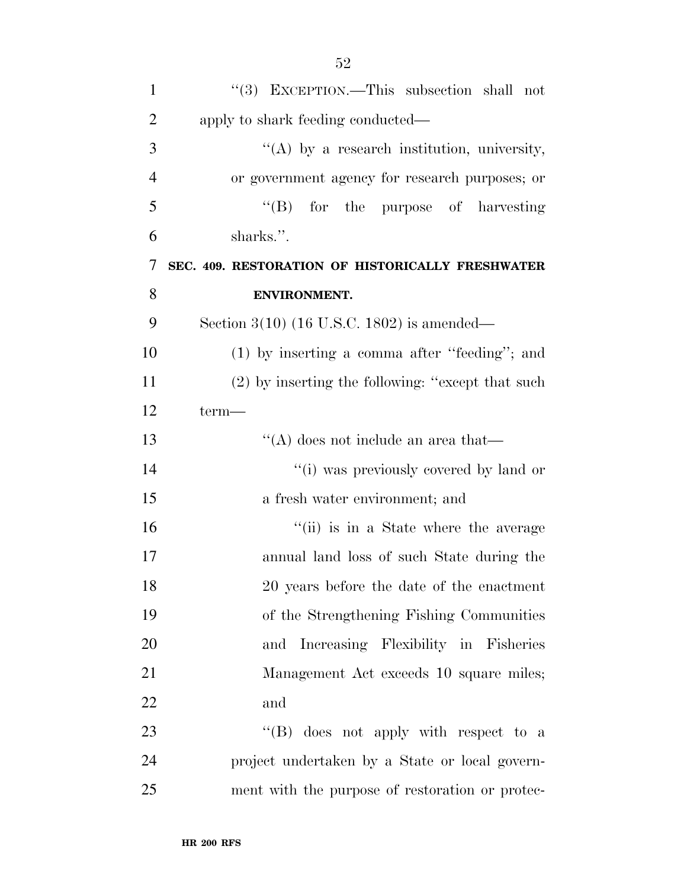"(3) EXCEPTION.—This subsection shall not apply to shark feeding conducted—

"(A) by a research institution, university, or government agency for research purposes; or

"(B) for the purpose of harvesting sharks.".

**SEC. 409. RESTORATION OF HISTORICALLY FRESHWATER ENVIRONMENT.**

Section 3(10) (16 U.S.C. 1802) is amended—

(1) by inserting a comma after "feeding"; and

(2) by inserting the following: "except that such term—

"(A) does not include an area that—

"(i) was previously covered by land or a fresh water environment; and

"(ii) is in a State where the average annual land loss of such State during the 20 years before the date of the enactment of the Strengthening Fishing Communities and Increasing Flexibility in Fisheries Management Act exceeds 10 square miles; and

"(B) does not apply with respect to a project undertaken by a State or local government with the purpose of restoration or protec-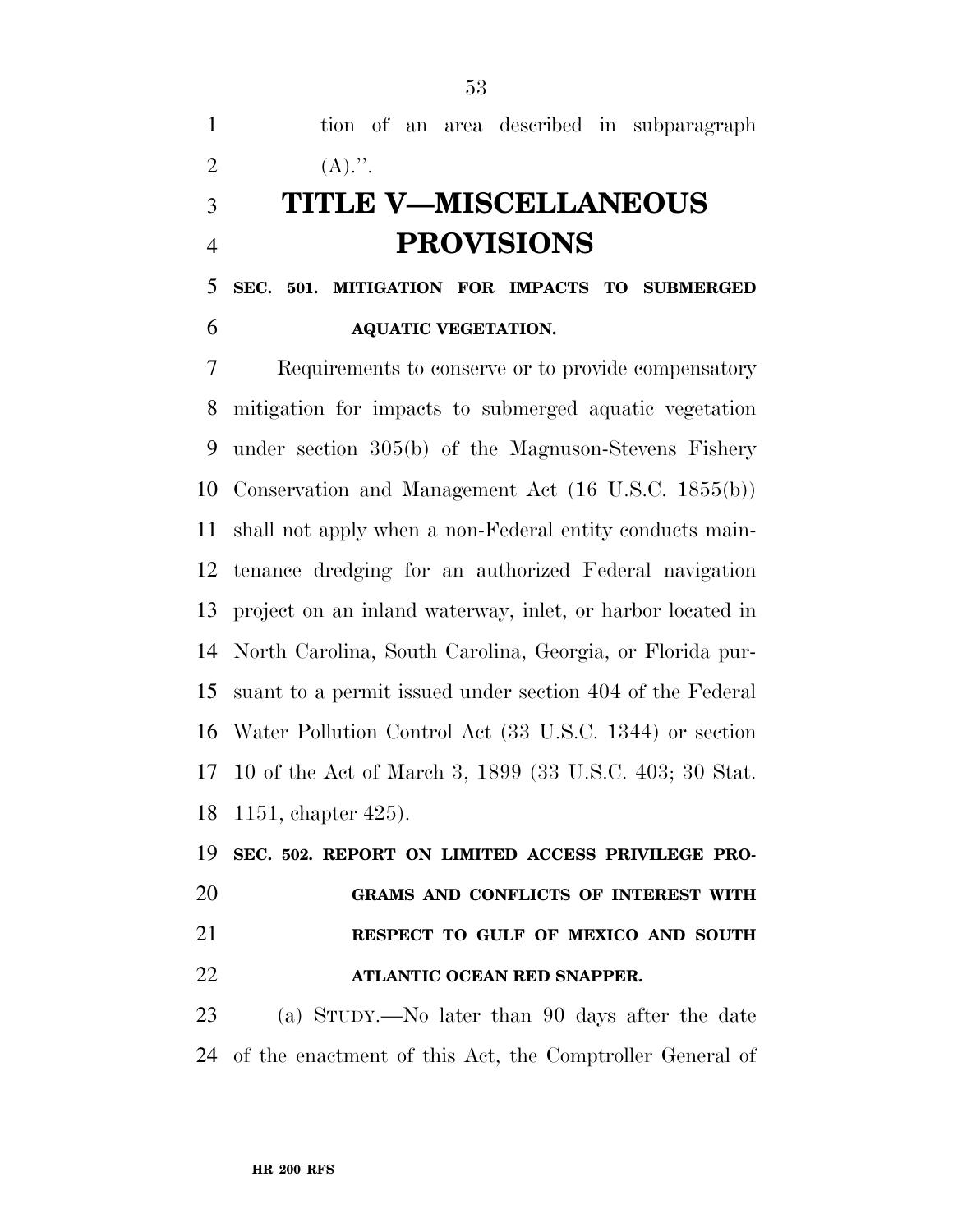tion of an area described in subparagraph (A).''.

# TITLE V—MISCELLANEOUS PROVISIONS

### SEC. 501. MITIGATION FOR IMPACTS TO SUBMERGED AQUATIC VEGETATION.

Requirements to conserve or to provide compensatory mitigation for impacts to submerged aquatic vegetation under section 305(b) of the Magnuson-Stevens Fishery Conservation and Management Act (16 U.S.C. 1855(b)) shall not apply when a non-Federal entity conducts maintenance dredging for an authorized Federal navigation project on an inland waterway, inlet, or harbor located in North Carolina, South Carolina, Georgia, or Florida pursuant to a permit issued under section 404 of the Federal Water Pollution Control Act (33 U.S.C. 1344) or section 10 of the Act of March 3, 1899 (33 U.S.C. 403; 30 Stat. 1151, chapter 425).

### SEC. 502. REPORT ON LIMITED ACCESS PRIVILEGE PROGRAMS AND CONFLICTS OF INTEREST WITH RESPECT TO GULF OF MEXICO AND SOUTH ATLANTIC OCEAN RED SNAPPER.

(a) STUDY.—No later than 90 days after the date of the enactment of this Act, the Comptroller General of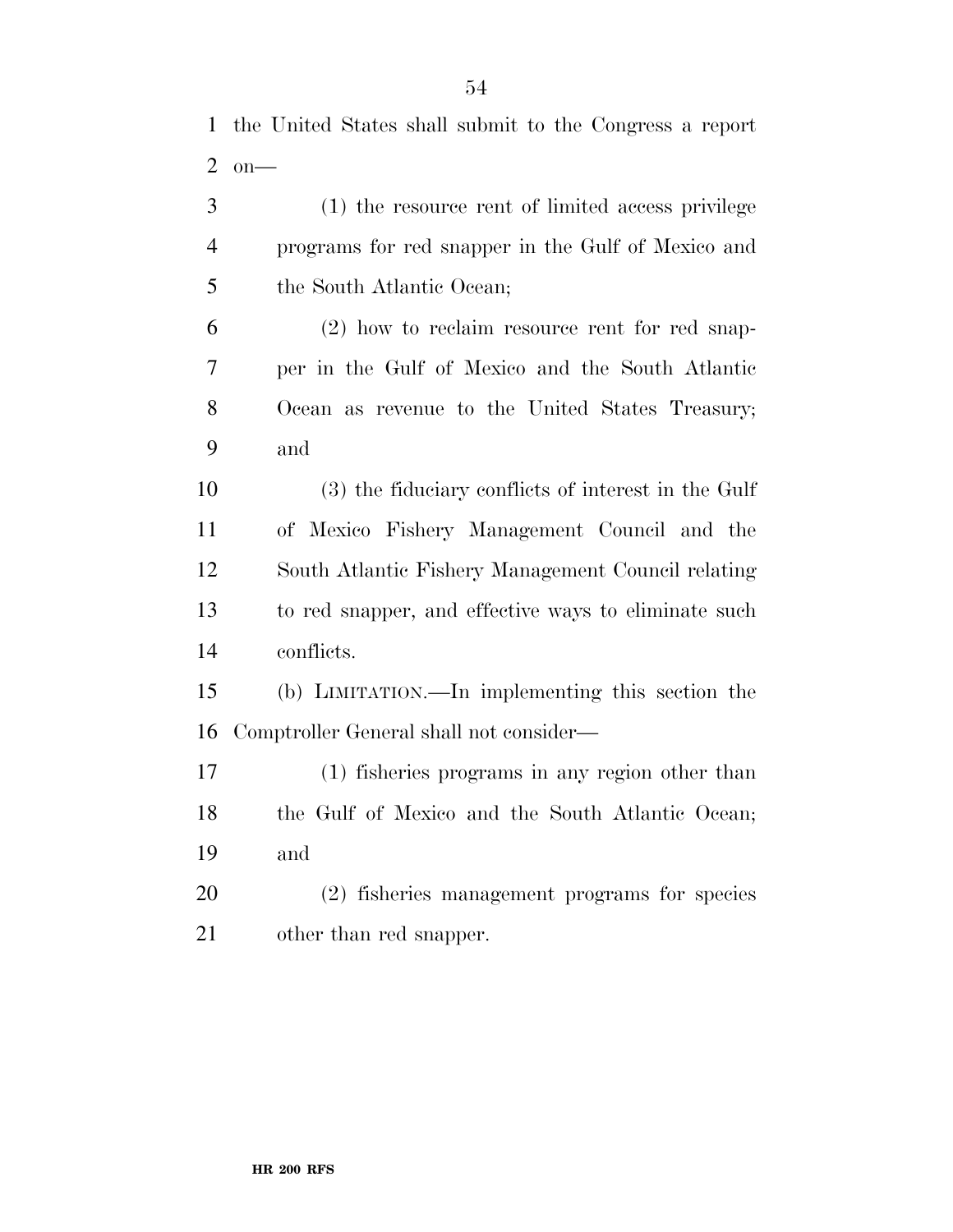the United States shall submit to the Congress a report on—

(1) the resource rent of limited access privilege programs for red snapper in the Gulf of Mexico and the South Atlantic Ocean;

(2) how to reclaim resource rent for red snapper in the Gulf of Mexico and the South Atlantic Ocean as revenue to the United States Treasury; and

(3) the fiduciary conflicts of interest in the Gulf of Mexico Fishery Management Council and the South Atlantic Fishery Management Council relating to red snapper, and effective ways to eliminate such conflicts.

(b) LIMITATION.—In implementing this section the Comptroller General shall not consider—

(1) fisheries programs in any region other than the Gulf of Mexico and the South Atlantic Ocean; and

(2) fisheries management programs for species other than red snapper.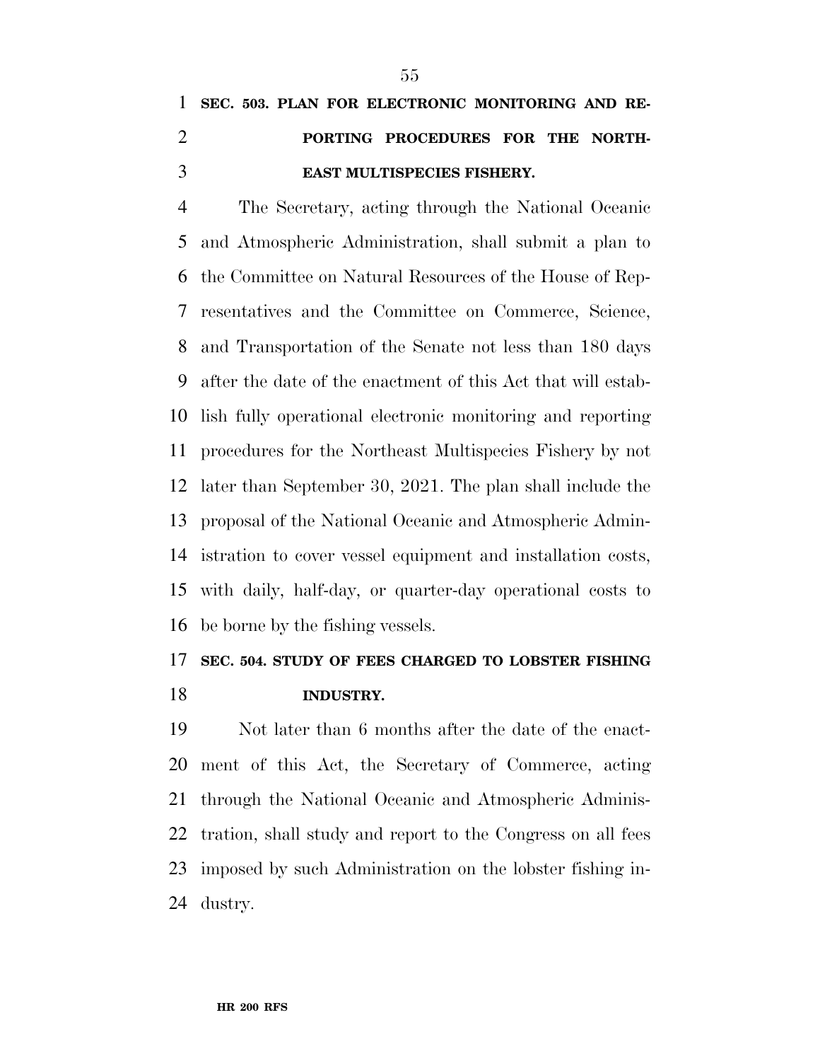### SEC. 503. PLAN FOR ELECTRONIC MONITORING AND REPORTING PROCEDURES FOR THE NORTHEAST MULTISPECIES FISHERY.

The Secretary, acting through the National Oceanic and Atmospheric Administration, shall submit a plan to the Committee on Natural Resources of the House of Representatives and the Committee on Commerce, Science, and Transportation of the Senate not less than 180 days after the date of the enactment of this Act that will establish fully operational electronic monitoring and reporting procedures for the Northeast Multispecies Fishery by not later than September 30, 2021. The plan shall include the proposal of the National Oceanic and Atmospheric Administration to cover vessel equipment and installation costs, with daily, half-day, or quarter-day operational costs to be borne by the fishing vessels.

### SEC. 504. STUDY OF FEES CHARGED TO LOBSTER FISHING INDUSTRY.

Not later than 6 months after the date of the enactment of this Act, the Secretary of Commerce, acting through the National Oceanic and Atmospheric Administration, shall study and report to the Congress on all fees imposed by such Administration on the lobster fishing industry.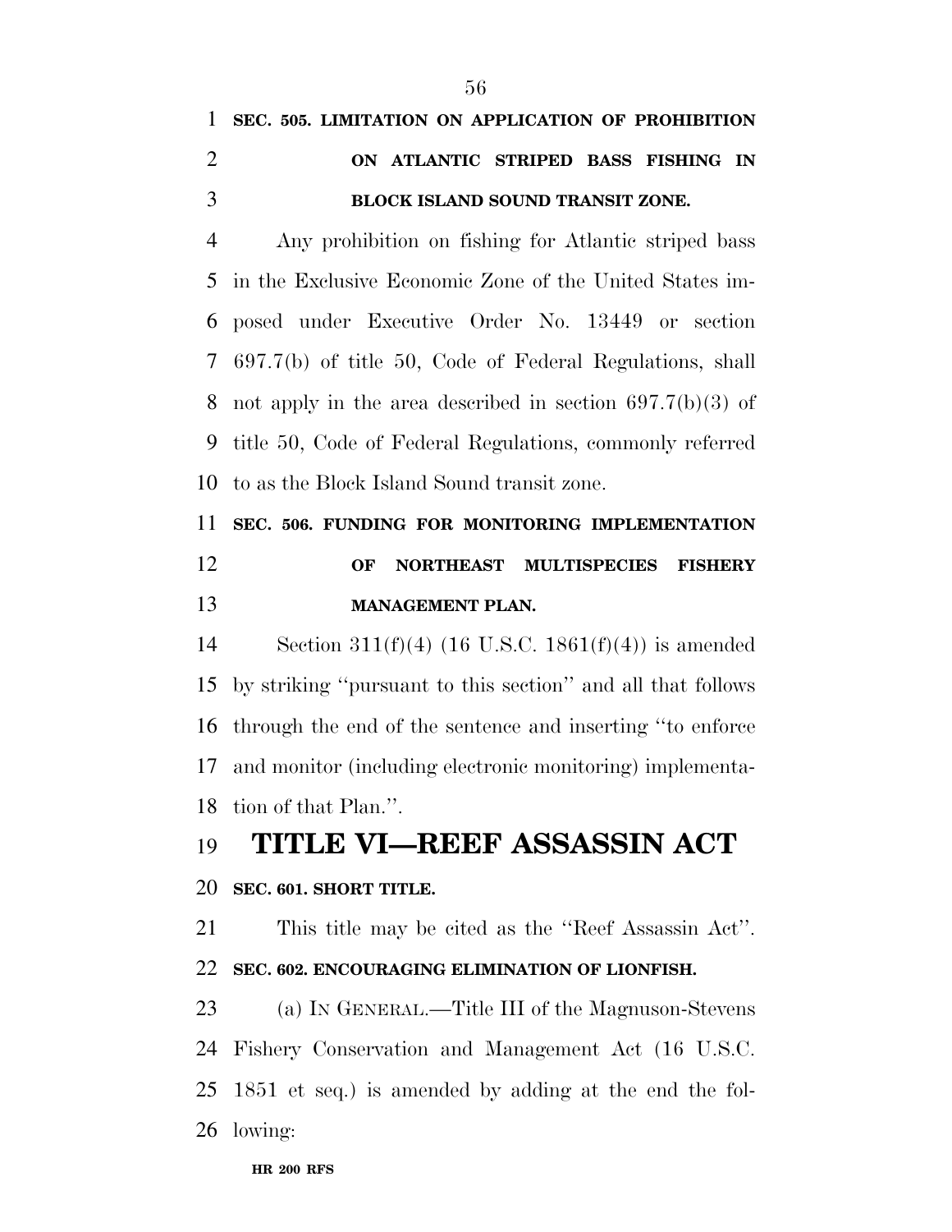**SEC. 505. LIMITATION ON APPLICATION OF PROHIBITION ON ATLANTIC STRIPED BASS FISHING IN BLOCK ISLAND SOUND TRANSIT ZONE.**

Any prohibition on fishing for Atlantic striped bass in the Exclusive Economic Zone of the United States imposed under Executive Order No. 13449 or section 697.7(b) of title 50, Code of Federal Regulations, shall not apply in the area described in section 697.7(b)(3) of title 50, Code of Federal Regulations, commonly referred to as the Block Island Sound transit zone.

**SEC. 506. FUNDING FOR MONITORING IMPLEMENTATION OF NORTHEAST MULTISPECIES FISHERY MANAGEMENT PLAN.**

Section 311(f)(4) (16 U.S.C. 1861(f)(4)) is amended by striking ''pursuant to this section'' and all that follows through the end of the sentence and inserting ''to enforce and monitor (including electronic monitoring) implementation of that Plan.''.

# TITLE VI—REEF ASSASSIN ACT

**SEC. 601. SHORT TITLE.**

This title may be cited as the ''Reef Assassin Act''.

**SEC. 602. ENCOURAGING ELIMINATION OF LIONFISH.**

(a) IN GENERAL.—Title III of the Magnuson-Stevens Fishery Conservation and Management Act (16 U.S.C. 1851 et seq.) is amended by adding at the end the following: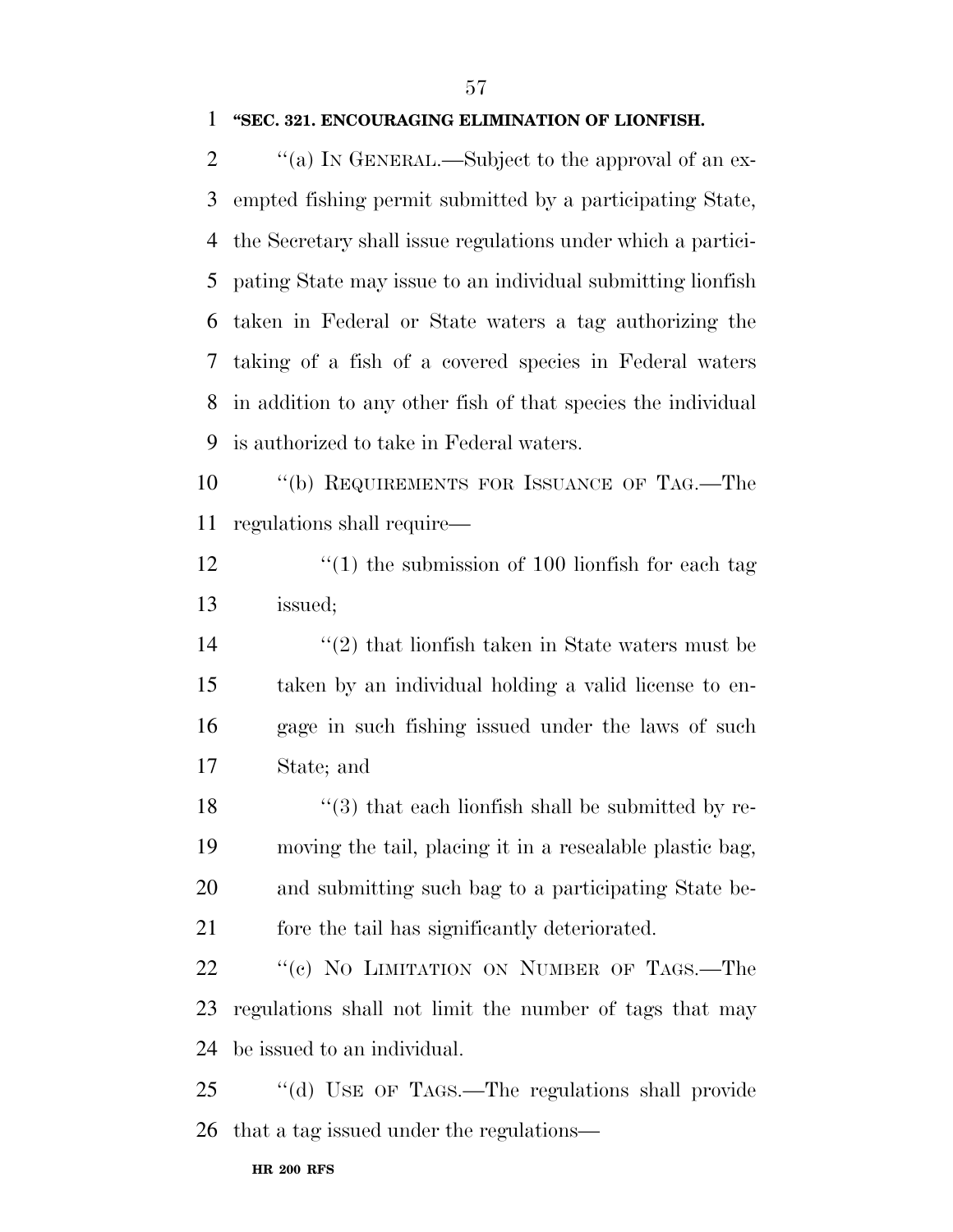**"SEC. 321. ENCOURAGING ELIMINATION OF LIONFISH.**

"(a) IN GENERAL.—Subject to the approval of an exempted fishing permit submitted by a participating State, the Secretary shall issue regulations under which a participating State may issue to an individual submitting lionfish taken in Federal or State waters a tag authorizing the taking of a fish of a covered species in Federal waters in addition to any other fish of that species the individual is authorized to take in Federal waters.

"(b) REQUIREMENTS FOR ISSUANCE OF TAG.—The regulations shall require—

"(1) the submission of 100 lionfish for each tag issued;

"(2) that lionfish taken in State waters must be taken by an individual holding a valid license to engage in such fishing issued under the laws of such State; and

"(3) that each lionfish shall be submitted by removing the tail, placing it in a resealable plastic bag, and submitting such bag to a participating State before the tail has significantly deteriorated.

"(c) NO LIMITATION ON NUMBER OF TAGS.—The regulations shall not limit the number of tags that may be issued to an individual.

"(d) USE OF TAGS.—The regulations shall provide that a tag issued under the regulations—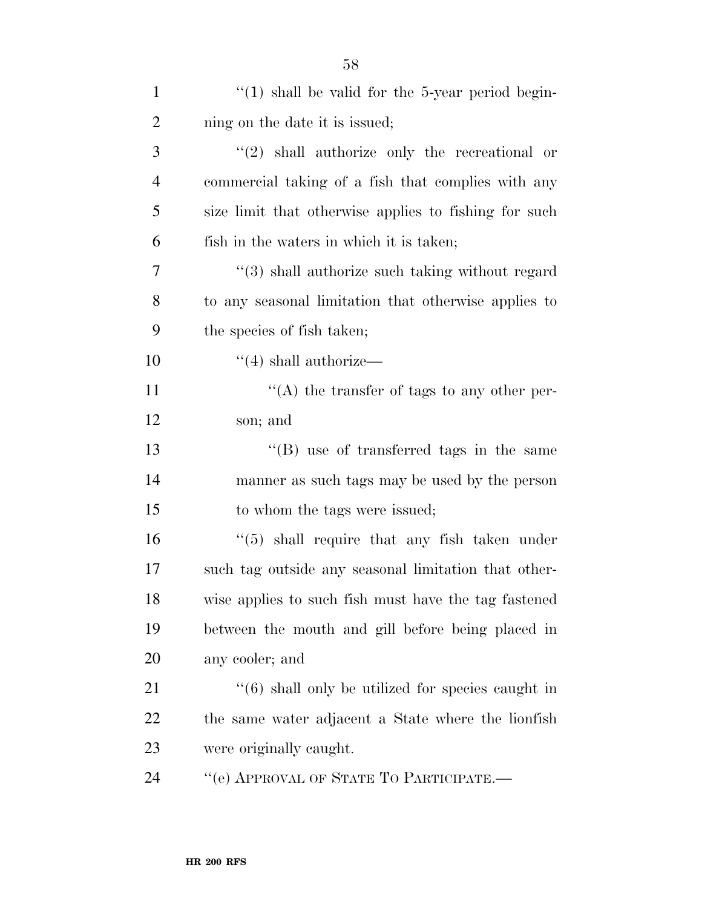''(1) shall be valid for the 5-year period beginning on the date it is issued;

''(2) shall authorize only the recreational or commercial taking of a fish that complies with any size limit that otherwise applies to fishing for such fish in the waters in which it is taken;

''(3) shall authorize such taking without regard to any seasonal limitation that otherwise applies to the species of fish taken;

''(4) shall authorize—

''(A) the transfer of tags to any other person; and

''(B) use of transferred tags in the same manner as such tags may be used by the person to whom the tags were issued;

''(5) shall require that any fish taken under such tag outside any seasonal limitation that otherwise applies to such fish must have the tag fastened between the mouth and gill before being placed in any cooler; and

''(6) shall only be utilized for species caught in the same water adjacent a State where the lionfish were originally caught.

''(e) APPROVAL OF STATE TO PARTICIPATE.—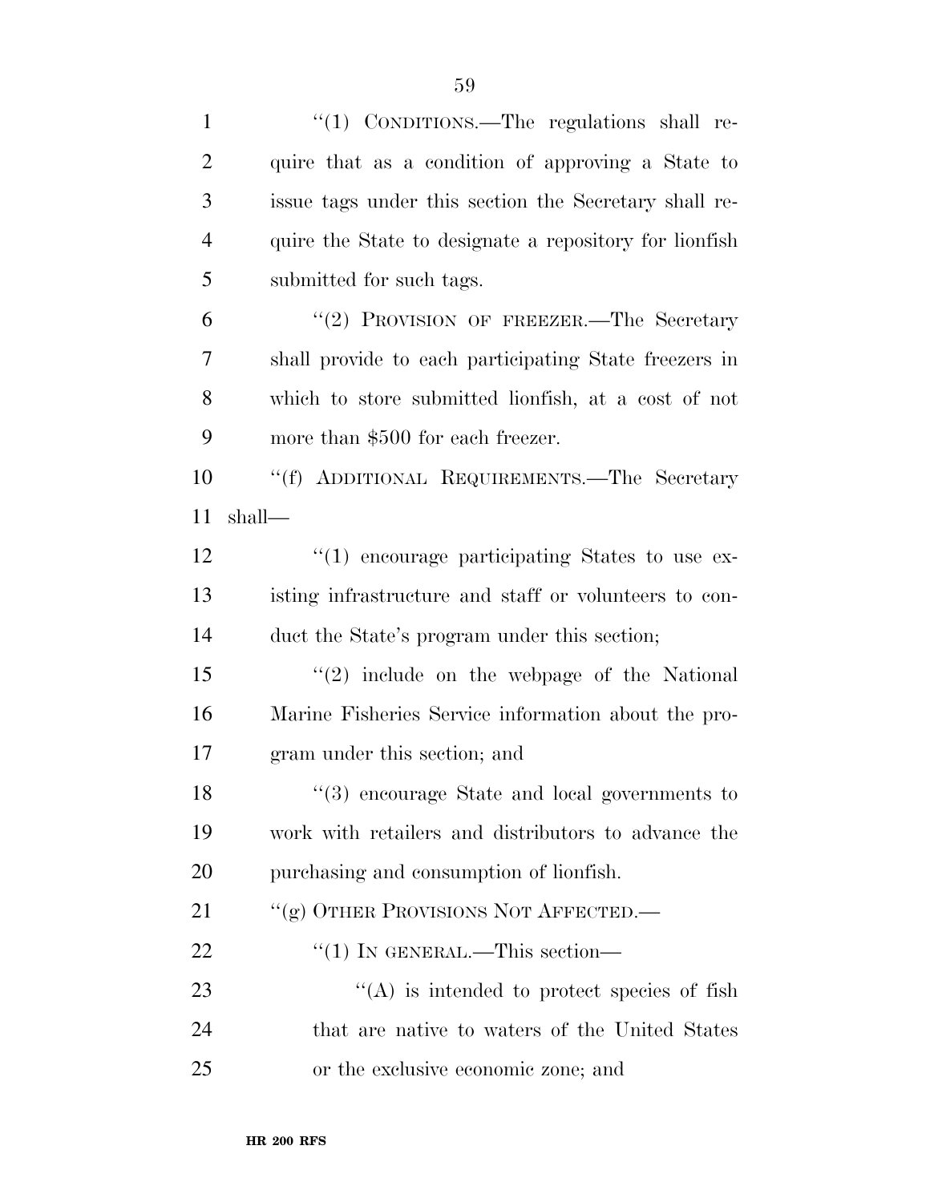"(1) CONDITIONS.—The regulations shall require that as a condition of approving a State to issue tags under this section the Secretary shall require the State to designate a repository for lionfish submitted for such tags.

"(2) PROVISION OF FREEZER.—The Secretary shall provide to each participating State freezers in which to store submitted lionfish, at a cost of not more than $500 for each freezer.

"(f) ADDITIONAL REQUIREMENTS.—The Secretary shall—

"(1) encourage participating States to use existing infrastructure and staff or volunteers to conduct the State's program under this section;

"(2) include on the webpage of the National Marine Fisheries Service information about the program under this section; and

"(3) encourage State and local governments to work with retailers and distributors to advance the purchasing and consumption of lionfish.

"(g) OTHER PROVISIONS NOT AFFECTED.—

"(1) IN GENERAL.—This section—

"(A) is intended to protect species of fish that are native to waters of the United States or the exclusive economic zone; and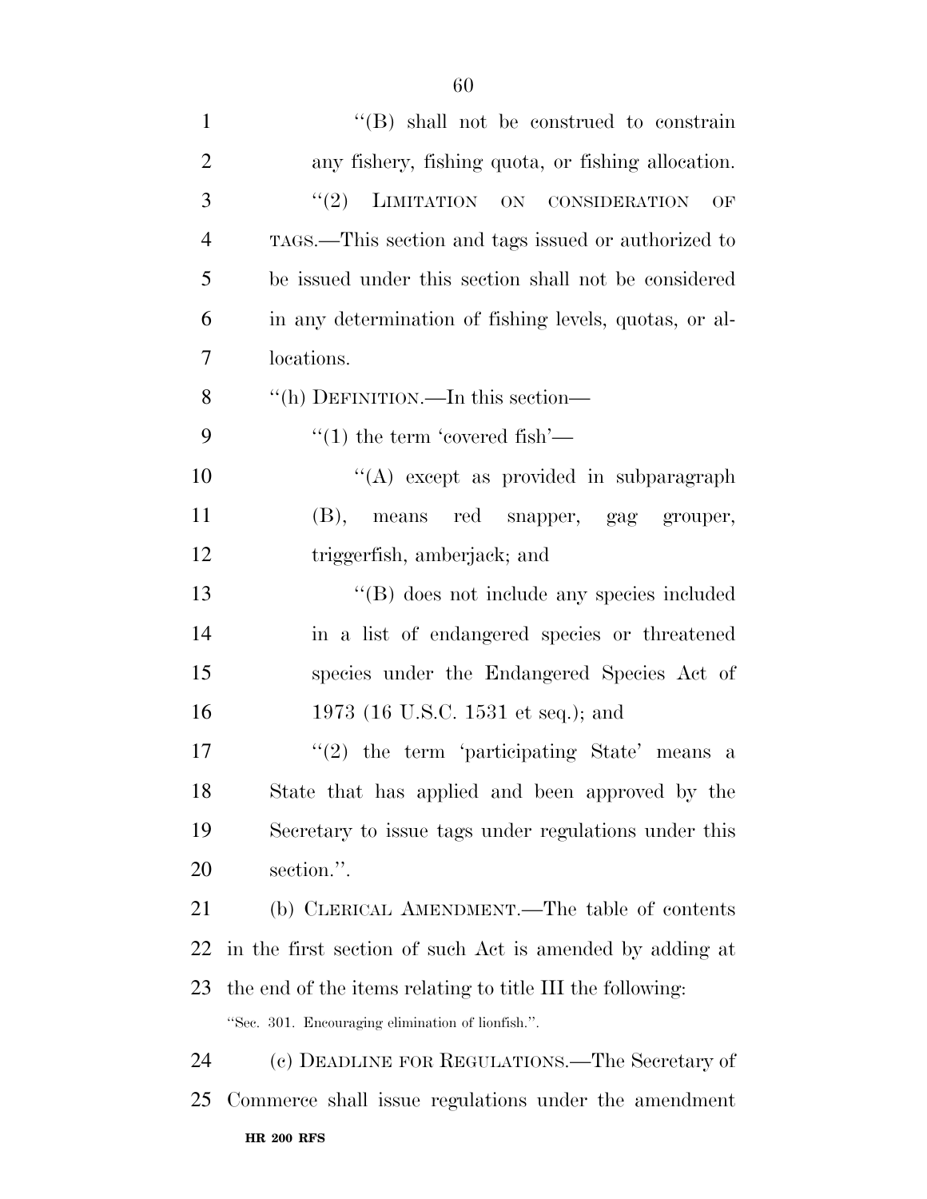"(B) shall not be construed to constrain any fishery, fishing quota, or fishing allocation.

"(2) LIMITATION ON CONSIDERATION OF TAGS.—This section and tags issued or authorized to be issued under this section shall not be considered in any determination of fishing levels, quotas, or allocations.

"(h) DEFINITION.—In this section—

"(1) the term 'covered fish'—

"(A) except as provided in subparagraph (B), means red snapper, gag grouper, triggerfish, amberjack; and

"(B) does not include any species included in a list of endangered species or threatened species under the Endangered Species Act of 1973 (16 U.S.C. 1531 et seq.); and

"(2) the term 'participating State' means a State that has applied and been approved by the Secretary to issue tags under regulations under this section.".

(b) CLERICAL AMENDMENT.—The table of contents in the first section of such Act is amended by adding at the end of the items relating to title III the following:

"Sec. 301. Encouraging elimination of lionfish.".

(c) DEADLINE FOR REGULATIONS.—The Secretary of Commerce shall issue regulations under the amendment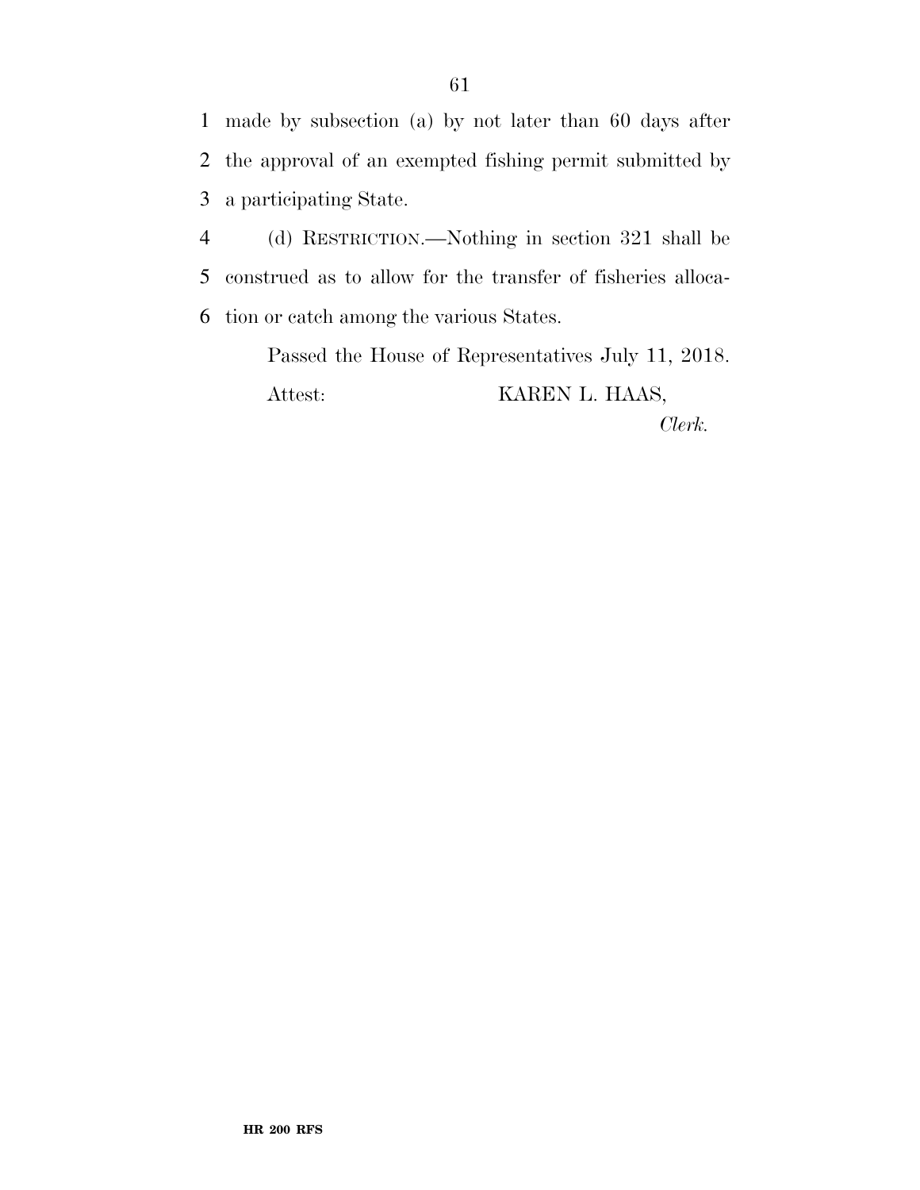made by subsection (a) by not later than 60 days after the approval of an exempted fishing permit submitted by a participating State.

(d) RESTRICTION.—Nothing in section 321 shall be construed as to allow for the transfer of fisheries allocation or catch among the various States.

Passed the House of Representatives July 11, 2018.

Attest: KAREN L. HAAS,

*Clerk.*